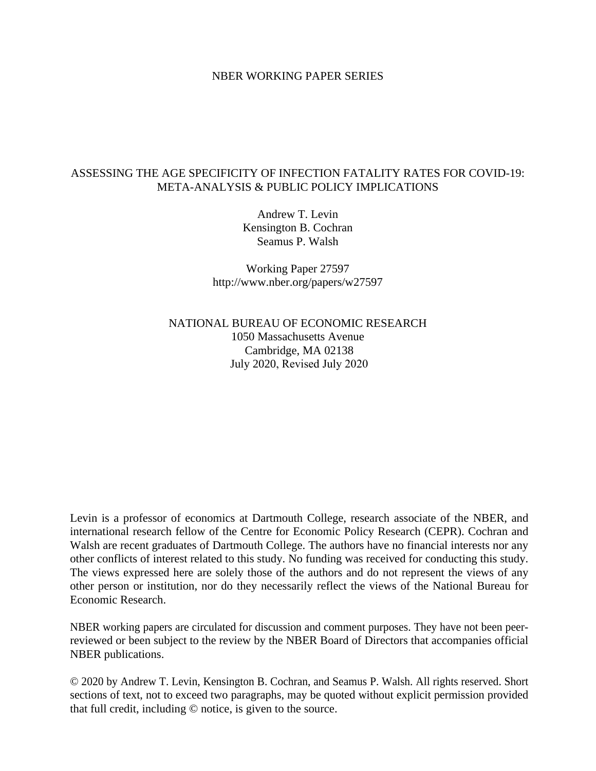NBER WORKING PAPER SERIES

# ASSESSING THE AGE SPECIFICITY OF INFECTION FATALITY RATES FOR COVID-19: META-ANALYSIS & PUBLIC POLICY IMPLICATIONS

Andrew T. Levin
Kensington B. Cochran
Seamus P. Walsh

Working Paper 27597
http://www.nber.org/papers/w27597

NATIONAL BUREAU OF ECONOMIC RESEARCH
1050 Massachusetts Avenue
Cambridge, MA 02138
July 2020, Revised July 2020

Levin is a professor of economics at Dartmouth College, research associate of the NBER, and international research fellow of the Centre for Economic Policy Research (CEPR). Cochran and Walsh are recent graduates of Dartmouth College. The authors have no financial interests nor any other conflicts of interest related to this study. No funding was received for conducting this study. The views expressed here are solely those of the authors and do not represent the views of any other person or institution, nor do they necessarily reflect the views of the National Bureau for Economic Research.

NBER working papers are circulated for discussion and comment purposes. They have not been peer-reviewed or been subject to the review by the NBER Board of Directors that accompanies official NBER publications.

© 2020 by Andrew T. Levin, Kensington B. Cochran, and Seamus P. Walsh. All rights reserved. Short sections of text, not to exceed two paragraphs, may be quoted without explicit permission provided that full credit, including © notice, is given to the source.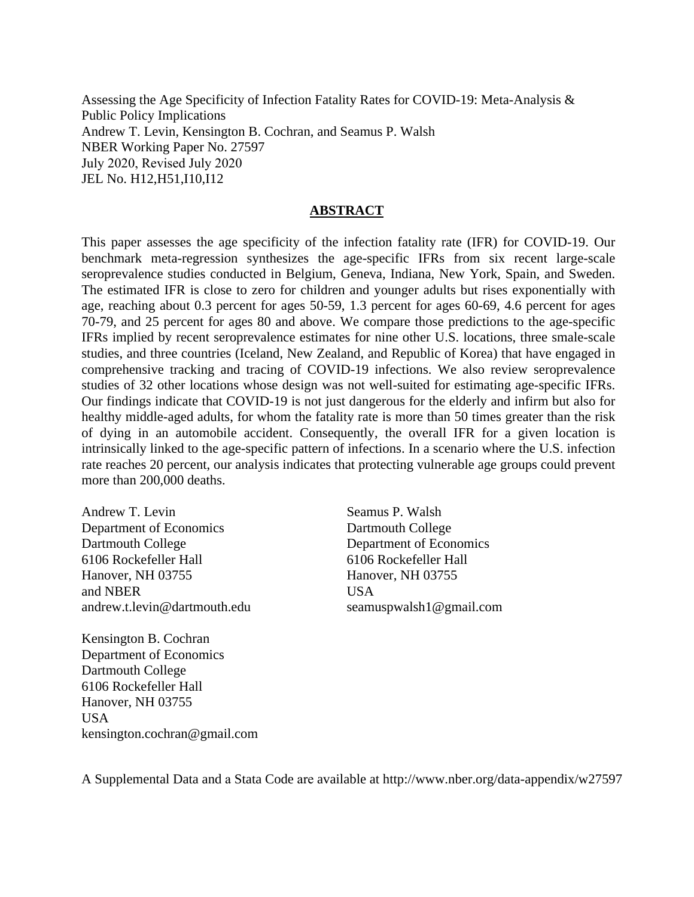Assessing the Age Specificity of Infection Fatality Rates for COVID-19: Meta-Analysis & Public Policy Implications
Andrew T. Levin, Kensington B. Cochran, and Seamus P. Walsh
NBER Working Paper No. 27597
July 2020, Revised July 2020
JEL No. H12,H51,I10,I12

## ABSTRACT

This paper assesses the age specificity of the infection fatality rate (IFR) for COVID-19. Our benchmark meta-regression synthesizes the age-specific IFRs from six recent large-scale seroprevalence studies conducted in Belgium, Geneva, Indiana, New York, Spain, and Sweden. The estimated IFR is close to zero for children and younger adults but rises exponentially with age, reaching about 0.3 percent for ages 50-59, 1.3 percent for ages 60-69, 4.6 percent for ages 70-79, and 25 percent for ages 80 and above. We compare those predictions to the age-specific IFRs implied by recent seroprevalence estimates for nine other U.S. locations, three smale-scale studies, and three countries (Iceland, New Zealand, and Republic of Korea) that have engaged in comprehensive tracking and tracing of COVID-19 infections. We also review seroprevalence studies of 32 other locations whose design was not well-suited for estimating age-specific IFRs. Our findings indicate that COVID-19 is not just dangerous for the elderly and infirm but also for healthy middle-aged adults, for whom the fatality rate is more than 50 times greater than the risk of dying in an automobile accident. Consequently, the overall IFR for a given location is intrinsically linked to the age-specific pattern of infections. In a scenario where the U.S. infection rate reaches 20 percent, our analysis indicates that protecting vulnerable age groups could prevent more than 200,000 deaths.

Andrew T. Levin
Department of Economics
Dartmouth College
6106 Rockefeller Hall
Hanover, NH 03755
and NBER
andrew.t.levin@dartmouth.edu

Seamus P. Walsh
Dartmouth College
Department of Economics
6106 Rockefeller Hall
Hanover, NH 03755
USA
seamuspwalsh1@gmail.com

Kensington B. Cochran
Department of Economics
Dartmouth College
6106 Rockefeller Hall
Hanover, NH 03755
USA
kensington.cochran@gmail.com

A Supplemental Data and a Stata Code are available at http://www.nber.org/data-appendix/w27597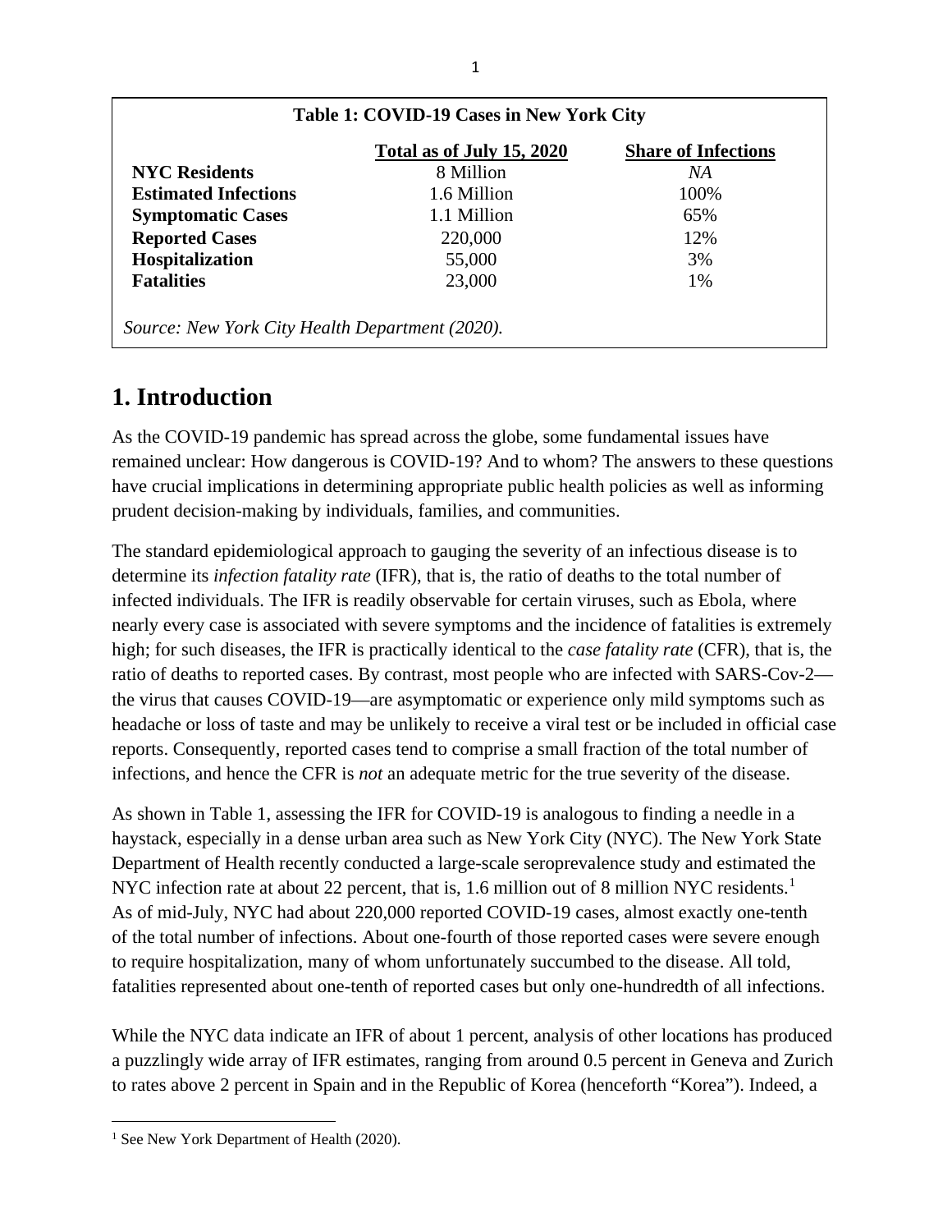**Table 1: COVID-19 Cases in New York City**

| | Total as of July 15, 2020 | Share of Infections |
|---|---|---|
| **NYC Residents** | 8 Million | *NA* |
| **Estimated Infections** | 1.6 Million | 100% |
| **Symptomatic Cases** | 1.1 Million | 65% |
| **Reported Cases** | 220,000 | 12% |
| **Hospitalization** | 55,000 | 3% |
| **Fatalities** | 23,000 | 1% |

*Source: New York City Health Department (2020).*

# 1. Introduction

As the COVID-19 pandemic has spread across the globe, some fundamental issues have remained unclear: How dangerous is COVID-19? And to whom? The answers to these questions have crucial implications in determining appropriate public health policies as well as informing prudent decision-making by individuals, families, and communities.

The standard epidemiological approach to gauging the severity of an infectious disease is to determine its *infection fatality rate* (IFR), that is, the ratio of deaths to the total number of infected individuals. The IFR is readily observable for certain viruses, such as Ebola, where nearly every case is associated with severe symptoms and the incidence of fatalities is extremely high; for such diseases, the IFR is practically identical to the *case fatality rate* (CFR), that is, the ratio of deaths to reported cases. By contrast, most people who are infected with SARS-Cov-2—the virus that causes COVID-19—are asymptomatic or experience only mild symptoms such as headache or loss of taste and may be unlikely to receive a viral test or be included in official case reports. Consequently, reported cases tend to comprise a small fraction of the total number of infections, and hence the CFR is *not* an adequate metric for the true severity of the disease.

As shown in Table 1, assessing the IFR for COVID-19 is analogous to finding a needle in a haystack, especially in a dense urban area such as New York City (NYC). The New York State Department of Health recently conducted a large-scale seroprevalence study and estimated the NYC infection rate at about 22 percent, that is, 1.6 million out of 8 million NYC residents.[1] As of mid-July, NYC had about 220,000 reported COVID-19 cases, almost exactly one-tenth of the total number of infections. About one-fourth of those reported cases were severe enough to require hospitalization, many of whom unfortunately succumbed to the disease. All told, fatalities represented about one-tenth of reported cases but only one-hundredth of all infections.

While the NYC data indicate an IFR of about 1 percent, analysis of other locations has produced a puzzlingly wide array of IFR estimates, ranging from around 0.5 percent in Geneva and Zurich to rates above 2 percent in Spain and in the Republic of Korea (henceforth "Korea"). Indeed, a

[1] See New York Department of Health (2020).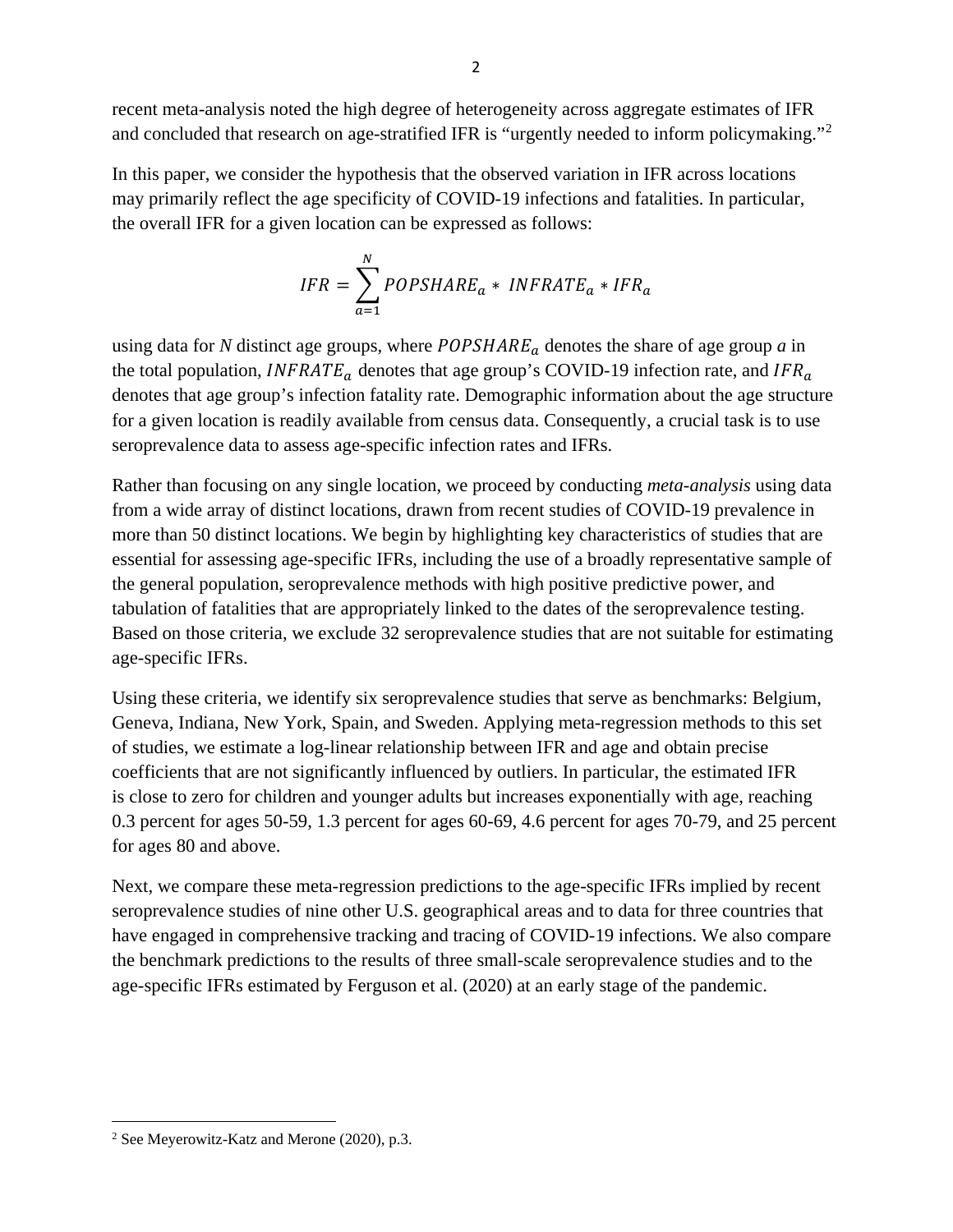recent meta-analysis noted the high degree of heterogeneity across aggregate estimates of IFR and concluded that research on age-stratified IFR is "urgently needed to inform policymaking."[2]

In this paper, we consider the hypothesis that the observed variation in IFR across locations may primarily reflect the age specificity of COVID-19 infections and fatalities. In particular, the overall IFR for a given location can be expressed as follows:

$$IFR = \sum_{a=1}^{N} POPSHARE_a * \; INFRATE_a * IFR_a$$

using data for *N* distinct age groups, where $POPSHARE_a$ denotes the share of age group *a* in the total population, $INFRATE_a$ denotes that age group's COVID-19 infection rate, and $IFR_a$ denotes that age group's infection fatality rate. Demographic information about the age structure for a given location is readily available from census data. Consequently, a crucial task is to use seroprevalence data to assess age-specific infection rates and IFRs.

Rather than focusing on any single location, we proceed by conducting *meta-analysis* using data from a wide array of distinct locations, drawn from recent studies of COVID-19 prevalence in more than 50 distinct locations. We begin by highlighting key characteristics of studies that are essential for assessing age-specific IFRs, including the use of a broadly representative sample of the general population, seroprevalence methods with high positive predictive power, and tabulation of fatalities that are appropriately linked to the dates of the seroprevalence testing. Based on those criteria, we exclude 32 seroprevalence studies that are not suitable for estimating age-specific IFRs.

Using these criteria, we identify six seroprevalence studies that serve as benchmarks: Belgium, Geneva, Indiana, New York, Spain, and Sweden. Applying meta-regression methods to this set of studies, we estimate a log-linear relationship between IFR and age and obtain precise coefficients that are not significantly influenced by outliers. In particular, the estimated IFR is close to zero for children and younger adults but increases exponentially with age, reaching 0.3 percent for ages 50-59, 1.3 percent for ages 60-69, 4.6 percent for ages 70-79, and 25 percent for ages 80 and above.

Next, we compare these meta-regression predictions to the age-specific IFRs implied by recent seroprevalence studies of nine other U.S. geographical areas and to data for three countries that have engaged in comprehensive tracking and tracing of COVID-19 infections. We also compare the benchmark predictions to the results of three small-scale seroprevalence studies and to the age-specific IFRs estimated by Ferguson et al. (2020) at an early stage of the pandemic.

---

[2] See Meyerowitz-Katz and Merone (2020), p.3.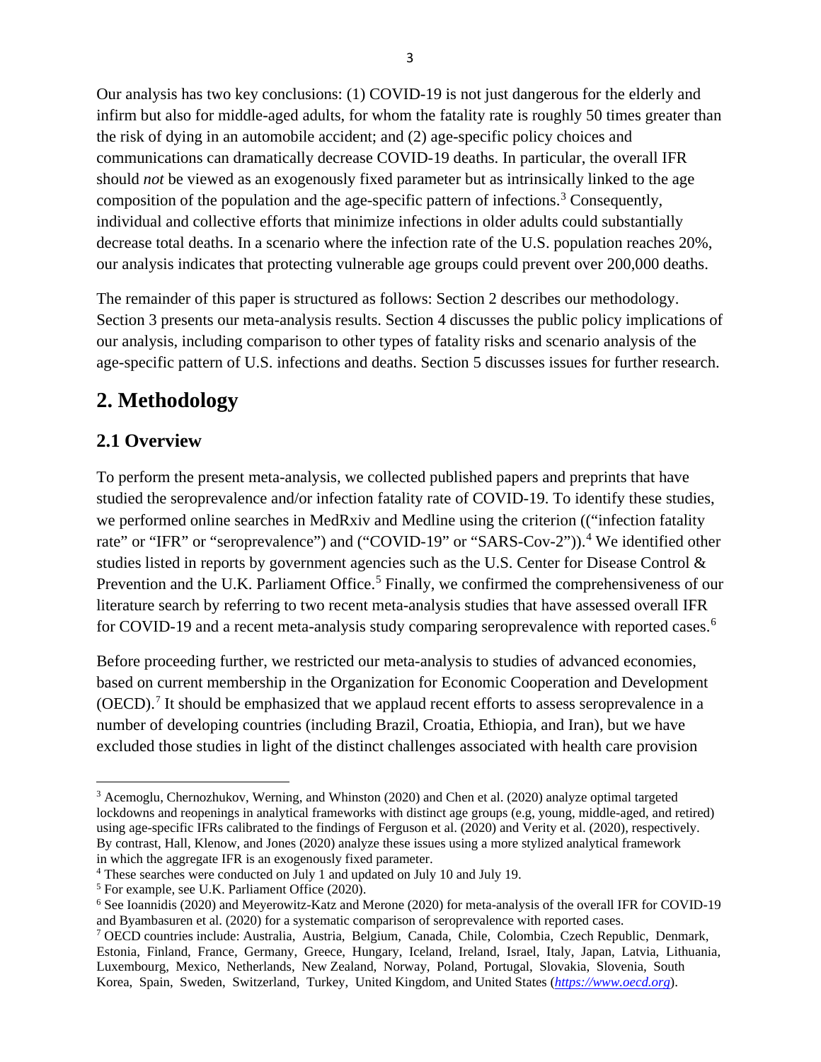Our analysis has two key conclusions: (1) COVID-19 is not just dangerous for the elderly and infirm but also for middle-aged adults, for whom the fatality rate is roughly 50 times greater than the risk of dying in an automobile accident; and (2) age-specific policy choices and communications can dramatically decrease COVID-19 deaths. In particular, the overall IFR should *not* be viewed as an exogenously fixed parameter but as intrinsically linked to the age composition of the population and the age-specific pattern of infections.[3] Consequently, individual and collective efforts that minimize infections in older adults could substantially decrease total deaths. In a scenario where the infection rate of the U.S. population reaches 20%, our analysis indicates that protecting vulnerable age groups could prevent over 200,000 deaths.

The remainder of this paper is structured as follows: Section 2 describes our methodology. Section 3 presents our meta-analysis results. Section 4 discusses the public policy implications of our analysis, including comparison to other types of fatality risks and scenario analysis of the age-specific pattern of U.S. infections and deaths. Section 5 discusses issues for further research.

# 2. Methodology

## 2.1 Overview

To perform the present meta-analysis, we collected published papers and preprints that have studied the seroprevalence and/or infection fatality rate of COVID-19. To identify these studies, we performed online searches in MedRxiv and Medline using the criterion ((“infection fatality rate” or “IFR” or “seroprevalence”) and (“COVID-19” or “SARS-Cov-2”)).[4] We identified other studies listed in reports by government agencies such as the U.S. Center for Disease Control & Prevention and the U.K. Parliament Office.[5] Finally, we confirmed the comprehensiveness of our literature search by referring to two recent meta-analysis studies that have assessed overall IFR for COVID-19 and a recent meta-analysis study comparing seroprevalence with reported cases.[6]

Before proceeding further, we restricted our meta-analysis to studies of advanced economies, based on current membership in the Organization for Economic Cooperation and Development (OECD).[7] It should be emphasized that we applaud recent efforts to assess seroprevalence in a number of developing countries (including Brazil, Croatia, Ethiopia, and Iran), but we have excluded those studies in light of the distinct challenges associated with health care provision

---

[3] Acemoglu, Chernozhukov, Werning, and Whinston (2020) and Chen et al. (2020) analyze optimal targeted lockdowns and reopenings in analytical frameworks with distinct age groups (e.g, young, middle-aged, and retired) using age-specific IFRs calibrated to the findings of Ferguson et al. (2020) and Verity et al. (2020), respectively. By contrast, Hall, Klenow, and Jones (2020) analyze these issues using a more stylized analytical framework in which the aggregate IFR is an exogenously fixed parameter.

[4] These searches were conducted on July 1 and updated on July 10 and July 19.

[5] For example, see U.K. Parliament Office (2020).

[6] See Ioannidis (2020) and Meyerowitz-Katz and Merone (2020) for meta-analysis of the overall IFR for COVID-19 and Byambasuren et al. (2020) for a systematic comparison of seroprevalence with reported cases.

[7] OECD countries include: Australia, Austria, Belgium, Canada, Chile, Colombia, Czech Republic, Denmark, Estonia, Finland, France, Germany, Greece, Hungary, Iceland, Ireland, Israel, Italy, Japan, Latvia, Lithuania, Luxembourg, Mexico, Netherlands, New Zealand, Norway, Poland, Portugal, Slovakia, Slovenia, South Korea, Spain, Sweden, Switzerland, Turkey, United Kingdom, and United States (*https://www.oecd.org*).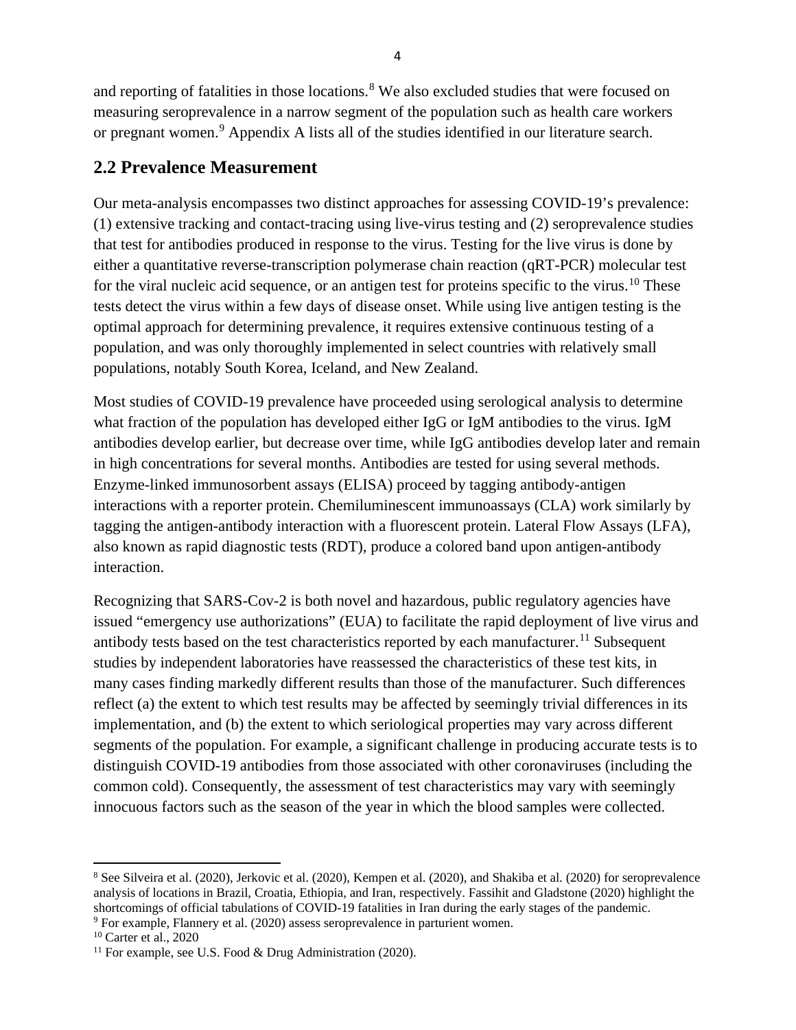and reporting of fatalities in those locations.[8] We also excluded studies that were focused on measuring seroprevalence in a narrow segment of the population such as health care workers or pregnant women.[9] Appendix A lists all of the studies identified in our literature search.

## 2.2 Prevalence Measurement

Our meta-analysis encompasses two distinct approaches for assessing COVID-19's prevalence: (1) extensive tracking and contact-tracing using live-virus testing and (2) seroprevalence studies that test for antibodies produced in response to the virus. Testing for the live virus is done by either a quantitative reverse-transcription polymerase chain reaction (qRT-PCR) molecular test for the viral nucleic acid sequence, or an antigen test for proteins specific to the virus.[10] These tests detect the virus within a few days of disease onset. While using live antigen testing is the optimal approach for determining prevalence, it requires extensive continuous testing of a population, and was only thoroughly implemented in select countries with relatively small populations, notably South Korea, Iceland, and New Zealand.

Most studies of COVID-19 prevalence have proceeded using serological analysis to determine what fraction of the population has developed either IgG or IgM antibodies to the virus. IgM antibodies develop earlier, but decrease over time, while IgG antibodies develop later and remain in high concentrations for several months. Antibodies are tested for using several methods. Enzyme-linked immunosorbent assays (ELISA) proceed by tagging antibody-antigen interactions with a reporter protein. Chemiluminescent immunoassays (CLA) work similarly by tagging the antigen-antibody interaction with a fluorescent protein. Lateral Flow Assays (LFA), also known as rapid diagnostic tests (RDT), produce a colored band upon antigen-antibody interaction.

Recognizing that SARS-Cov-2 is both novel and hazardous, public regulatory agencies have issued "emergency use authorizations" (EUA) to facilitate the rapid deployment of live virus and antibody tests based on the test characteristics reported by each manufacturer.[11] Subsequent studies by independent laboratories have reassessed the characteristics of these test kits, in many cases finding markedly different results than those of the manufacturer. Such differences reflect (a) the extent to which test results may be affected by seemingly trivial differences in its implementation, and (b) the extent to which seriological properties may vary across different segments of the population. For example, a significant challenge in producing accurate tests is to distinguish COVID-19 antibodies from those associated with other coronaviruses (including the common cold). Consequently, the assessment of test characteristics may vary with seemingly innocuous factors such as the season of the year in which the blood samples were collected.

---

[8] See Silveira et al. (2020), Jerkovic et al. (2020), Kempen et al. (2020), and Shakiba et al. (2020) for seroprevalence analysis of locations in Brazil, Croatia, Ethiopia, and Iran, respectively. Fassihit and Gladstone (2020) highlight the shortcomings of official tabulations of COVID-19 fatalities in Iran during the early stages of the pandemic.

[9] For example, Flannery et al. (2020) assess seroprevalence in parturient women.

[10] Carter et al., 2020

[11] For example, see U.S. Food & Drug Administration (2020).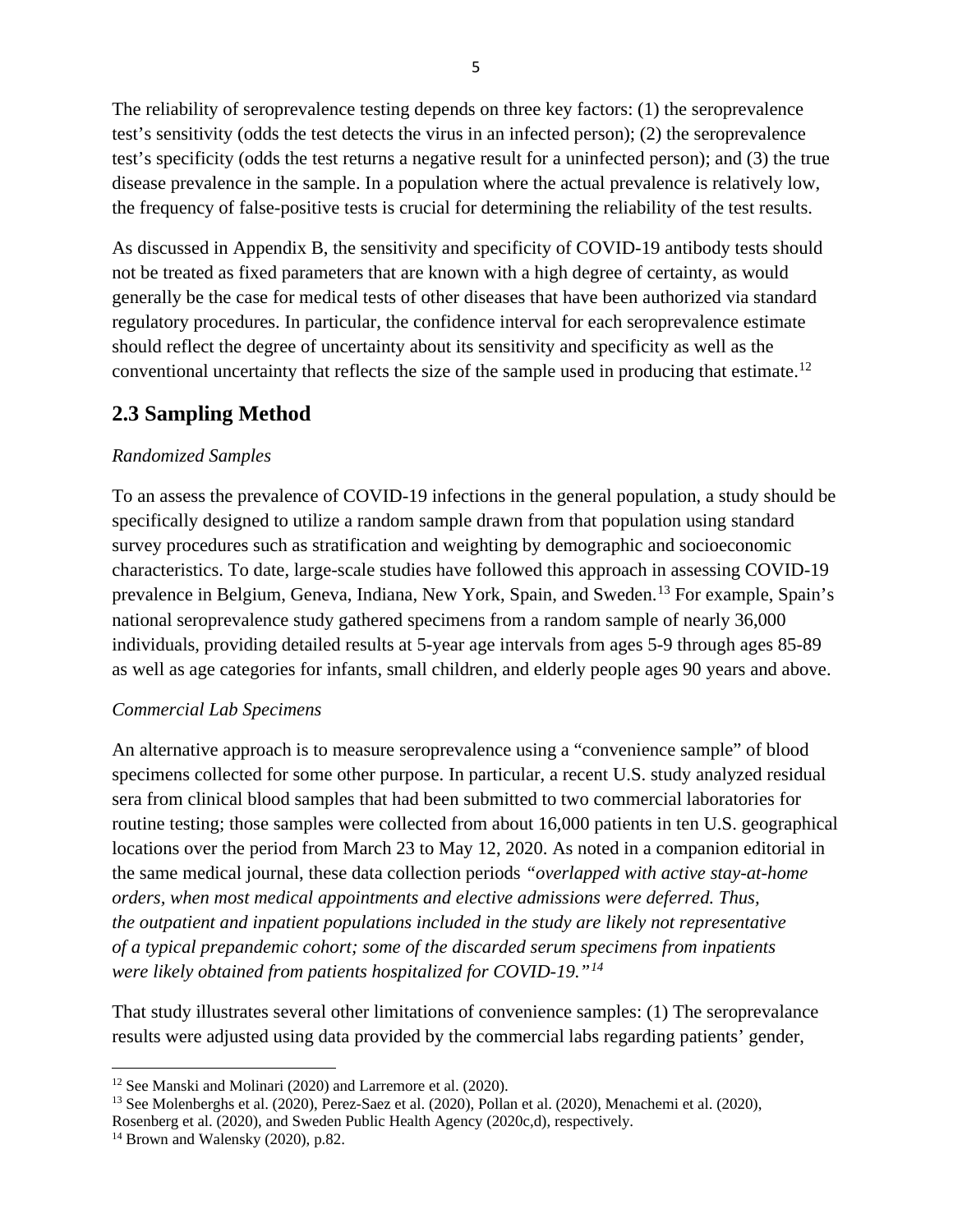The reliability of seroprevalence testing depends on three key factors: (1) the seroprevalence test's sensitivity (odds the test detects the virus in an infected person); (2) the seroprevalence test's specificity (odds the test returns a negative result for a uninfected person); and (3) the true disease prevalence in the sample. In a population where the actual prevalence is relatively low, the frequency of false-positive tests is crucial for determining the reliability of the test results.

As discussed in Appendix B, the sensitivity and specificity of COVID-19 antibody tests should not be treated as fixed parameters that are known with a high degree of certainty, as would generally be the case for medical tests of other diseases that have been authorized via standard regulatory procedures. In particular, the confidence interval for each seroprevalence estimate should reflect the degree of uncertainty about its sensitivity and specificity as well as the conventional uncertainty that reflects the size of the sample used in producing that estimate.[12]

## 2.3 Sampling Method

*Randomized Samples*

To an assess the prevalence of COVID-19 infections in the general population, a study should be specifically designed to utilize a random sample drawn from that population using standard survey procedures such as stratification and weighting by demographic and socioeconomic characteristics. To date, large-scale studies have followed this approach in assessing COVID-19 prevalence in Belgium, Geneva, Indiana, New York, Spain, and Sweden.[13] For example, Spain's national seroprevalence study gathered specimens from a random sample of nearly 36,000 individuals, providing detailed results at 5-year age intervals from ages 5-9 through ages 85-89 as well as age categories for infants, small children, and elderly people ages 90 years and above.

*Commercial Lab Specimens*

An alternative approach is to measure seroprevalence using a "convenience sample" of blood specimens collected for some other purpose. In particular, a recent U.S. study analyzed residual sera from clinical blood samples that had been submitted to two commercial laboratories for routine testing; those samples were collected from about 16,000 patients in ten U.S. geographical locations over the period from March 23 to May 12, 2020. As noted in a companion editorial in the same medical journal, these data collection periods *"overlapped with active stay-at-home orders, when most medical appointments and elective admissions were deferred. Thus, the outpatient and inpatient populations included in the study are likely not representative of a typical prepandemic cohort; some of the discarded serum specimens from inpatients were likely obtained from patients hospitalized for COVID-19."*[14]

That study illustrates several other limitations of convenience samples: (1) The seroprevalance results were adjusted using data provided by the commercial labs regarding patients' gender,

[12] See Manski and Molinari (2020) and Larremore et al. (2020).

[13] See Molenberghs et al. (2020), Perez-Saez et al. (2020), Pollan et al. (2020), Menachemi et al. (2020), Rosenberg et al. (2020), and Sweden Public Health Agency (2020c,d), respectively.

[14] Brown and Walensky (2020), p.82.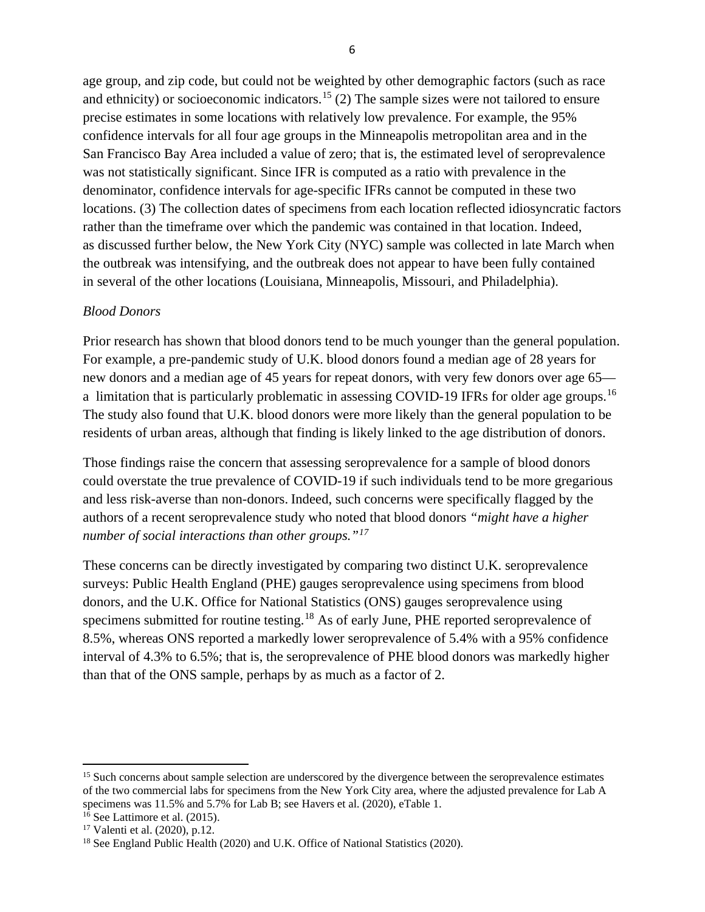age group, and zip code, but could not be weighted by other demographic factors (such as race and ethnicity) or socioeconomic indicators.[15] (2) The sample sizes were not tailored to ensure precise estimates in some locations with relatively low prevalence. For example, the 95% confidence intervals for all four age groups in the Minneapolis metropolitan area and in the San Francisco Bay Area included a value of zero; that is, the estimated level of seroprevalence was not statistically significant. Since IFR is computed as a ratio with prevalence in the denominator, confidence intervals for age-specific IFRs cannot be computed in these two locations. (3) The collection dates of specimens from each location reflected idiosyncratic factors rather than the timeframe over which the pandemic was contained in that location. Indeed, as discussed further below, the New York City (NYC) sample was collected in late March when the outbreak was intensifying, and the outbreak does not appear to have been fully contained in several of the other locations (Louisiana, Minneapolis, Missouri, and Philadelphia).

*Blood Donors*

Prior research has shown that blood donors tend to be much younger than the general population. For example, a pre-pandemic study of U.K. blood donors found a median age of 28 years for new donors and a median age of 45 years for repeat donors, with very few donors over age 65—a limitation that is particularly problematic in assessing COVID-19 IFRs for older age groups.[16] The study also found that U.K. blood donors were more likely than the general population to be residents of urban areas, although that finding is likely linked to the age distribution of donors.

Those findings raise the concern that assessing seroprevalence for a sample of blood donors could overstate the true prevalence of COVID-19 if such individuals tend to be more gregarious and less risk-averse than non-donors. Indeed, such concerns were specifically flagged by the authors of a recent seroprevalence study who noted that blood donors *"might have a higher number of social interactions than other groups."*[17]

These concerns can be directly investigated by comparing two distinct U.K. seroprevalence surveys: Public Health England (PHE) gauges seroprevalence using specimens from blood donors, and the U.K. Office for National Statistics (ONS) gauges seroprevalence using specimens submitted for routine testing.[18] As of early June, PHE reported seroprevalence of 8.5%, whereas ONS reported a markedly lower seroprevalence of 5.4% with a 95% confidence interval of 4.3% to 6.5%; that is, the seroprevalence of PHE blood donors was markedly higher than that of the ONS sample, perhaps by as much as a factor of 2.

---

[15] Such concerns about sample selection are underscored by the divergence between the seroprevalence estimates of the two commercial labs for specimens from the New York City area, where the adjusted prevalence for Lab A specimens was 11.5% and 5.7% for Lab B; see Havers et al. (2020), eTable 1.

[16] See Lattimore et al. (2015).

[17] Valenti et al. (2020), p.12.

[18] See England Public Health (2020) and U.K. Office of National Statistics (2020).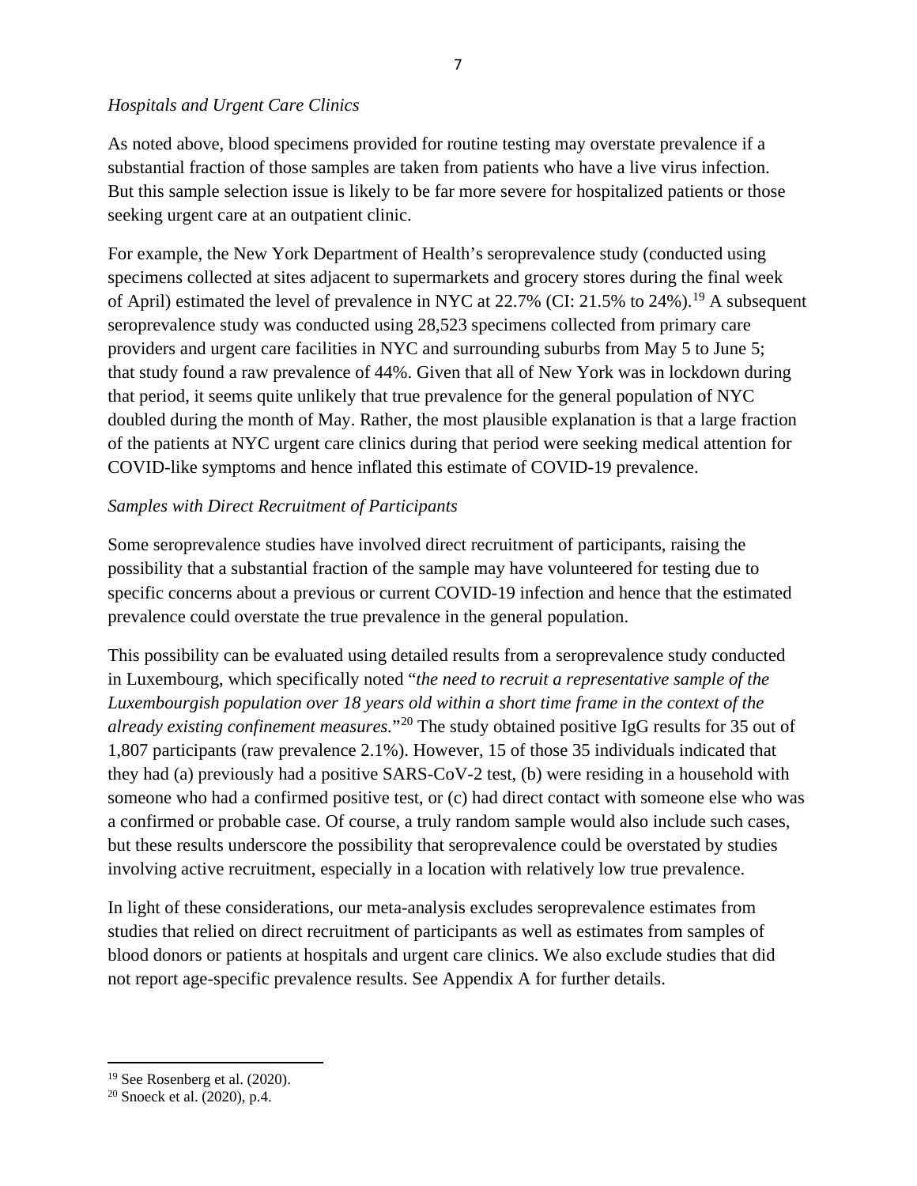*Hospitals and Urgent Care Clinics*

As noted above, blood specimens provided for routine testing may overstate prevalence if a substantial fraction of those samples are taken from patients who have a live virus infection. But this sample selection issue is likely to be far more severe for hospitalized patients or those seeking urgent care at an outpatient clinic.

For example, the New York Department of Health's seroprevalence study (conducted using specimens collected at sites adjacent to supermarkets and grocery stores during the final week of April) estimated the level of prevalence in NYC at 22.7% (CI: 21.5% to 24%).[19] A subsequent seroprevalence study was conducted using 28,523 specimens collected from primary care providers and urgent care facilities in NYC and surrounding suburbs from May 5 to June 5; that study found a raw prevalence of 44%. Given that all of New York was in lockdown during that period, it seems quite unlikely that true prevalence for the general population of NYC doubled during the month of May. Rather, the most plausible explanation is that a large fraction of the patients at NYC urgent care clinics during that period were seeking medical attention for COVID-like symptoms and hence inflated this estimate of COVID-19 prevalence.

*Samples with Direct Recruitment of Participants*

Some seroprevalence studies have involved direct recruitment of participants, raising the possibility that a substantial fraction of the sample may have volunteered for testing due to specific concerns about a previous or current COVID-19 infection and hence that the estimated prevalence could overstate the true prevalence in the general population.

This possibility can be evaluated using detailed results from a seroprevalence study conducted in Luxembourg, which specifically noted "*the need to recruit a representative sample of the Luxembourgish population over 18 years old within a short time frame in the context of the already existing confinement measures.*"[20] The study obtained positive IgG results for 35 out of 1,807 participants (raw prevalence 2.1%). However, 15 of those 35 individuals indicated that they had (a) previously had a positive SARS-CoV-2 test, (b) were residing in a household with someone who had a confirmed positive test, or (c) had direct contact with someone else who was a confirmed or probable case. Of course, a truly random sample would also include such cases, but these results underscore the possibility that seroprevalence could be overstated by studies involving active recruitment, especially in a location with relatively low true prevalence.

In light of these considerations, our meta-analysis excludes seroprevalence estimates from studies that relied on direct recruitment of participants as well as estimates from samples of blood donors or patients at hospitals and urgent care clinics. We also exclude studies that did not report age-specific prevalence results. See Appendix A for further details.

---

[19] See Rosenberg et al. (2020).

[20] Snoeck et al. (2020), p.4.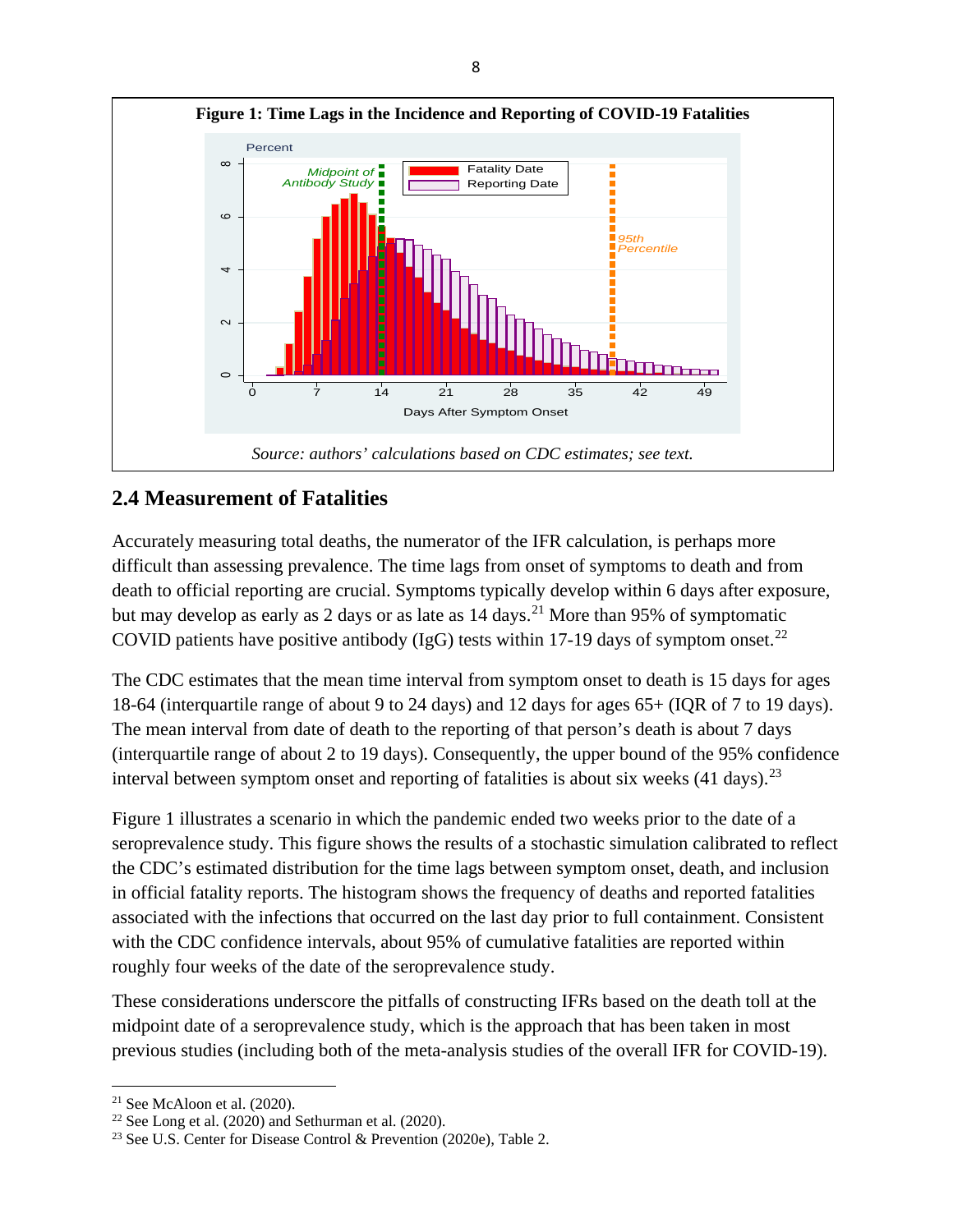**Figure 1: Time Lags in the Incidence and Reporting of COVID-19 Fatalities**

*Source: authors' calculations based on CDC estimates; see text.*

## 2.4 Measurement of Fatalities

Accurately measuring total deaths, the numerator of the IFR calculation, is perhaps more difficult than assessing prevalence. The time lags from onset of symptoms to death and from death to official reporting are crucial. Symptoms typically develop within 6 days after exposure, but may develop as early as 2 days or as late as 14 days.[21] More than 95% of symptomatic COVID patients have positive antibody (IgG) tests within 17-19 days of symptom onset.[22]

The CDC estimates that the mean time interval from symptom onset to death is 15 days for ages 18-64 (interquartile range of about 9 to 24 days) and 12 days for ages 65+ (IQR of 7 to 19 days). The mean interval from date of death to the reporting of that person's death is about 7 days (interquartile range of about 2 to 19 days). Consequently, the upper bound of the 95% confidence interval between symptom onset and reporting of fatalities is about six weeks (41 days).[23]

Figure 1 illustrates a scenario in which the pandemic ended two weeks prior to the date of a seroprevalence study. This figure shows the results of a stochastic simulation calibrated to reflect the CDC's estimated distribution for the time lags between symptom onset, death, and inclusion in official fatality reports. The histogram shows the frequency of deaths and reported fatalities associated with the infections that occurred on the last day prior to full containment. Consistent with the CDC confidence intervals, about 95% of cumulative fatalities are reported within roughly four weeks of the date of the seroprevalence study.

These considerations underscore the pitfalls of constructing IFRs based on the death toll at the midpoint date of a seroprevalence study, which is the approach that has been taken in most previous studies (including both of the meta-analysis studies of the overall IFR for COVID-19).

[21] See McAloon et al. (2020).

[22] See Long et al. (2020) and Sethurman et al. (2020).

[23] See U.S. Center for Disease Control & Prevention (2020e), Table 2.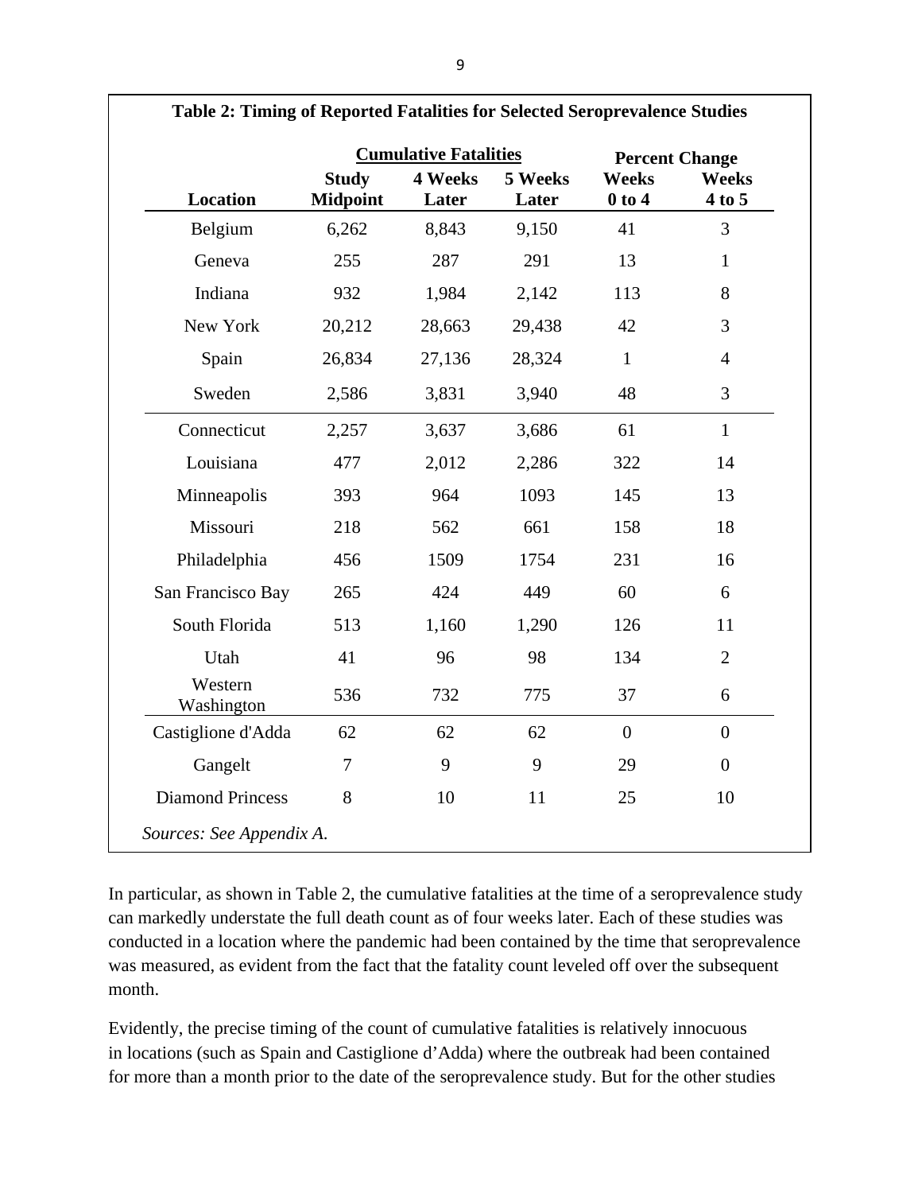**Table 2: Timing of Reported Fatalities for Selected Seroprevalence Studies**

| Location | Cumulative Fatalities | | | Percent Change | |
|---|---|---|---|---|---|
| | Study Midpoint | 4 Weeks Later | 5 Weeks Later | Weeks 0 to 4 | Weeks 4 to 5 |
| Belgium | 6,262 | 8,843 | 9,150 | 41 | 3 |
| Geneva | 255 | 287 | 291 | 13 | 1 |
| Indiana | 932 | 1,984 | 2,142 | 113 | 8 |
| New York | 20,212 | 28,663 | 29,438 | 42 | 3 |
| Spain | 26,834 | 27,136 | 28,324 | 1 | 4 |
| Sweden | 2,586 | 3,831 | 3,940 | 48 | 3 |
| Connecticut | 2,257 | 3,637 | 3,686 | 61 | 1 |
| Louisiana | 477 | 2,012 | 2,286 | 322 | 14 |
| Minneapolis | 393 | 964 | 1093 | 145 | 13 |
| Missouri | 218 | 562 | 661 | 158 | 18 |
| Philadelphia | 456 | 1509 | 1754 | 231 | 16 |
| San Francisco Bay | 265 | 424 | 449 | 60 | 6 |
| South Florida | 513 | 1,160 | 1,290 | 126 | 11 |
| Utah | 41 | 96 | 98 | 134 | 2 |
| Western Washington | 536 | 732 | 775 | 37 | 6 |
| Castiglione d'Adda | 62 | 62 | 62 | 0 | 0 |
| Gangelt | 7 | 9 | 9 | 29 | 0 |
| Diamond Princess | 8 | 10 | 11 | 25 | 10 |

*Sources: See Appendix A.*

In particular, as shown in Table 2, the cumulative fatalities at the time of a seroprevalence study can markedly understate the full death count as of four weeks later. Each of these studies was conducted in a location where the pandemic had been contained by the time that seroprevalence was measured, as evident from the fact that the fatality count leveled off over the subsequent month.

Evidently, the precise timing of the count of cumulative fatalities is relatively innocuous in locations (such as Spain and Castiglione d'Adda) where the outbreak had been contained for more than a month prior to the date of the seroprevalence study. But for the other studies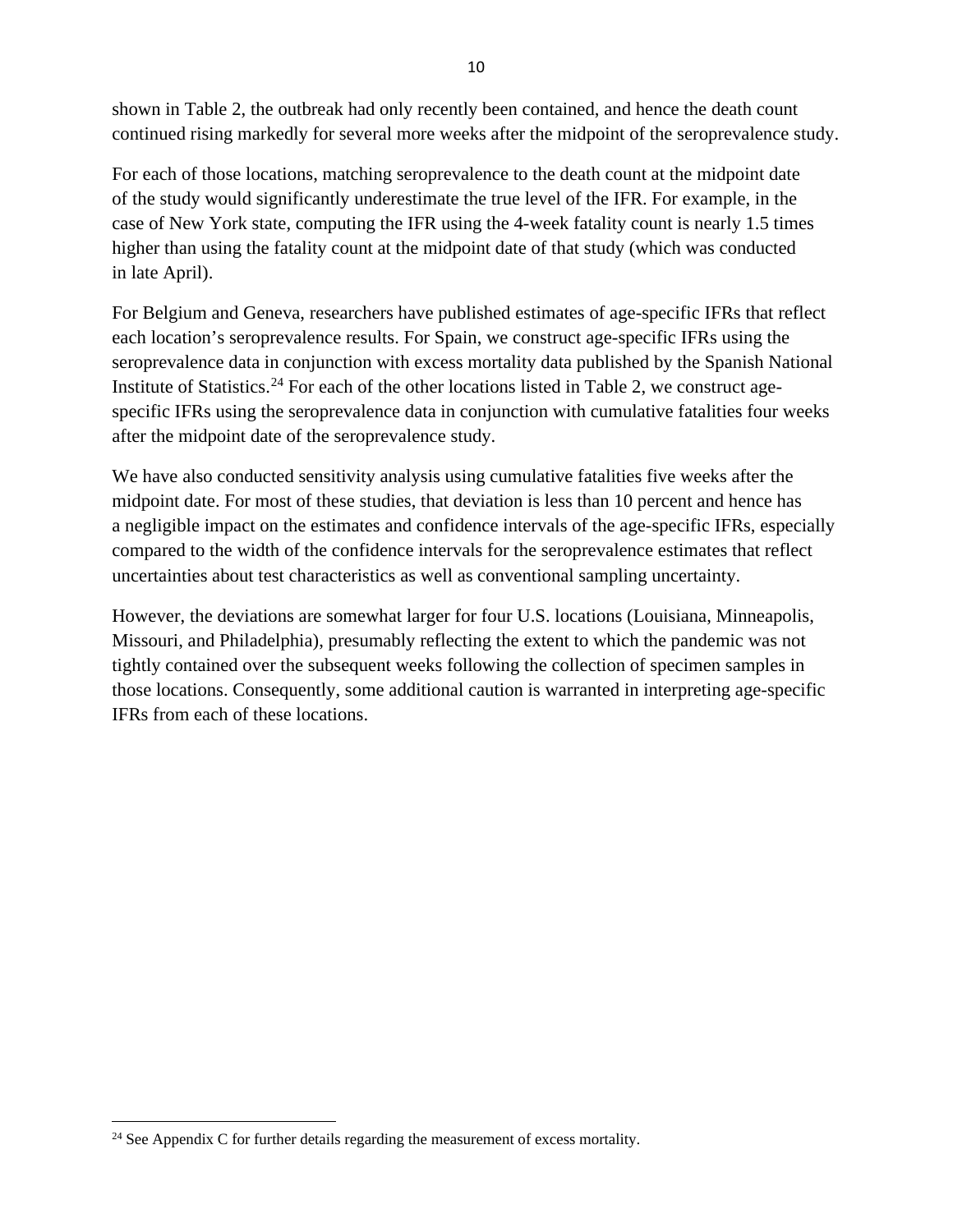shown in Table 2, the outbreak had only recently been contained, and hence the death count continued rising markedly for several more weeks after the midpoint of the seroprevalence study.

For each of those locations, matching seroprevalence to the death count at the midpoint date of the study would significantly underestimate the true level of the IFR. For example, in the case of New York state, computing the IFR using the 4-week fatality count is nearly 1.5 times higher than using the fatality count at the midpoint date of that study (which was conducted in late April).

For Belgium and Geneva, researchers have published estimates of age-specific IFRs that reflect each location's seroprevalence results. For Spain, we construct age-specific IFRs using the seroprevalence data in conjunction with excess mortality data published by the Spanish National Institute of Statistics.[24] For each of the other locations listed in Table 2, we construct age-specific IFRs using the seroprevalence data in conjunction with cumulative fatalities four weeks after the midpoint date of the seroprevalence study.

We have also conducted sensitivity analysis using cumulative fatalities five weeks after the midpoint date. For most of these studies, that deviation is less than 10 percent and hence has a negligible impact on the estimates and confidence intervals of the age-specific IFRs, especially compared to the width of the confidence intervals for the seroprevalence estimates that reflect uncertainties about test characteristics as well as conventional sampling uncertainty.

However, the deviations are somewhat larger for four U.S. locations (Louisiana, Minneapolis, Missouri, and Philadelphia), presumably reflecting the extent to which the pandemic was not tightly contained over the subsequent weeks following the collection of specimen samples in those locations. Consequently, some additional caution is warranted in interpreting age-specific IFRs from each of these locations.

[24] See Appendix C for further details regarding the measurement of excess mortality.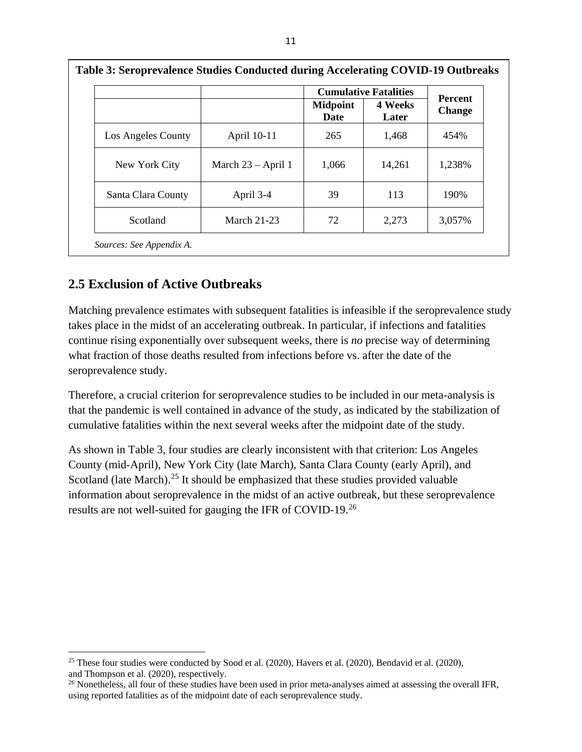**Table 3: Seroprevalence Studies Conducted during Accelerating COVID-19 Outbreaks**

| | | Cumulative Fatalities | | Percent Change |
|---|---|---|---|---|
| | | Midpoint Date | 4 Weeks Later | |
| Los Angeles County | April 10-11 | 265 | 1,468 | 454% |
| New York City | March 23 – April 1 | 1,066 | 14,261 | 1,238% |
| Santa Clara County | April 3-4 | 39 | 113 | 190% |
| Scotland | March 21-23 | 72 | 2,273 | 3,057% |

*Sources: See Appendix A.*

## 2.5 Exclusion of Active Outbreaks

Matching prevalence estimates with subsequent fatalities is infeasible if the seroprevalence study takes place in the midst of an accelerating outbreak. In particular, if infections and fatalities continue rising exponentially over subsequent weeks, there is *no* precise way of determining what fraction of those deaths resulted from infections before vs. after the date of the seroprevalence study.

Therefore, a crucial criterion for seroprevalence studies to be included in our meta-analysis is that the pandemic is well contained in advance of the study, as indicated by the stabilization of cumulative fatalities within the next several weeks after the midpoint date of the study.

As shown in Table 3, four studies are clearly inconsistent with that criterion: Los Angeles County (mid-April), New York City (late March), Santa Clara County (early April), and Scotland (late March).[25] It should be emphasized that these studies provided valuable information about seroprevalence in the midst of an active outbreak, but these seroprevalence results are not well-suited for gauging the IFR of COVID-19.[26]

[25] These four studies were conducted by Sood et al. (2020), Havers et al. (2020), Bendavid et al. (2020), and Thompson et al. (2020), respectively.

[26] Nonetheless, all four of these studies have been used in prior meta-analyses aimed at assessing the overall IFR, using reported fatalities as of the midpoint date of each seroprevalence study.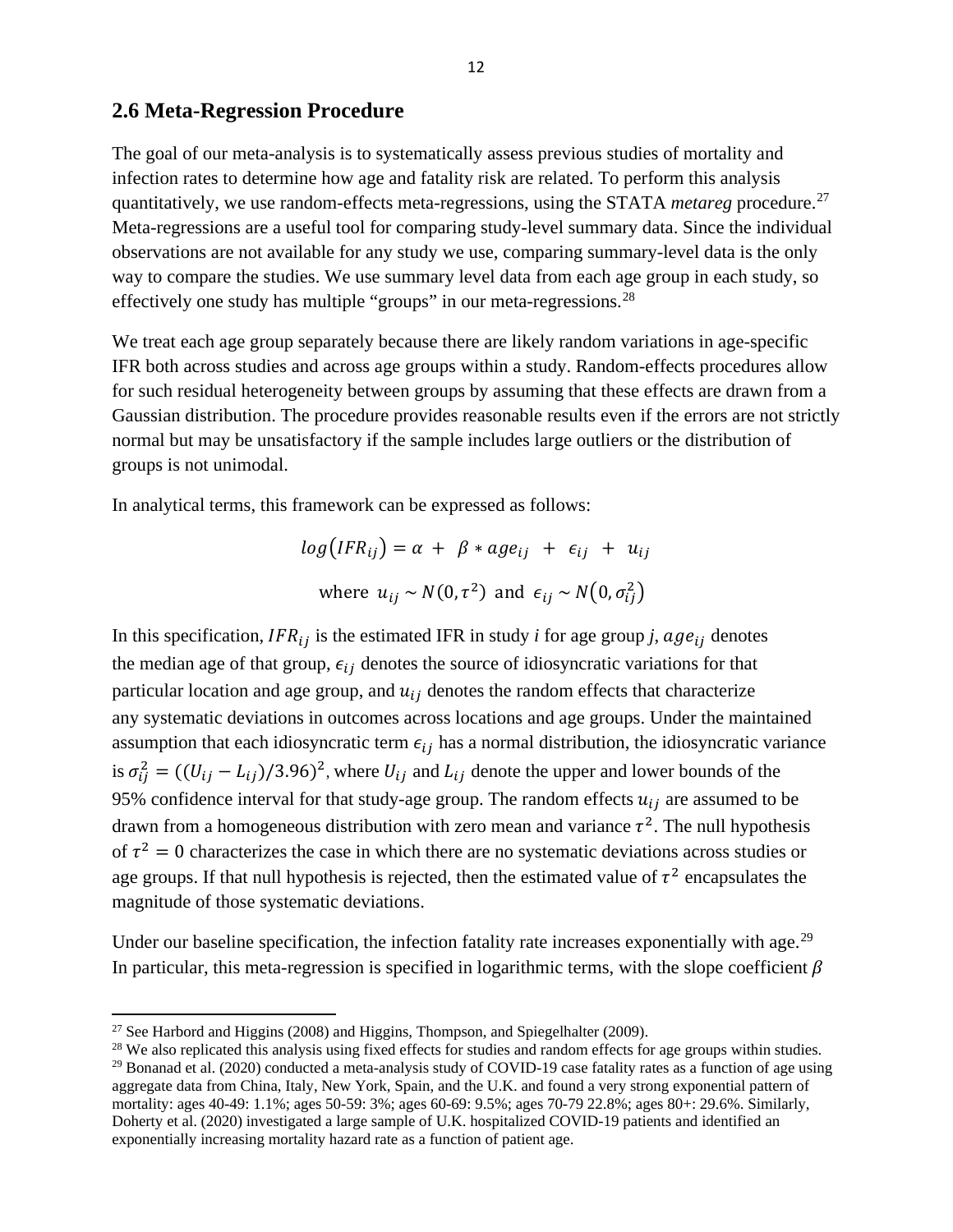## 2.6 Meta-Regression Procedure

The goal of our meta-analysis is to systematically assess previous studies of mortality and infection rates to determine how age and fatality risk are related. To perform this analysis quantitatively, we use random-effects meta-regressions, using the STATA *metareg* procedure.[27] Meta-regressions are a useful tool for comparing study-level summary data. Since the individual observations are not available for any study we use, comparing summary-level data is the only way to compare the studies. We use summary level data from each age group in each study, so effectively one study has multiple "groups" in our meta-regressions.[28]

We treat each age group separately because there are likely random variations in age-specific IFR both across studies and across age groups within a study. Random-effects procedures allow for such residual heterogeneity between groups by assuming that these effects are drawn from a Gaussian distribution. The procedure provides reasonable results even if the errors are not strictly normal but may be unsatisfactory if the sample includes large outliers or the distribution of groups is not unimodal.

In analytical terms, this framework can be expressed as follows:

$$log(IFR_{ij}) = \alpha + \beta * age_{ij} + \epsilon_{ij} + u_{ij}$$

$$\text{where } u_{ij} \sim N(0, \tau^2) \text{ and } \epsilon_{ij} \sim N(0, \sigma_{ij}^2)$$

In this specification, $IFR_{ij}$ is the estimated IFR in study *i* for age group *j*, $age_{ij}$ denotes the median age of that group, $\epsilon_{ij}$ denotes the source of idiosyncratic variations for that particular location and age group, and $u_{ij}$ denotes the random effects that characterize any systematic deviations in outcomes across locations and age groups. Under the maintained assumption that each idiosyncratic term $\epsilon_{ij}$ has a normal distribution, the idiosyncratic variance is $\sigma_{ij}^2 = ((U_{ij} - L_{ij})/3.96)^2$, where $U_{ij}$ and $L_{ij}$ denote the upper and lower bounds of the 95% confidence interval for that study-age group. The random effects $u_{ij}$ are assumed to be drawn from a homogeneous distribution with zero mean and variance $\tau^2$. The null hypothesis of $\tau^2 = 0$ characterizes the case in which there are no systematic deviations across studies or age groups. If that null hypothesis is rejected, then the estimated value of $\tau^2$ encapsulates the magnitude of those systematic deviations.

Under our baseline specification, the infection fatality rate increases exponentially with age.[29] In particular, this meta-regression is specified in logarithmic terms, with the slope coefficient $\beta$

---

[27] See Harbord and Higgins (2008) and Higgins, Thompson, and Spiegelhalter (2009).

[28] We also replicated this analysis using fixed effects for studies and random effects for age groups within studies.

[29] Bonanad et al. (2020) conducted a meta-analysis study of COVID-19 case fatality rates as a function of age using aggregate data from China, Italy, New York, Spain, and the U.K. and found a very strong exponential pattern of mortality: ages 40-49: 1.1%; ages 50-59: 3%; ages 60-69: 9.5%; ages 70-79 22.8%; ages 80+: 29.6%. Similarly, Doherty et al. (2020) investigated a large sample of U.K. hospitalized COVID-19 patients and identified an exponentially increasing mortality hazard rate as a function of patient age.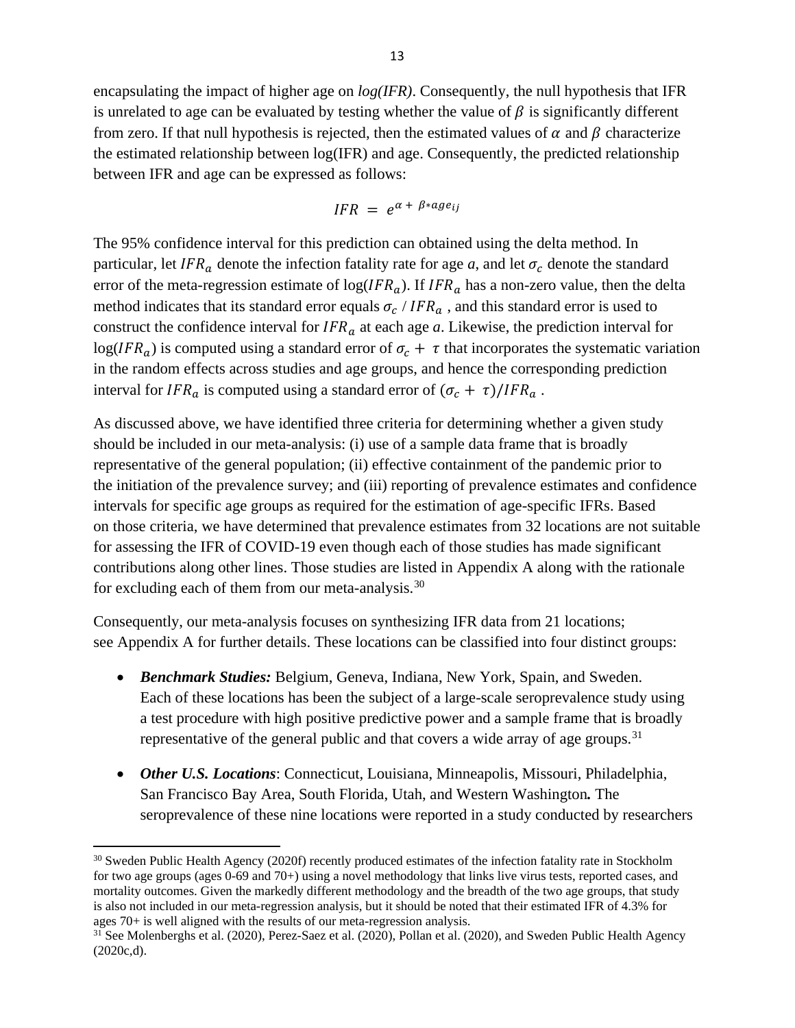encapsulating the impact of higher age on *log(IFR)*. Consequently, the null hypothesis that IFR is unrelated to age can be evaluated by testing whether the value of $\beta$ is significantly different from zero. If that null hypothesis is rejected, then the estimated values of $\alpha$ and $\beta$ characterize the estimated relationship between log(IFR) and age. Consequently, the predicted relationship between IFR and age can be expressed as follows:

$$IFR = e^{\alpha + \beta * age_{ij}}$$

The 95% confidence interval for this prediction can obtained using the delta method. In particular, let $IFR_a$ denote the infection fatality rate for age *a*, and let $\sigma_c$ denote the standard error of the meta-regression estimate of $\log(IFR_a)$. If $IFR_a$ has a non-zero value, then the delta method indicates that its standard error equals $\sigma_c$ / $IFR_a$ , and this standard error is used to construct the confidence interval for $IFR_a$ at each age *a*. Likewise, the prediction interval for $\log(IFR_a)$ is computed using a standard error of $\sigma_c + \tau$ that incorporates the systematic variation in the random effects across studies and age groups, and hence the corresponding prediction interval for $IFR_a$ is computed using a standard error of $(\sigma_c + \tau)/IFR_a$ .

As discussed above, we have identified three criteria for determining whether a given study should be included in our meta-analysis: (i) use of a sample data frame that is broadly representative of the general population; (ii) effective containment of the pandemic prior to the initiation of the prevalence survey; and (iii) reporting of prevalence estimates and confidence intervals for specific age groups as required for the estimation of age-specific IFRs. Based on those criteria, we have determined that prevalence estimates from 32 locations are not suitable for assessing the IFR of COVID-19 even though each of those studies has made significant contributions along other lines. Those studies are listed in Appendix A along with the rationale for excluding each of them from our meta-analysis.[30]

Consequently, our meta-analysis focuses on synthesizing IFR data from 21 locations; see Appendix A for further details. These locations can be classified into four distinct groups:

- ***Benchmark Studies:*** Belgium, Geneva, Indiana, New York, Spain, and Sweden. Each of these locations has been the subject of a large-scale seroprevalence study using a test procedure with high positive predictive power and a sample frame that is broadly representative of the general public and that covers a wide array of age groups.[31]
- ***Other U.S. Locations***: Connecticut, Louisiana, Minneapolis, Missouri, Philadelphia, San Francisco Bay Area, South Florida, Utah, and Western Washington***.*** The seroprevalence of these nine locations were reported in a study conducted by researchers

[30] Sweden Public Health Agency (2020f) recently produced estimates of the infection fatality rate in Stockholm for two age groups (ages 0-69 and 70+) using a novel methodology that links live virus tests, reported cases, and mortality outcomes. Given the markedly different methodology and the breadth of the two age groups, that study is also not included in our meta-regression analysis, but it should be noted that their estimated IFR of 4.3% for ages 70+ is well aligned with the results of our meta-regression analysis.

[31] See Molenberghs et al. (2020), Perez-Saez et al. (2020), Pollan et al. (2020), and Sweden Public Health Agency (2020c,d).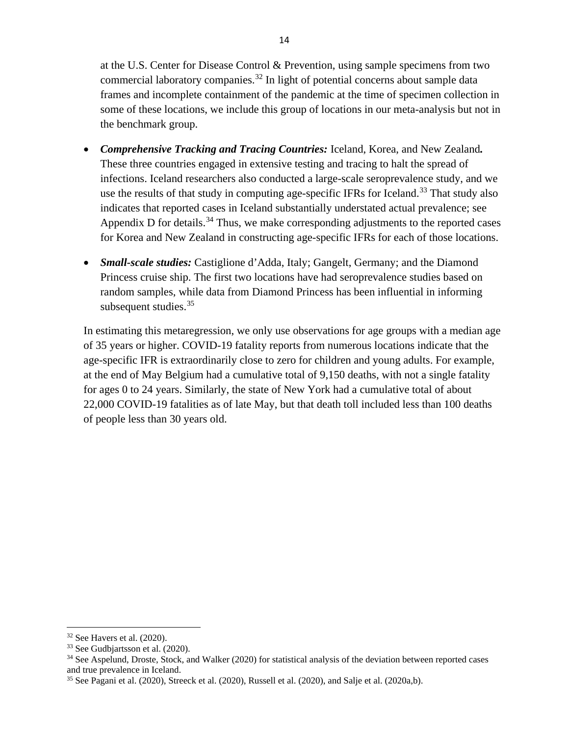at the U.S. Center for Disease Control & Prevention, using sample specimens from two commercial laboratory companies.[32] In light of potential concerns about sample data frames and incomplete containment of the pandemic at the time of specimen collection in some of these locations, we include this group of locations in our meta-analysis but not in the benchmark group.

- ***Comprehensive Tracking and Tracing Countries:*** Iceland, Korea, and New Zealand**.** These three countries engaged in extensive testing and tracing to halt the spread of infections. Iceland researchers also conducted a large-scale seroprevalence study, and we use the results of that study in computing age-specific IFRs for Iceland.[33] That study also indicates that reported cases in Iceland substantially understated actual prevalence; see Appendix D for details.[34] Thus, we make corresponding adjustments to the reported cases for Korea and New Zealand in constructing age-specific IFRs for each of those locations.

- ***Small-scale studies:*** Castiglione d'Adda, Italy; Gangelt, Germany; and the Diamond Princess cruise ship. The first two locations have had seroprevalence studies based on random samples, while data from Diamond Princess has been influential in informing subsequent studies.[35]

In estimating this metaregression, we only use observations for age groups with a median age of 35 years or higher. COVID-19 fatality reports from numerous locations indicate that the age-specific IFR is extraordinarily close to zero for children and young adults. For example, at the end of May Belgium had a cumulative total of 9,150 deaths, with not a single fatality for ages 0 to 24 years. Similarly, the state of New York had a cumulative total of about 22,000 COVID-19 fatalities as of late May, but that death toll included less than 100 deaths of people less than 30 years old.

---

[32] See Havers et al. (2020).

[33] See Gudbjartsson et al. (2020).

[34] See Aspelund, Droste, Stock, and Walker (2020) for statistical analysis of the deviation between reported cases and true prevalence in Iceland.

[35] See Pagani et al. (2020), Streeck et al. (2020), Russell et al. (2020), and Salje et al. (2020a,b).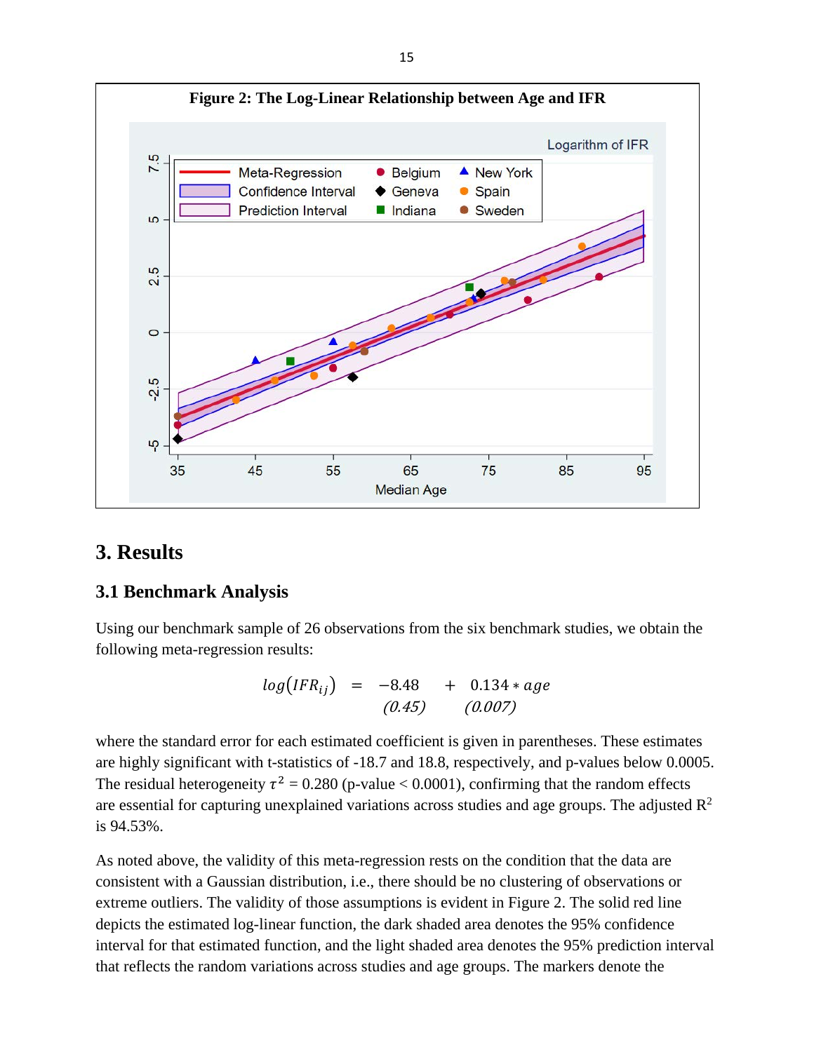**Figure 2: The Log-Linear Relationship between Age and IFR**

## 3. Results

### 3.1 Benchmark Analysis

Using our benchmark sample of 26 observations from the six benchmark studies, we obtain the following meta-regression results:

$$\underset{}{log(IFR_{ij})} = \underset{(0.45)}{-8.48} + \underset{(0.007)}{0.134 * age}$$

where the standard error for each estimated coefficient is given in parentheses. These estimates are highly significant with t-statistics of -18.7 and 18.8, respectively, and p-values below 0.0005. The residual heterogeneity $\tau^2 = 0.280$ (p-value < 0.0001), confirming that the random effects are essential for capturing unexplained variations across studies and age groups. The adjusted $R^2$ is 94.53%.

As noted above, the validity of this meta-regression rests on the condition that the data are consistent with a Gaussian distribution, i.e., there should be no clustering of observations or extreme outliers. The validity of those assumptions is evident in Figure 2. The solid red line depicts the estimated log-linear function, the dark shaded area denotes the 95% confidence interval for that estimated function, and the light shaded area denotes the 95% prediction interval that reflects the random variations across studies and age groups. The markers denote the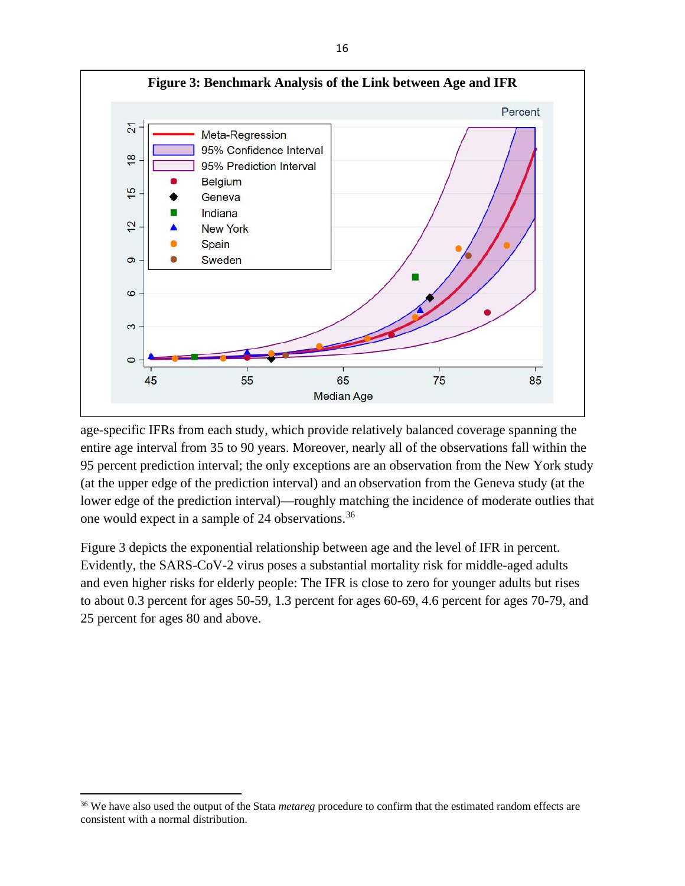**Figure 3: Benchmark Analysis of the Link between Age and IFR**

age-specific IFRs from each study, which provide relatively balanced coverage spanning the entire age interval from 35 to 90 years. Moreover, nearly all of the observations fall within the 95 percent prediction interval; the only exceptions are an observation from the New York study (at the upper edge of the prediction interval) and an observation from the Geneva study (at the lower edge of the prediction interval)—roughly matching the incidence of moderate outlies that one would expect in a sample of 24 observations.[36]

Figure 3 depicts the exponential relationship between age and the level of IFR in percent. Evidently, the SARS-CoV-2 virus poses a substantial mortality risk for middle-aged adults and even higher risks for elderly people: The IFR is close to zero for younger adults but rises to about 0.3 percent for ages 50-59, 1.3 percent for ages 60-69, 4.6 percent for ages 70-79, and 25 percent for ages 80 and above.

[36] We have also used the output of the Stata *metareg* procedure to confirm that the estimated random effects are consistent with a normal distribution.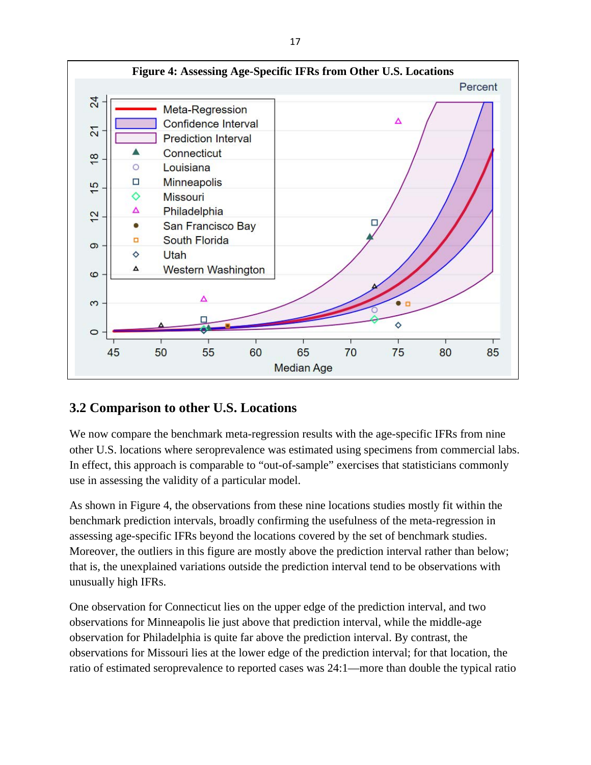**Figure 4: Assessing Age-Specific IFRs from Other U.S. Locations**

## 3.2 Comparison to other U.S. Locations

We now compare the benchmark meta-regression results with the age-specific IFRs from nine other U.S. locations where seroprevalence was estimated using specimens from commercial labs. In effect, this approach is comparable to "out-of-sample" exercises that statisticians commonly use in assessing the validity of a particular model.

As shown in Figure 4, the observations from these nine locations studies mostly fit within the benchmark prediction intervals, broadly confirming the usefulness of the meta-regression in assessing age-specific IFRs beyond the locations covered by the set of benchmark studies. Moreover, the outliers in this figure are mostly above the prediction interval rather than below; that is, the unexplained variations outside the prediction interval tend to be observations with unusually high IFRs.

One observation for Connecticut lies on the upper edge of the prediction interval, and two observations for Minneapolis lie just above that prediction interval, while the middle-age observation for Philadelphia is quite far above the prediction interval. By contrast, the observations for Missouri lies at the lower edge of the prediction interval; for that location, the ratio of estimated seroprevalence to reported cases was 24:1—more than double the typical ratio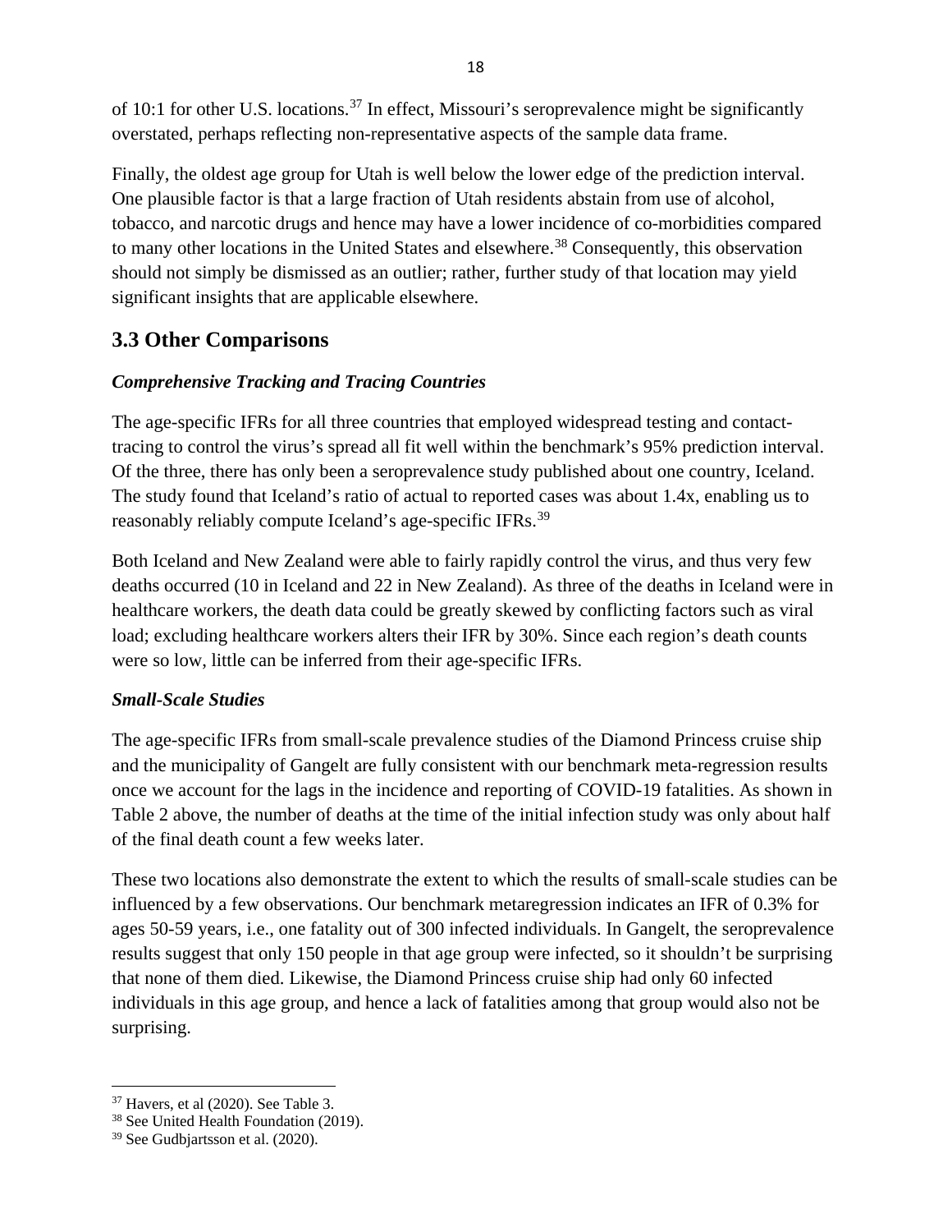of 10:1 for other U.S. locations.[37] In effect, Missouri's seroprevalence might be significantly overstated, perhaps reflecting non-representative aspects of the sample data frame.

Finally, the oldest age group for Utah is well below the lower edge of the prediction interval. One plausible factor is that a large fraction of Utah residents abstain from use of alcohol, tobacco, and narcotic drugs and hence may have a lower incidence of co-morbidities compared to many other locations in the United States and elsewhere.[38] Consequently, this observation should not simply be dismissed as an outlier; rather, further study of that location may yield significant insights that are applicable elsewhere.

## 3.3 Other Comparisons

### *Comprehensive Tracking and Tracing Countries*

The age-specific IFRs for all three countries that employed widespread testing and contact-tracing to control the virus's spread all fit well within the benchmark's 95% prediction interval. Of the three, there has only been a seroprevalence study published about one country, Iceland. The study found that Iceland's ratio of actual to reported cases was about 1.4x, enabling us to reasonably reliably compute Iceland's age-specific IFRs.[39]

Both Iceland and New Zealand were able to fairly rapidly control the virus, and thus very few deaths occurred (10 in Iceland and 22 in New Zealand). As three of the deaths in Iceland were in healthcare workers, the death data could be greatly skewed by conflicting factors such as viral load; excluding healthcare workers alters their IFR by 30%. Since each region's death counts were so low, little can be inferred from their age-specific IFRs.

### *Small-Scale Studies*

The age-specific IFRs from small-scale prevalence studies of the Diamond Princess cruise ship and the municipality of Gangelt are fully consistent with our benchmark meta-regression results once we account for the lags in the incidence and reporting of COVID-19 fatalities. As shown in Table 2 above, the number of deaths at the time of the initial infection study was only about half of the final death count a few weeks later.

These two locations also demonstrate the extent to which the results of small-scale studies can be influenced by a few observations. Our benchmark metaregression indicates an IFR of 0.3% for ages 50-59 years, i.e., one fatality out of 300 infected individuals. In Gangelt, the seroprevalence results suggest that only 150 people in that age group were infected, so it shouldn't be surprising that none of them died. Likewise, the Diamond Princess cruise ship had only 60 infected individuals in this age group, and hence a lack of fatalities among that group would also not be surprising.

---

[37] Havers, et al (2020). See Table 3.

[38] See United Health Foundation (2019).

[39] See Gudbjartsson et al. (2020).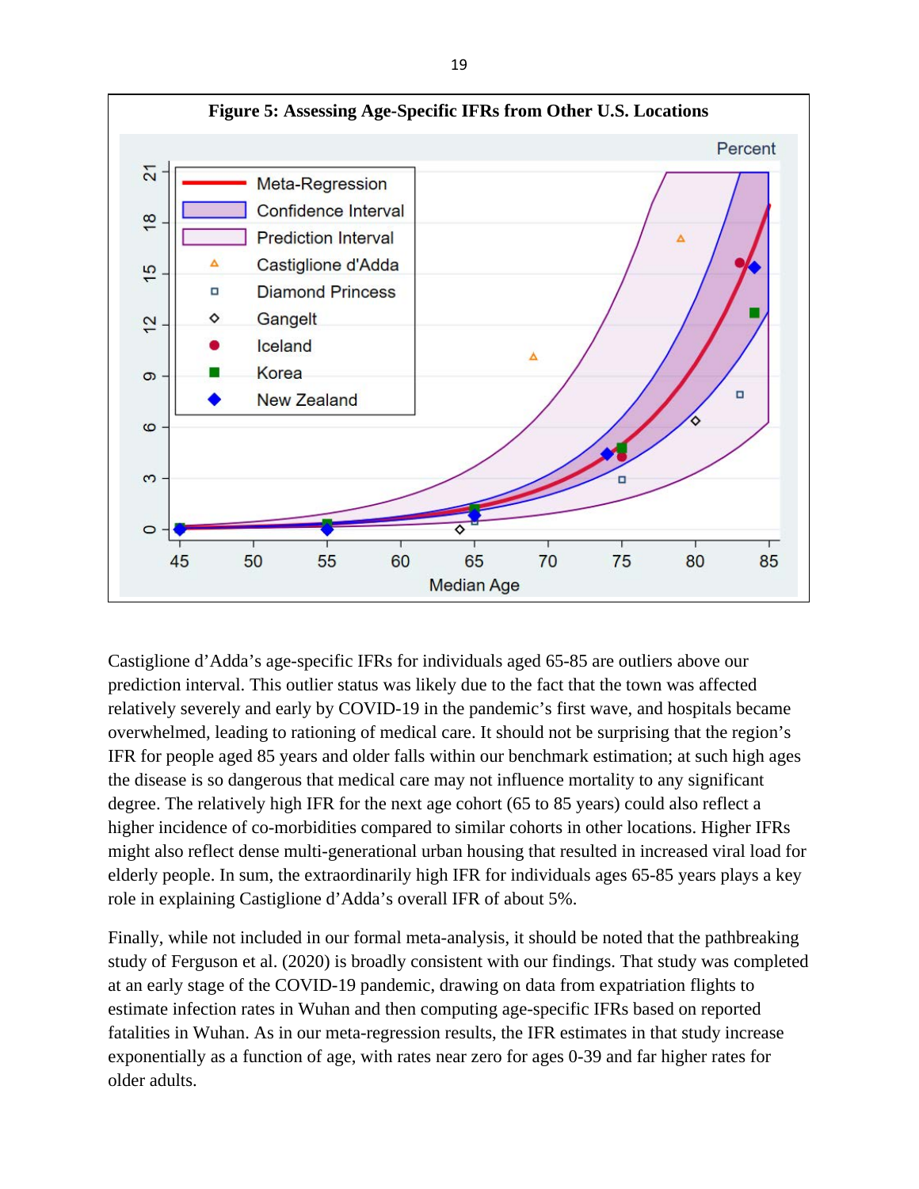**Figure 5: Assessing Age-Specific IFRs from Other U.S. Locations**

Castiglione d'Adda's age-specific IFRs for individuals aged 65-85 are outliers above our prediction interval. This outlier status was likely due to the fact that the town was affected relatively severely and early by COVID-19 in the pandemic's first wave, and hospitals became overwhelmed, leading to rationing of medical care. It should not be surprising that the region's IFR for people aged 85 years and older falls within our benchmark estimation; at such high ages the disease is so dangerous that medical care may not influence mortality to any significant degree. The relatively high IFR for the next age cohort (65 to 85 years) could also reflect a higher incidence of co-morbidities compared to similar cohorts in other locations. Higher IFRs might also reflect dense multi-generational urban housing that resulted in increased viral load for elderly people. In sum, the extraordinarily high IFR for individuals ages 65-85 years plays a key role in explaining Castiglione d'Adda's overall IFR of about 5%.

Finally, while not included in our formal meta-analysis, it should be noted that the pathbreaking study of Ferguson et al. (2020) is broadly consistent with our findings. That study was completed at an early stage of the COVID-19 pandemic, drawing on data from expatriation flights to estimate infection rates in Wuhan and then computing age-specific IFRs based on reported fatalities in Wuhan. As in our meta-regression results, the IFR estimates in that study increase exponentially as a function of age, with rates near zero for ages 0-39 and far higher rates for older adults.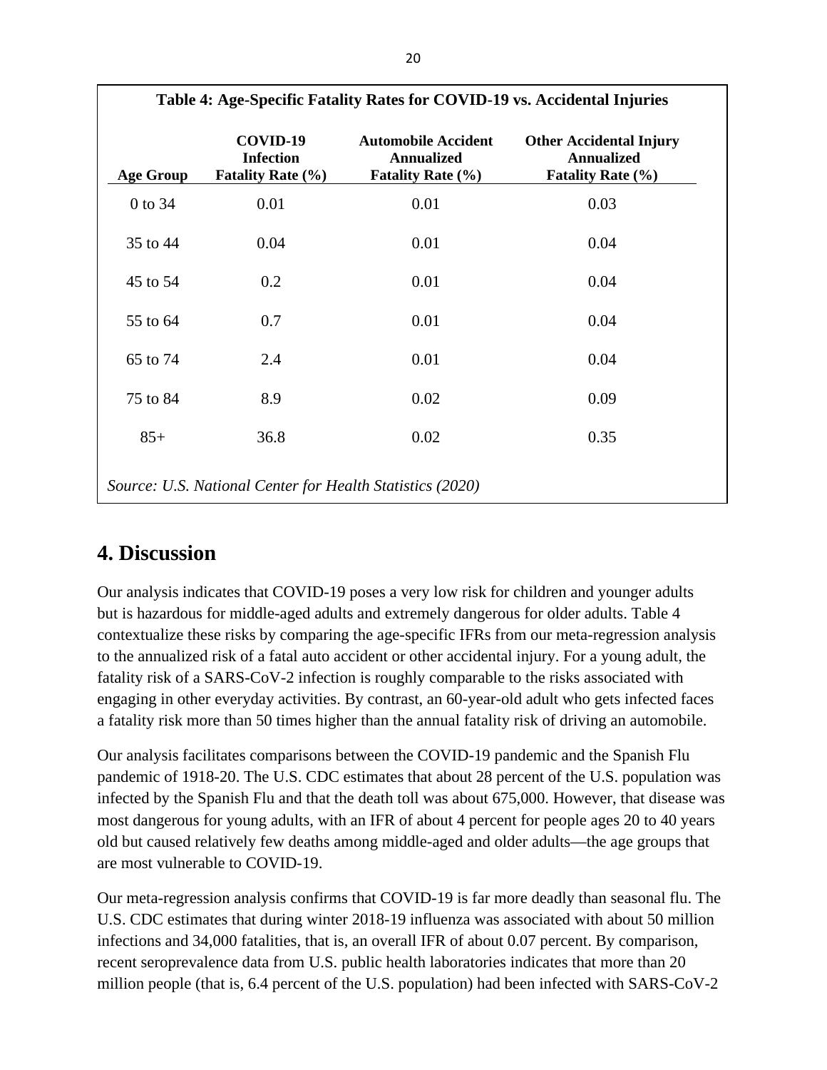**Table 4: Age-Specific Fatality Rates for COVID-19 vs. Accidental Injuries**

| Age Group | COVID-19 Infection Fatality Rate (%) | Automobile Accident Annualized Fatality Rate (%) | Other Accidental Injury Annualized Fatality Rate (%) |
|---|---|---|---|
| 0 to 34 | 0.01 | 0.01 | 0.03 |
| 35 to 44 | 0.04 | 0.01 | 0.04 |
| 45 to 54 | 0.2 | 0.01 | 0.04 |
| 55 to 64 | 0.7 | 0.01 | 0.04 |
| 65 to 74 | 2.4 | 0.01 | 0.04 |
| 75 to 84 | 8.9 | 0.02 | 0.09 |
| 85+ | 36.8 | 0.02 | 0.35 |

*Source: U.S. National Center for Health Statistics (2020)*

# 4. Discussion

Our analysis indicates that COVID-19 poses a very low risk for children and younger adults but is hazardous for middle-aged adults and extremely dangerous for older adults. Table 4 contextualize these risks by comparing the age-specific IFRs from our meta-regression analysis to the annualized risk of a fatal auto accident or other accidental injury. For a young adult, the fatality risk of a SARS-CoV-2 infection is roughly comparable to the risks associated with engaging in other everyday activities. By contrast, an 60-year-old adult who gets infected faces a fatality risk more than 50 times higher than the annual fatality risk of driving an automobile.

Our analysis facilitates comparisons between the COVID-19 pandemic and the Spanish Flu pandemic of 1918-20. The U.S. CDC estimates that about 28 percent of the U.S. population was infected by the Spanish Flu and that the death toll was about 675,000. However, that disease was most dangerous for young adults, with an IFR of about 4 percent for people ages 20 to 40 years old but caused relatively few deaths among middle-aged and older adults—the age groups that are most vulnerable to COVID-19.

Our meta-regression analysis confirms that COVID-19 is far more deadly than seasonal flu. The U.S. CDC estimates that during winter 2018-19 influenza was associated with about 50 million infections and 34,000 fatalities, that is, an overall IFR of about 0.07 percent. By comparison, recent seroprevalence data from U.S. public health laboratories indicates that more than 20 million people (that is, 6.4 percent of the U.S. population) had been infected with SARS-CoV-2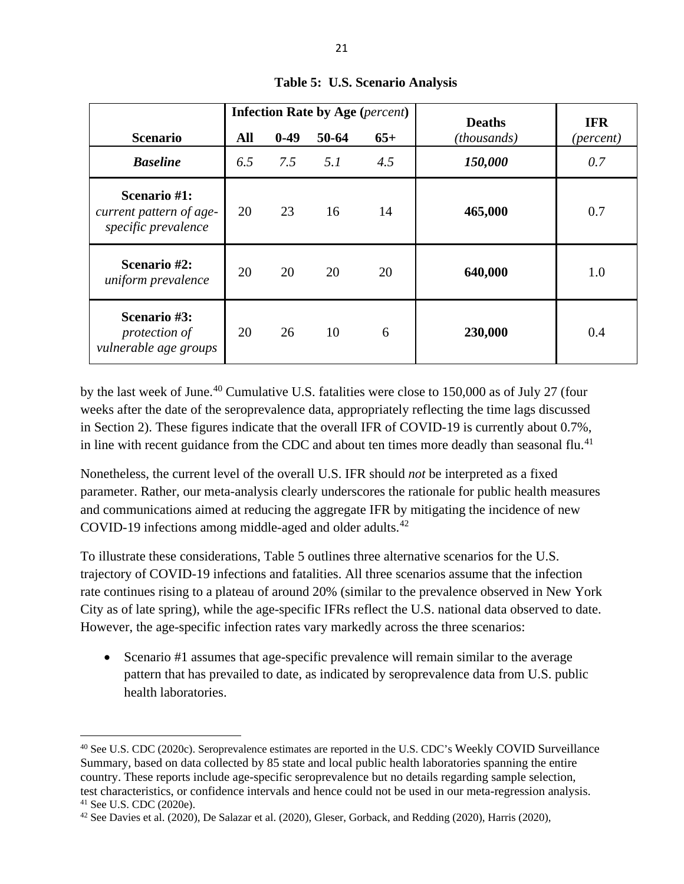**Table 5: U.S. Scenario Analysis**

| Scenario | Infection Rate by Age (*percent*) | | | | Deaths (*thousands*) | IFR (*percent*) |
|---|---|---|---|---|---|---|
| | **All** | **0-49** | **50-64** | **65+** | | |
| ***Baseline*** | *6.5* | *7.5* | *5.1* | *4.5* | ***150,000*** | *0.7* |
| **Scenario #1:** *current pattern of age-specific prevalence* | 20 | 23 | 16 | 14 | **465,000** | 0.7 |
| **Scenario #2:** *uniform prevalence* | 20 | 20 | 20 | 20 | **640,000** | 1.0 |
| **Scenario #3:** *protection of vulnerable age groups* | 20 | 26 | 10 | 6 | **230,000** | 0.4 |

by the last week of June.[40] Cumulative U.S. fatalities were close to 150,000 as of July 27 (four weeks after the date of the seroprevalence data, appropriately reflecting the time lags discussed in Section 2). These figures indicate that the overall IFR of COVID-19 is currently about 0.7%, in line with recent guidance from the CDC and about ten times more deadly than seasonal flu.[41]

Nonetheless, the current level of the overall U.S. IFR should *not* be interpreted as a fixed parameter. Rather, our meta-analysis clearly underscores the rationale for public health measures and communications aimed at reducing the aggregate IFR by mitigating the incidence of new COVID-19 infections among middle-aged and older adults.[42]

To illustrate these considerations, Table 5 outlines three alternative scenarios for the U.S. trajectory of COVID-19 infections and fatalities. All three scenarios assume that the infection rate continues rising to a plateau of around 20% (similar to the prevalence observed in New York City as of late spring), while the age-specific IFRs reflect the U.S. national data observed to date. However, the age-specific infection rates vary markedly across the three scenarios:

- Scenario #1 assumes that age-specific prevalence will remain similar to the average pattern that has prevailed to date, as indicated by seroprevalence data from U.S. public health laboratories.

---

[40] See U.S. CDC (2020c). Seroprevalence estimates are reported in the U.S. CDC's Weekly COVID Surveillance Summary, based on data collected by 85 state and local public health laboratories spanning the entire country. These reports include age-specific seroprevalence but no details regarding sample selection, test characteristics, or confidence intervals and hence could not be used in our meta-regression analysis.

[41] See U.S. CDC (2020e).

[42] See Davies et al. (2020), De Salazar et al. (2020), Gleser, Gorback, and Redding (2020), Harris (2020),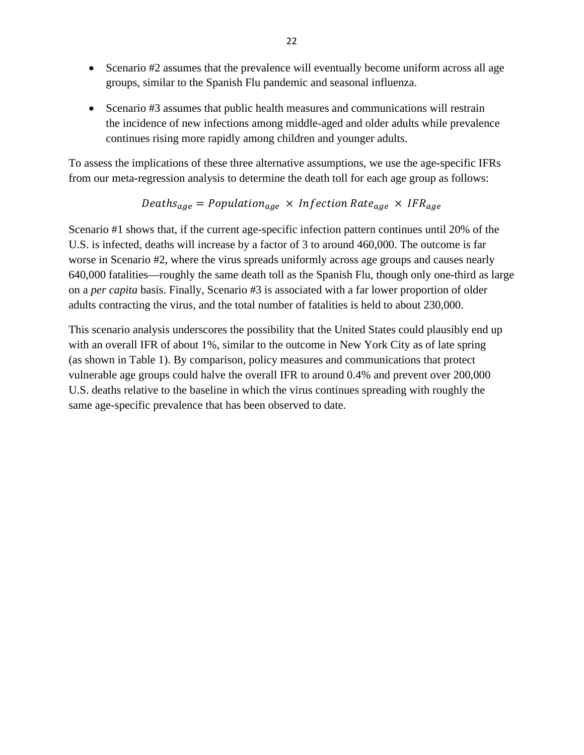- Scenario #2 assumes that the prevalence will eventually become uniform across all age groups, similar to the Spanish Flu pandemic and seasonal influenza.

- Scenario #3 assumes that public health measures and communications will restrain the incidence of new infections among middle-aged and older adults while prevalence continues rising more rapidly among children and younger adults.

To assess the implications of these three alternative assumptions, we use the age-specific IFRs from our meta-regression analysis to determine the death toll for each age group as follows:

$$Deaths_{age} = Population_{age} \times Infection\,Rate_{age} \times IFR_{age}$$

Scenario #1 shows that, if the current age-specific infection pattern continues until 20% of the U.S. is infected, deaths will increase by a factor of 3 to around 460,000. The outcome is far worse in Scenario #2, where the virus spreads uniformly across age groups and causes nearly 640,000 fatalities—roughly the same death toll as the Spanish Flu, though only one-third as large on a *per capita* basis. Finally, Scenario #3 is associated with a far lower proportion of older adults contracting the virus, and the total number of fatalities is held to about 230,000.

This scenario analysis underscores the possibility that the United States could plausibly end up with an overall IFR of about 1%, similar to the outcome in New York City as of late spring (as shown in Table 1). By comparison, policy measures and communications that protect vulnerable age groups could halve the overall IFR to around 0.4% and prevent over 200,000 U.S. deaths relative to the baseline in which the virus continues spreading with roughly the same age-specific prevalence that has been observed to date.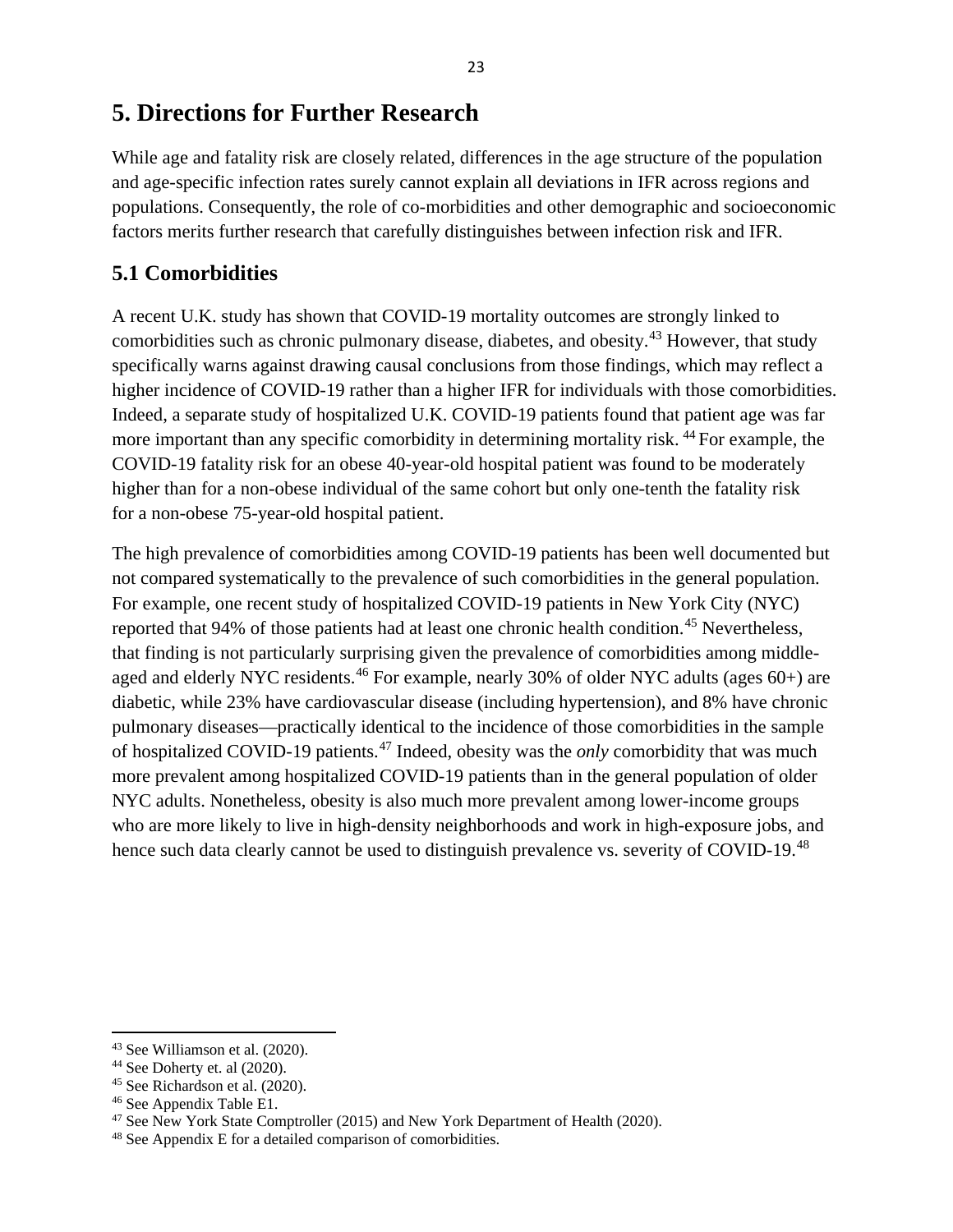# 5. Directions for Further Research

While age and fatality risk are closely related, differences in the age structure of the population and age-specific infection rates surely cannot explain all deviations in IFR across regions and populations. Consequently, the role of co-morbidities and other demographic and socioeconomic factors merits further research that carefully distinguishes between infection risk and IFR.

## 5.1 Comorbidities

A recent U.K. study has shown that COVID-19 mortality outcomes are strongly linked to comorbidities such as chronic pulmonary disease, diabetes, and obesity.[43] However, that study specifically warns against drawing causal conclusions from those findings, which may reflect a higher incidence of COVID-19 rather than a higher IFR for individuals with those comorbidities. Indeed, a separate study of hospitalized U.K. COVID-19 patients found that patient age was far more important than any specific comorbidity in determining mortality risk.[44] For example, the COVID-19 fatality risk for an obese 40-year-old hospital patient was found to be moderately higher than for a non-obese individual of the same cohort but only one-tenth the fatality risk for a non-obese 75-year-old hospital patient.

The high prevalence of comorbidities among COVID-19 patients has been well documented but not compared systematically to the prevalence of such comorbidities in the general population. For example, one recent study of hospitalized COVID-19 patients in New York City (NYC) reported that 94% of those patients had at least one chronic health condition.[45] Nevertheless, that finding is not particularly surprising given the prevalence of comorbidities among middle-aged and elderly NYC residents.[46] For example, nearly 30% of older NYC adults (ages 60+) are diabetic, while 23% have cardiovascular disease (including hypertension), and 8% have chronic pulmonary diseases—practically identical to the incidence of those comorbidities in the sample of hospitalized COVID-19 patients.[47] Indeed, obesity was the *only* comorbidity that was much more prevalent among hospitalized COVID-19 patients than in the general population of older NYC adults. Nonetheless, obesity is also much more prevalent among lower-income groups who are more likely to live in high-density neighborhoods and work in high-exposure jobs, and hence such data clearly cannot be used to distinguish prevalence vs. severity of COVID-19.[48]

---

[43] See Williamson et al. (2020).
[44] See Doherty et. al (2020).
[45] See Richardson et al. (2020).
[46] See Appendix Table E1.
[47] See New York State Comptroller (2015) and New York Department of Health (2020).
[48] See Appendix E for a detailed comparison of comorbidities.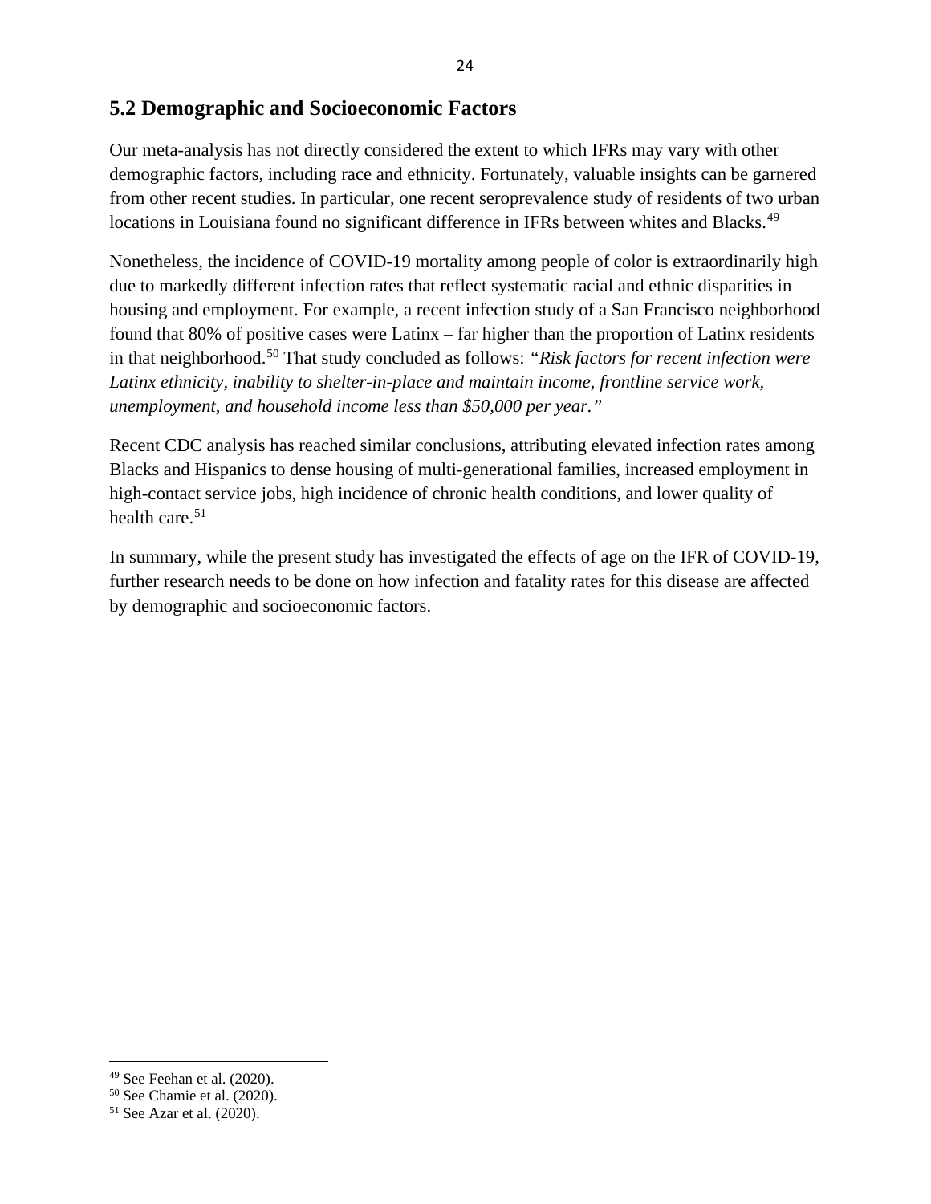## 5.2 Demographic and Socioeconomic Factors

Our meta-analysis has not directly considered the extent to which IFRs may vary with other demographic factors, including race and ethnicity. Fortunately, valuable insights can be garnered from other recent studies. In particular, one recent seroprevalence study of residents of two urban locations in Louisiana found no significant difference in IFRs between whites and Blacks.[49]

Nonetheless, the incidence of COVID-19 mortality among people of color is extraordinarily high due to markedly different infection rates that reflect systematic racial and ethnic disparities in housing and employment. For example, a recent infection study of a San Francisco neighborhood found that 80% of positive cases were Latinx – far higher than the proportion of Latinx residents in that neighborhood.[50] That study concluded as follows: *"Risk factors for recent infection were Latinx ethnicity, inability to shelter-in-place and maintain income, frontline service work, unemployment, and household income less than $50,000 per year."*

Recent CDC analysis has reached similar conclusions, attributing elevated infection rates among Blacks and Hispanics to dense housing of multi-generational families, increased employment in high-contact service jobs, high incidence of chronic health conditions, and lower quality of health care.[51]

In summary, while the present study has investigated the effects of age on the IFR of COVID-19, further research needs to be done on how infection and fatality rates for this disease are affected by demographic and socioeconomic factors.

---

[49] See Feehan et al. (2020).
[50] See Chamie et al. (2020).
[51] See Azar et al. (2020).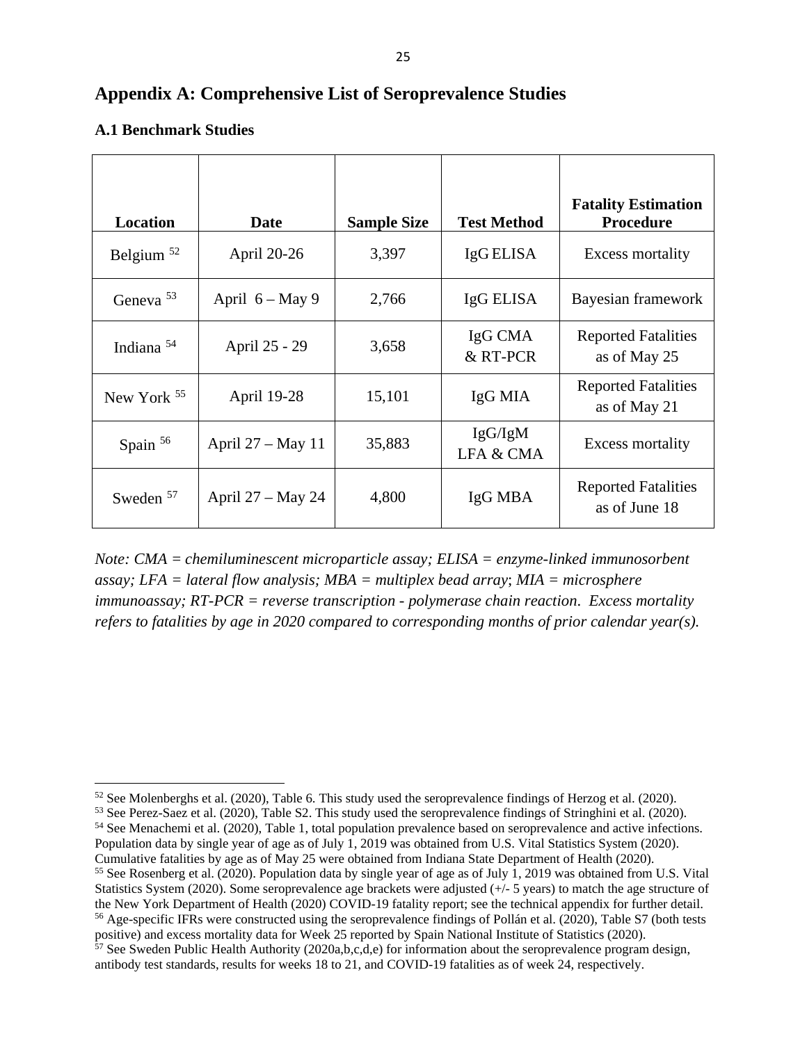## Appendix A: Comprehensive List of Seroprevalence Studies

### A.1 Benchmark Studies

| Location | Date | Sample Size | Test Method | Fatality Estimation Procedure |
|---|---|---|---|---|
| Belgium [52] | April 20-26 | 3,397 | IgG ELISA | Excess mortality |
| Geneva [53] | April 6 – May 9 | 2,766 | IgG ELISA | Bayesian framework |
| Indiana [54] | April 25 - 29 | 3,658 | IgG CMA & RT-PCR | Reported Fatalities as of May 25 |
| New York [55] | April 19-28 | 15,101 | IgG MIA | Reported Fatalities as of May 21 |
| Spain [56] | April 27 – May 11 | 35,883 | IgG/IgM LFA & CMA | Excess mortality |
| Sweden [57] | April 27 – May 24 | 4,800 | IgG MBA | Reported Fatalities as of June 18 |

*Note: CMA = chemiluminescent microparticle assay; ELISA = enzyme-linked immunosorbent assay; LFA = lateral flow analysis; MBA = multiplex bead array; MIA = microsphere immunoassay; RT-PCR = reverse transcription - polymerase chain reaction. Excess mortality refers to fatalities by age in 2020 compared to corresponding months of prior calendar year(s).*

---

[52] See Molenberghs et al. (2020), Table 6. This study used the seroprevalence findings of Herzog et al. (2020).

[53] See Perez-Saez et al. (2020), Table S2. This study used the seroprevalence findings of Stringhini et al. (2020).

[54] See Menachemi et al. (2020), Table 1, total population prevalence based on seroprevalence and active infections. Population data by single year of age as of July 1, 2019 was obtained from U.S. Vital Statistics System (2020). Cumulative fatalities by age as of May 25 were obtained from Indiana State Department of Health (2020).

[55] See Rosenberg et al. (2020). Population data by single year of age as of July 1, 2019 was obtained from U.S. Vital Statistics System (2020). Some seroprevalence age brackets were adjusted (+/- 5 years) to match the age structure of the New York Department of Health (2020) COVID-19 fatality report; see the technical appendix for further detail.

[56] Age-specific IFRs were constructed using the seroprevalence findings of Pollán et al. (2020), Table S7 (both tests positive) and excess mortality data for Week 25 reported by Spain National Institute of Statistics (2020).

[57] See Sweden Public Health Authority (2020a,b,c,d,e) for information about the seroprevalence program design, antibody test standards, results for weeks 18 to 21, and COVID-19 fatalities as of week 24, respectively.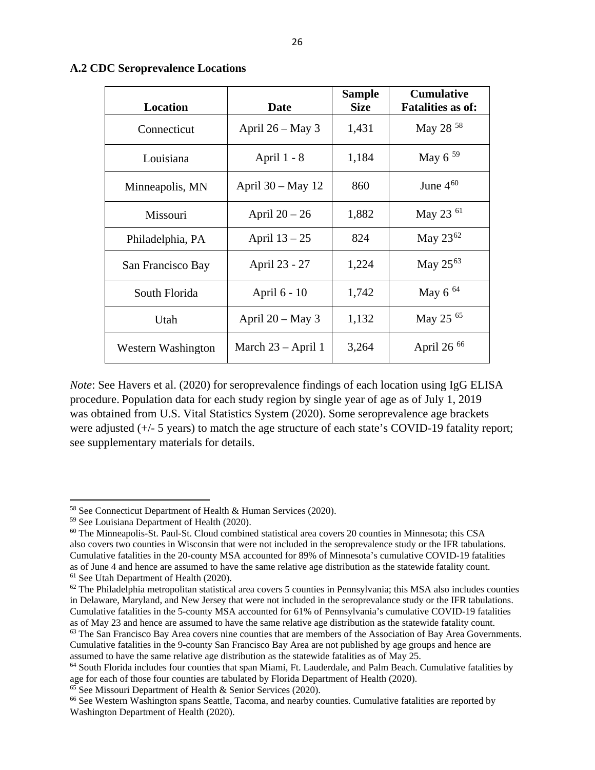### A.2 CDC Seroprevalence Locations

| Location | Date | Sample Size | Cumulative Fatalities as of: |
|---|---|---|---|
| Connecticut | April 26 – May 3 | 1,431 | May 28 [58] |
| Louisiana | April 1 - 8 | 1,184 | May 6 [59] |
| Minneapolis, MN | April 30 – May 12 | 860 | June 4[60] |
| Missouri | April 20 – 26 | 1,882 | May 23 [61] |
| Philadelphia, PA | April 13 – 25 | 824 | May 23[62] |
| San Francisco Bay | April 23 - 27 | 1,224 | May 25[63] |
| South Florida | April 6 - 10 | 1,742 | May 6 [64] |
| Utah | April 20 – May 3 | 1,132 | May 25 [65] |
| Western Washington | March 23 – April 1 | 3,264 | April 26 [66] |

*Note*: See Havers et al. (2020) for seroprevalence findings of each location using IgG ELISA procedure. Population data for each study region by single year of age as of July 1, 2019 was obtained from U.S. Vital Statistics System (2020). Some seroprevalence age brackets were adjusted (+/- 5 years) to match the age structure of each state's COVID-19 fatality report; see supplementary materials for details.

---

[58] See Connecticut Department of Health & Human Services (2020).

[59] See Louisiana Department of Health (2020).

[60] The Minneapolis-St. Paul-St. Cloud combined statistical area covers 20 counties in Minnesota; this CSA also covers two counties in Wisconsin that were not included in the seroprevalence study or the IFR tabulations. Cumulative fatalities in the 20-county MSA accounted for 89% of Minnesota's cumulative COVID-19 fatalities as of June 4 and hence are assumed to have the same relative age distribution as the statewide fatality count.

[61] See Utah Department of Health (2020).

[62] The Philadelphia metropolitan statistical area covers 5 counties in Pennsylvania; this MSA also includes counties in Delaware, Maryland, and New Jersey that were not included in the seroprevalance study or the IFR tabulations. Cumulative fatalities in the 5-county MSA accounted for 61% of Pennsylvania's cumulative COVID-19 fatalities as of May 23 and hence are assumed to have the same relative age distribution as the statewide fatality count.

[63] The San Francisco Bay Area covers nine counties that are members of the Association of Bay Area Governments. Cumulative fatalities in the 9-county San Francisco Bay Area are not published by age groups and hence are assumed to have the same relative age distribution as the statewide fatalities as of May 25.

[64] South Florida includes four counties that span Miami, Ft. Lauderdale, and Palm Beach. Cumulative fatalities by age for each of those four counties are tabulated by Florida Department of Health (2020).

[65] See Missouri Department of Health & Senior Services (2020).

[66] See Western Washington spans Seattle, Tacoma, and nearby counties. Cumulative fatalities are reported by Washington Department of Health (2020).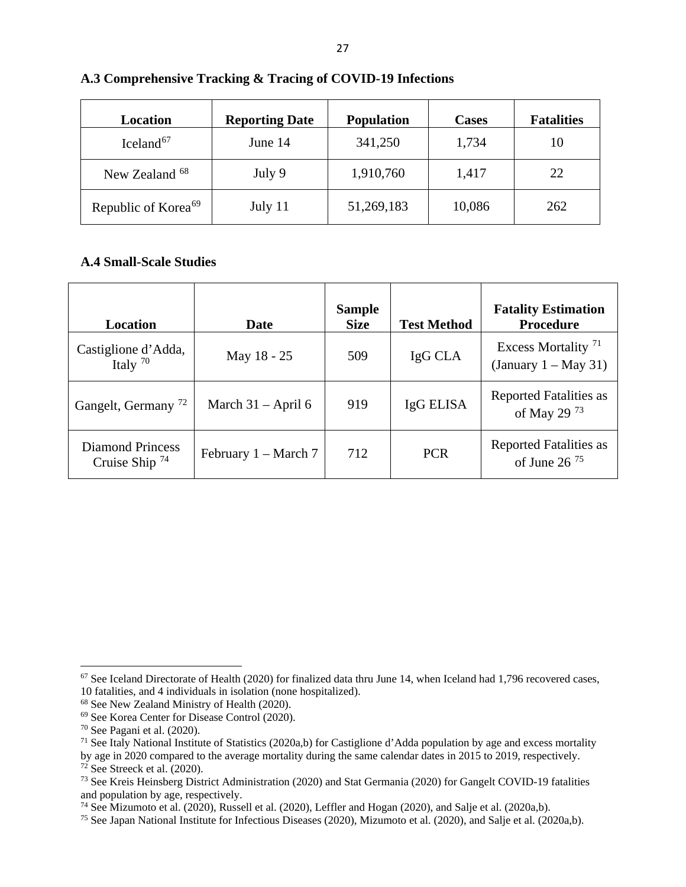### A.3 Comprehensive Tracking & Tracing of COVID-19 Infections

| Location | Reporting Date | Population | Cases | Fatalities |
|---|---|---|---|---|
| Iceland[67] | June 14 | 341,250 | 1,734 | 10 |
| New Zealand [68] | July 9 | 1,910,760 | 1,417 | 22 |
| Republic of Korea[69] | July 11 | 51,269,183 | 10,086 | 262 |

### A.4 Small-Scale Studies

| Location | Date | Sample Size | Test Method | Fatality Estimation Procedure |
|---|---|---|---|---|
| Castiglione d'Adda, Italy [70] | May 18 - 25 | 509 | IgG CLA | Excess Mortality [71] (January 1 – May 31) |
| Gangelt, Germany [72] | March 31 – April 6 | 919 | IgG ELISA | Reported Fatalities as of May 29 [73] |
| Diamond Princess Cruise Ship [74] | February 1 – March 7 | 712 | PCR | Reported Fatalities as of June 26 [75] |

---

[67] See Iceland Directorate of Health (2020) for finalized data thru June 14, when Iceland had 1,796 recovered cases, 10 fatalities, and 4 individuals in isolation (none hospitalized).

[68] See New Zealand Ministry of Health (2020).

[69] See Korea Center for Disease Control (2020).

[70] See Pagani et al. (2020).

[71] See Italy National Institute of Statistics (2020a,b) for Castiglione d'Adda population by age and excess mortality by age in 2020 compared to the average mortality during the same calendar dates in 2015 to 2019, respectively.

[72] See Streeck et al. (2020).

[73] See Kreis Heinsberg District Administration (2020) and Stat Germania (2020) for Gangelt COVID-19 fatalities and population by age, respectively.

[74] See Mizumoto et al. (2020), Russell et al. (2020), Leffler and Hogan (2020), and Salje et al. (2020a,b).

[75] See Japan National Institute for Infectious Diseases (2020), Mizumoto et al. (2020), and Salje et al. (2020a,b).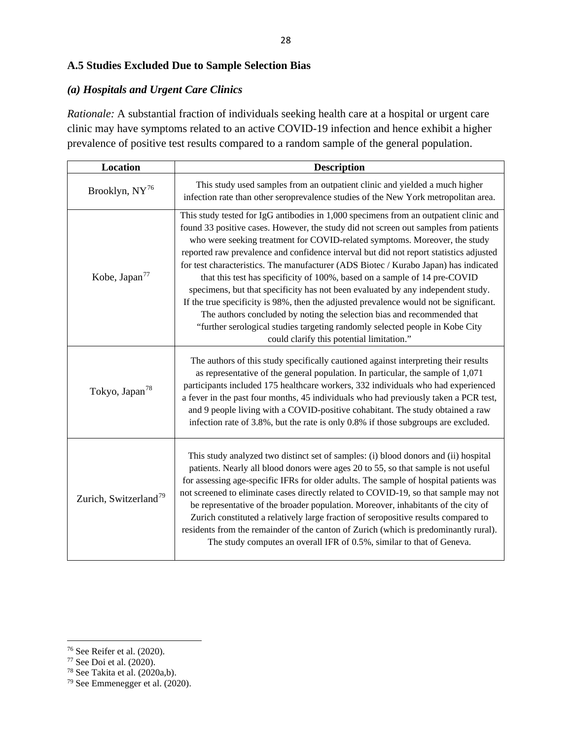### A.5 Studies Excluded Due to Sample Selection Bias

#### *(a) Hospitals and Urgent Care Clinics*

*Rationale:* A substantial fraction of individuals seeking health care at a hospital or urgent care clinic may have symptoms related to an active COVID-19 infection and hence exhibit a higher prevalence of positive test results compared to a random sample of the general population.

| Location | Description |
|---|---|
| Brooklyn, NY[76] | This study used samples from an outpatient clinic and yielded a much higher infection rate than other seroprevalence studies of the New York metropolitan area. |
| Kobe, Japan[77] | This study tested for IgG antibodies in 1,000 specimens from an outpatient clinic and found 33 positive cases. However, the study did not screen out samples from patients who were seeking treatment for COVID-related symptoms. Moreover, the study reported raw prevalence and confidence interval but did not report statistics adjusted for test characteristics. The manufacturer (ADS Biotec / Kurabo Japan) has indicated that this test has specificity of 100%, based on a sample of 14 pre-COVID specimens, but that specificity has not been evaluated by any independent study. If the true specificity is 98%, then the adjusted prevalence would not be significant. The authors concluded by noting the selection bias and recommended that "further serological studies targeting randomly selected people in Kobe City could clarify this potential limitation." |
| Tokyo, Japan[78] | The authors of this study specifically cautioned against interpreting their results as representative of the general population. In particular, the sample of 1,071 participants included 175 healthcare workers, 332 individuals who had experienced a fever in the past four months, 45 individuals who had previously taken a PCR test, and 9 people living with a COVID-positive cohabitant. The study obtained a raw infection rate of 3.8%, but the rate is only 0.8% if those subgroups are excluded. |
| Zurich, Switzerland[79] | This study analyzed two distinct set of samples: (i) blood donors and (ii) hospital patients. Nearly all blood donors were ages 20 to 55, so that sample is not useful for assessing age-specific IFRs for older adults. The sample of hospital patients was not screened to eliminate cases directly related to COVID-19, so that sample may not be representative of the broader population. Moreover, inhabitants of the city of Zurich constituted a relatively large fraction of seropositive results compared to residents from the remainder of the canton of Zurich (which is predominantly rural). The study computes an overall IFR of 0.5%, similar to that of Geneva. |

[76] See Reifer et al. (2020).
[77] See Doi et al. (2020).
[78] See Takita et al. (2020a,b).
[79] See Emmenegger et al. (2020).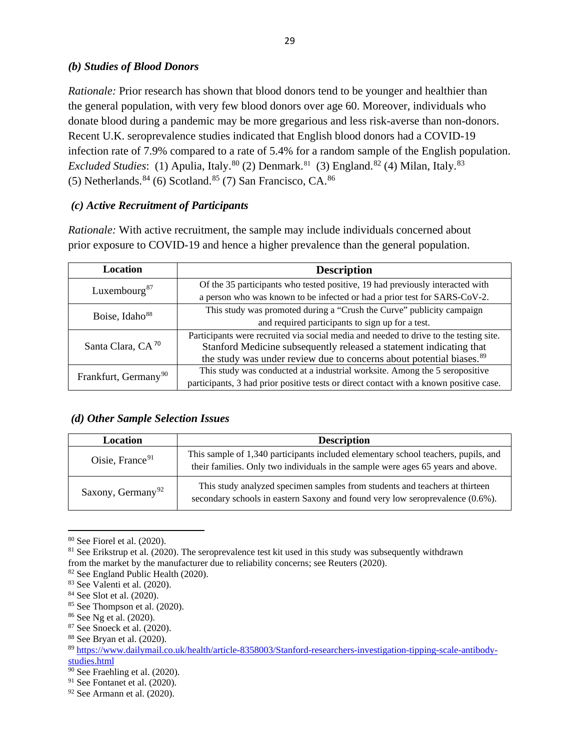### *(b) Studies of Blood Donors*

*Rationale:* Prior research has shown that blood donors tend to be younger and healthier than the general population, with very few blood donors over age 60. Moreover, individuals who donate blood during a pandemic may be more gregarious and less risk-averse than non-donors. Recent U.K. seroprevalence studies indicated that English blood donors had a COVID-19 infection rate of 7.9% compared to a rate of 5.4% for a random sample of the English population. *Excluded Studies*: (1) Apulia, Italy.[80] (2) Denmark.[81] (3) England.[82] (4) Milan, Italy.[83] (5) Netherlands.[84] (6) Scotland.[85] (7) San Francisco, CA.[86]

### *(c) Active Recruitment of Participants*

*Rationale:* With active recruitment, the sample may include individuals concerned about prior exposure to COVID-19 and hence a higher prevalence than the general population.

| Location | Description |
|---|---|
| Luxembourg[87] | Of the 35 participants who tested positive, 19 had previously interacted with a person who was known to be infected or had a prior test for SARS-CoV-2. |
| Boise, Idaho[88] | This study was promoted during a "Crush the Curve" publicity campaign and required participants to sign up for a test. |
| Santa Clara, CA[70] | Participants were recruited via social media and needed to drive to the testing site. Stanford Medicine subsequently released a statement indicating that the study was under review due to concerns about potential biases.[89] |
| Frankfurt, Germany[90] | This study was conducted at a industrial worksite. Among the 5 seropositive participants, 3 had prior positive tests or direct contact with a known positive case. |

### *(d) Other Sample Selection Issues*

| Location | Description |
|---|---|
| Oisie, France[91] | This sample of 1,340 participants included elementary school teachers, pupils, and their families. Only two individuals in the sample were ages 65 years and above. |
| Saxony, Germany[92] | This study analyzed specimen samples from students and teachers at thirteen secondary schools in eastern Saxony and found very low seroprevalence (0.6%). |

---

[80] See Fiorel et al. (2020).

[81] See Erikstrup et al. (2020). The seroprevalence test kit used in this study was subsequently withdrawn from the market by the manufacturer due to reliability concerns; see Reuters (2020).

[82] See England Public Health (2020).

[83] See Valenti et al. (2020).

[84] See Slot et al. (2020).

[85] See Thompson et al. (2020).

[86] See Ng et al. (2020).

[87] See Snoeck et al. (2020).

[88] See Bryan et al. (2020).

[89] https://www.dailymail.co.uk/health/article-8358003/Stanford-researchers-investigation-tipping-scale-antibody-studies.html

[90] See Fraehling et al. (2020).

[91] See Fontanet et al. (2020).

[92] See Armann et al. (2020).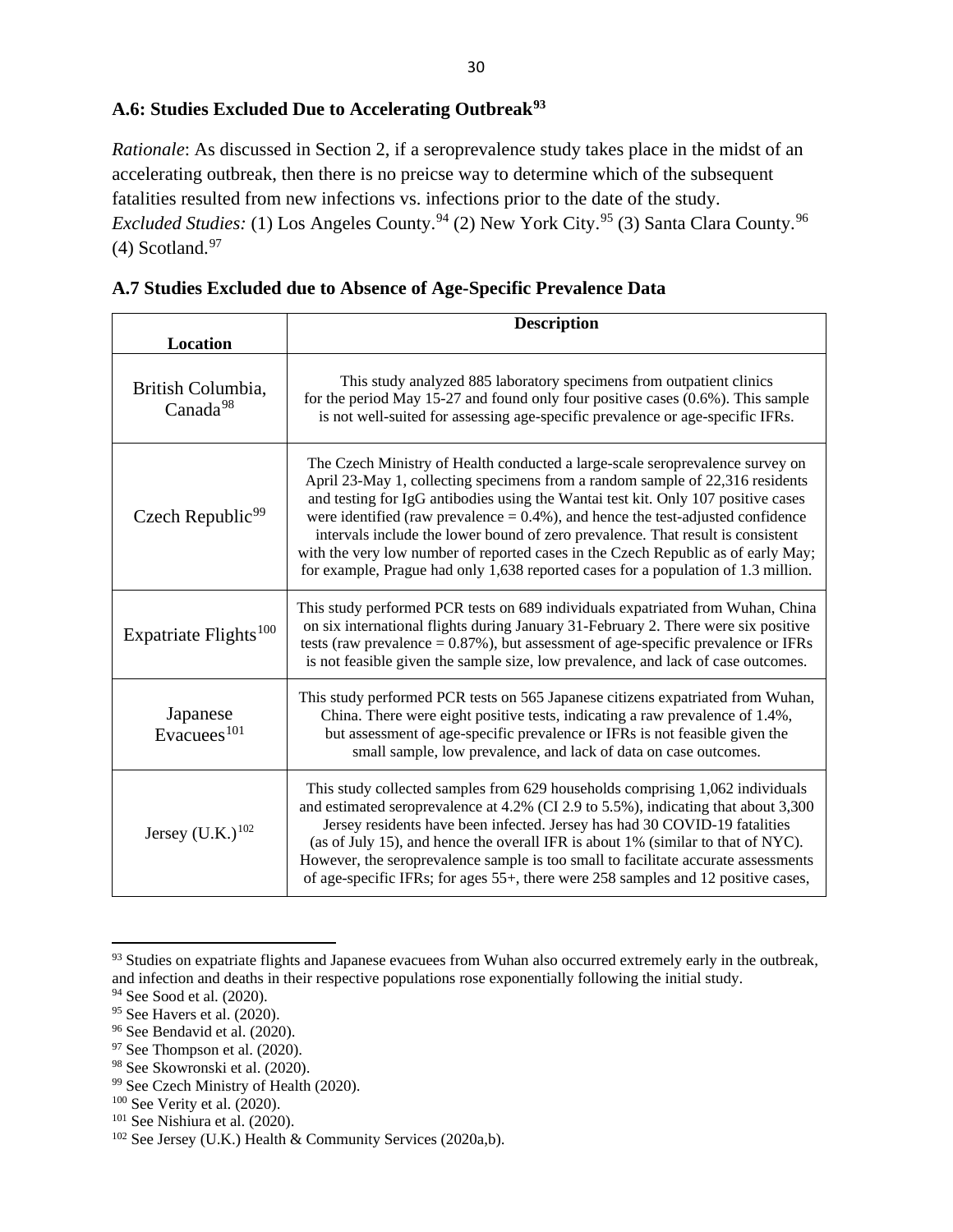### A.6: Studies Excluded Due to Accelerating Outbreak[93]

*Rationale*: As discussed in Section 2, if a seroprevalence study takes place in the midst of an accelerating outbreak, then there is no preicse way to determine which of the subsequent fatalities resulted from new infections vs. infections prior to the date of the study.
*Excluded Studies:* (1) Los Angeles County.[94] (2) New York City.[95] (3) Santa Clara County.[96] (4) Scotland.[97]

### A.7 Studies Excluded due to Absence of Age-Specific Prevalence Data

| Location | Description |
|---|---|
| British Columbia, Canada[98] | This study analyzed 885 laboratory specimens from outpatient clinics for the period May 15-27 and found only four positive cases (0.6%). This sample is not well-suited for assessing age-specific prevalence or age-specific IFRs. |
| Czech Republic[99] | The Czech Ministry of Health conducted a large-scale seroprevalence survey on April 23-May 1, collecting specimens from a random sample of 22,316 residents and testing for IgG antibodies using the Wantai test kit. Only 107 positive cases were identified (raw prevalence = 0.4%), and hence the test-adjusted confidence intervals include the lower bound of zero prevalence. That result is consistent with the very low number of reported cases in the Czech Republic as of early May; for example, Prague had only 1,638 reported cases for a population of 1.3 million. |
| Expatriate Flights[100] | This study performed PCR tests on 689 individuals expatriated from Wuhan, China on six international flights during January 31-February 2. There were six positive tests (raw prevalence = 0.87%), but assessment of age-specific prevalence or IFRs is not feasible given the sample size, low prevalence, and lack of case outcomes. |
| Japanese Evacuees[101] | This study performed PCR tests on 565 Japanese citizens expatriated from Wuhan, China. There were eight positive tests, indicating a raw prevalence of 1.4%, but assessment of age-specific prevalence or IFRs is not feasible given the small sample, low prevalence, and lack of data on case outcomes. |
| Jersey (U.K.)[102] | This study collected samples from 629 households comprising 1,062 individuals and estimated seroprevalence at 4.2% (CI 2.9 to 5.5%), indicating that about 3,300 Jersey residents have been infected. Jersey has had 30 COVID-19 fatalities (as of July 15), and hence the overall IFR is about 1% (similar to that of NYC). However, the seroprevalence sample is too small to facilitate accurate assessments of age-specific IFRs; for ages 55+, there were 258 samples and 12 positive cases, |

---

[93] Studies on expatriate flights and Japanese evacuees from Wuhan also occurred extremely early in the outbreak, and infection and deaths in their respective populations rose exponentially following the initial study.
[94] See Sood et al. (2020).
[95] See Havers et al. (2020).
[96] See Bendavid et al. (2020).
[97] See Thompson et al. (2020).
[98] See Skowronski et al. (2020).
[99] See Czech Ministry of Health (2020).
[100] See Verity et al. (2020).
[101] See Nishiura et al. (2020).
[102] See Jersey (U.K.) Health & Community Services (2020a,b).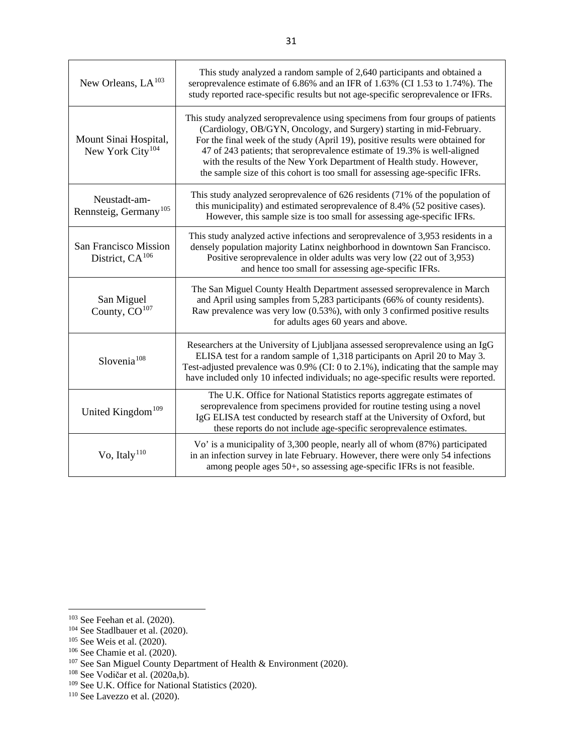| | |
|---|---|
| New Orleans, LA[103] | This study analyzed a random sample of 2,640 participants and obtained a seroprevalence estimate of 6.86% and an IFR of 1.63% (CI 1.53 to 1.74%). The study reported race-specific results but not age-specific seroprevalence or IFRs. |
| Mount Sinai Hospital, New York City[104] | This study analyzed seroprevalence using specimens from four groups of patients (Cardiology, OB/GYN, Oncology, and Surgery) starting in mid-February. For the final week of the study (April 19), positive results were obtained for 47 of 243 patients; that seroprevalence estimate of 19.3% is well-aligned with the results of the New York Department of Health study. However, the sample size of this cohort is too small for assessing age-specific IFRs. |
| Neustadt-am-Rennsteig, Germany[105] | This study analyzed seroprevalence of 626 residents (71% of the population of this municipality) and estimated seroprevalence of 8.4% (52 positive cases). However, this sample size is too small for assessing age-specific IFRs. |
| San Francisco Mission District, CA[106] | This study analyzed active infections and seroprevalence of 3,953 residents in a densely population majority Latinx neighborhood in downtown San Francisco. Positive seroprevalence in older adults was very low (22 out of 3,953) and hence too small for assessing age-specific IFRs. |
| San Miguel County, CO[107] | The San Miguel County Health Department assessed seroprevalence in March and April using samples from 5,283 participants (66% of county residents). Raw prevalence was very low (0.53%), with only 3 confirmed positive results for adults ages 60 years and above. |
| Slovenia[108] | Researchers at the University of Ljubljana assessed seroprevalence using an IgG ELISA test for a random sample of 1,318 participants on April 20 to May 3. Test-adjusted prevalence was 0.9% (CI: 0 to 2.1%), indicating that the sample may have included only 10 infected individuals; no age-specific results were reported. |
| United Kingdom[109] | The U.K. Office for National Statistics reports aggregate estimates of seroprevalence from specimens provided for routine testing using a novel IgG ELISA test conducted by research staff at the University of Oxford, but these reports do not include age-specific seroprevalence estimates. |
| Vo, Italy[110] | Vo' is a municipality of 3,300 people, nearly all of whom (87%) participated in an infection survey in late February. However, there were only 54 infections among people ages 50+, so assessing age-specific IFRs is not feasible. |

[103] See Feehan et al. (2020).
[104] See Stadlbauer et al. (2020).
[105] See Weis et al. (2020).
[106] See Chamie et al. (2020).
[107] See San Miguel County Department of Health & Environment (2020).
[108] See Vodičar et al. (2020a,b).
[109] See U.K. Office for National Statistics (2020).
[110] See Lavezzo et al. (2020).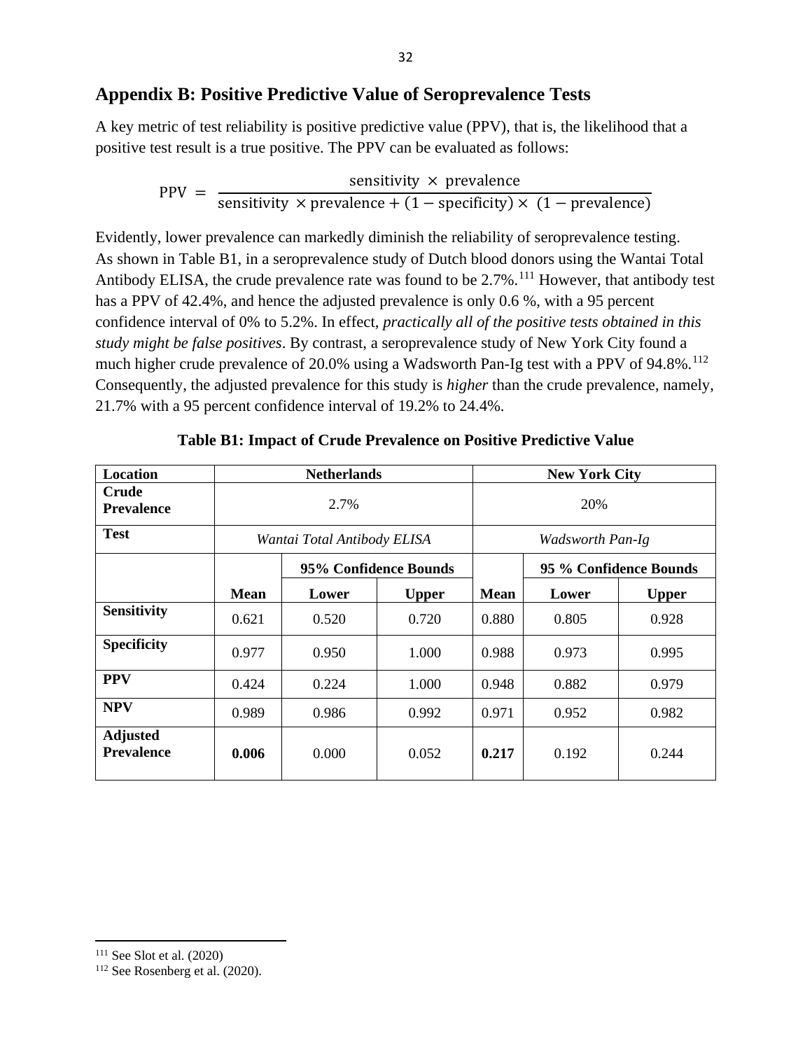## Appendix B: Positive Predictive Value of Seroprevalence Tests

A key metric of test reliability is positive predictive value (PPV), that is, the likelihood that a positive test result is a true positive. The PPV can be evaluated as follows:

$$\text{PPV} = \frac{\text{sensitivity} \times \text{prevalence}}{\text{sensitivity} \times \text{prevalence} + (1 - \text{specificity}) \times (1 - \text{prevalence})}$$

Evidently, lower prevalence can markedly diminish the reliability of seroprevalence testing. As shown in Table B1, in a seroprevalence study of Dutch blood donors using the Wantai Total Antibody ELISA, the crude prevalence rate was found to be 2.7%.[111] However, that antibody test has a PPV of 42.4%, and hence the adjusted prevalence is only 0.6 %, with a 95 percent confidence interval of 0% to 5.2%. In effect, *practically all of the positive tests obtained in this study might be false positives*. By contrast, a seroprevalence study of New York City found a much higher crude prevalence of 20.0% using a Wadsworth Pan-Ig test with a PPV of 94.8%.[112] Consequently, the adjusted prevalence for this study is *higher* than the crude prevalence, namely, 21.7% with a 95 percent confidence interval of 19.2% to 24.4%.

**Table B1: Impact of Crude Prevalence on Positive Predictive Value**

| **Location** | **Netherlands** | | | **New York City** | | |
|---|---|---|---|---|---|---|
| **Crude Prevalence** | 2.7% | | | 20% | | |
| **Test** | *Wantai Total Antibody ELISA* | | | *Wadsworth Pan-Ig* | | |
| | | **95% Confidence Bounds** | | | **95 % Confidence Bounds** | |
| | **Mean** | **Lower** | **Upper** | **Mean** | **Lower** | **Upper** |
| **Sensitivity** | 0.621 | 0.520 | 0.720 | 0.880 | 0.805 | 0.928 |
| **Specificity** | 0.977 | 0.950 | 1.000 | 0.988 | 0.973 | 0.995 |
| **PPV** | 0.424 | 0.224 | 1.000 | 0.948 | 0.882 | 0.979 |
| **NPV** | 0.989 | 0.986 | 0.992 | 0.971 | 0.952 | 0.982 |
| **Adjusted Prevalence** | **0.006** | 0.000 | 0.052 | **0.217** | 0.192 | 0.244 |

[111] See Slot et al. (2020)

[112] See Rosenberg et al. (2020).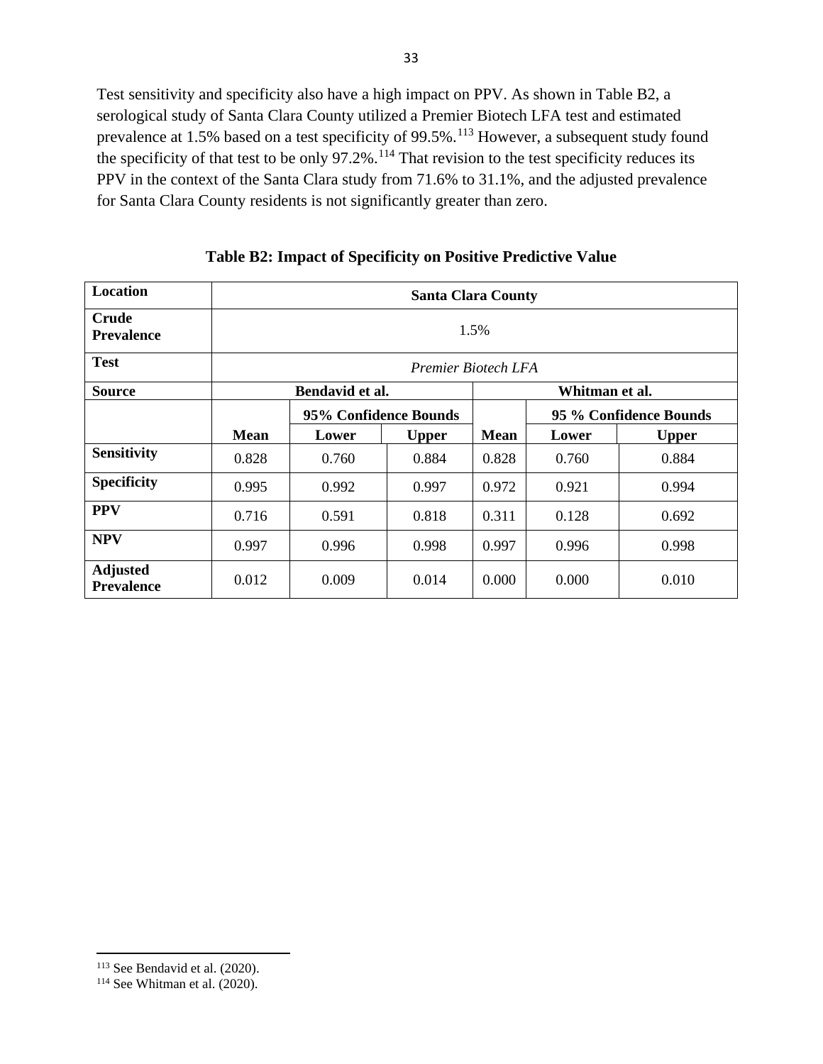Test sensitivity and specificity also have a high impact on PPV. As shown in Table B2, a serological study of Santa Clara County utilized a Premier Biotech LFA test and estimated prevalence at 1.5% based on a test specificity of 99.5%.[113] However, a subsequent study found the specificity of that test to be only 97.2%.[114] That revision to the test specificity reduces its PPV in the context of the Santa Clara study from 71.6% to 31.1%, and the adjusted prevalence for Santa Clara County residents is not significantly greater than zero.

**Table B2: Impact of Specificity on Positive Predictive Value**

| **Location** | **Santa Clara County** | | | | | |
|---|---|---|---|---|---|---|
| **Crude Prevalence** | 1.5% | | | | | |
| **Test** | *Premier Biotech LFA* | | | | | |
| **Source** | **Bendavid et al.** | | | **Whitman et al.** | | |
| | | **95% Confidence Bounds** | | | **95 % Confidence Bounds** | |
| | **Mean** | **Lower** | **Upper** | **Mean** | **Lower** | **Upper** |
| **Sensitivity** | 0.828 | 0.760 | 0.884 | 0.828 | 0.760 | 0.884 |
| **Specificity** | 0.995 | 0.992 | 0.997 | 0.972 | 0.921 | 0.994 |
| **PPV** | 0.716 | 0.591 | 0.818 | 0.311 | 0.128 | 0.692 |
| **NPV** | 0.997 | 0.996 | 0.998 | 0.997 | 0.996 | 0.998 |
| **Adjusted Prevalence** | 0.012 | 0.009 | 0.014 | 0.000 | 0.000 | 0.010 |

[113] See Bendavid et al. (2020).

[114] See Whitman et al. (2020).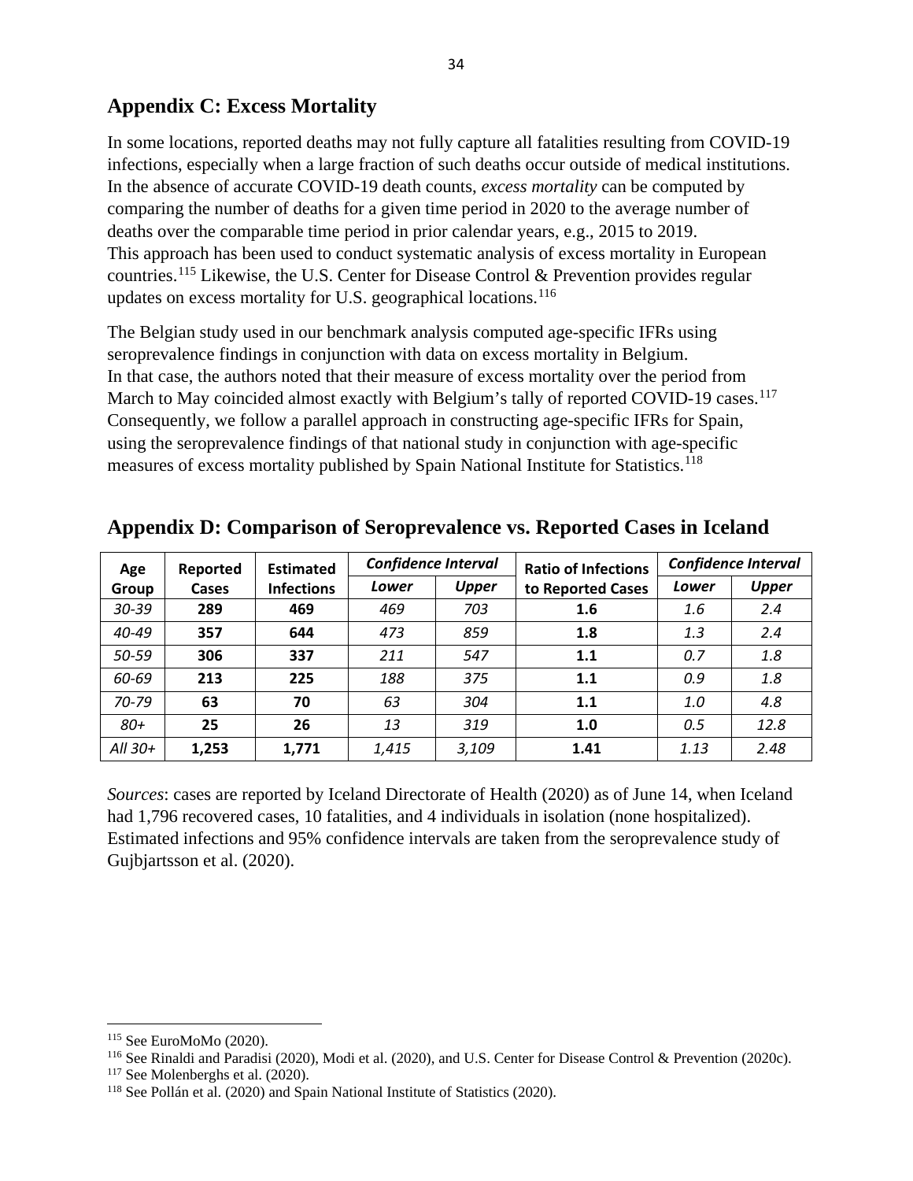## Appendix C: Excess Mortality

In some locations, reported deaths may not fully capture all fatalities resulting from COVID-19 infections, especially when a large fraction of such deaths occur outside of medical institutions. In the absence of accurate COVID-19 death counts, *excess mortality* can be computed by comparing the number of deaths for a given time period in 2020 to the average number of deaths over the comparable time period in prior calendar years, e.g., 2015 to 2019. This approach has been used to conduct systematic analysis of excess mortality in European countries.[115] Likewise, the U.S. Center for Disease Control & Prevention provides regular updates on excess mortality for U.S. geographical locations.[116]

The Belgian study used in our benchmark analysis computed age-specific IFRs using seroprevalence findings in conjunction with data on excess mortality in Belgium. In that case, the authors noted that their measure of excess mortality over the period from March to May coincided almost exactly with Belgium's tally of reported COVID-19 cases.[117] Consequently, we follow a parallel approach in constructing age-specific IFRs for Spain, using the seroprevalence findings of that national study in conjunction with age-specific measures of excess mortality published by Spain National Institute for Statistics.[118]

## Appendix D: Comparison of Seroprevalence vs. Reported Cases in Iceland

| Age Group | Reported Cases | Estimated Infections | *Confidence Interval* | | Ratio of Infections to Reported Cases | *Confidence Interval* | |
|---|---|---|---|---|---|---|---|
| | | | *Lower* | *Upper* | | *Lower* | *Upper* |
| *30-39* | **289** | **469** | *469* | *703* | **1.6** | *1.6* | *2.4* |
| *40-49* | **357** | **644** | *473* | *859* | **1.8** | *1.3* | *2.4* |
| *50-59* | **306** | **337** | *211* | *547* | **1.1** | *0.7* | *1.8* |
| *60-69* | **213** | **225** | *188* | *375* | **1.1** | *0.9* | *1.8* |
| *70-79* | **63** | **70** | *63* | *304* | **1.1** | *1.0* | *4.8* |
| *80+* | **25** | **26** | *13* | *319* | **1.0** | *0.5* | *12.8* |
| *All 30+* | **1,253** | **1,771** | *1,415* | *3,109* | **1.41** | *1.13* | *2.48* |

*Sources*: cases are reported by Iceland Directorate of Health (2020) as of June 14, when Iceland had 1,796 recovered cases, 10 fatalities, and 4 individuals in isolation (none hospitalized). Estimated infections and 95% confidence intervals are taken from the seroprevalence study of Gujbjartsson et al. (2020).

---

[115] See EuroMoMo (2020).

[116] See Rinaldi and Paradisi (2020), Modi et al. (2020), and U.S. Center for Disease Control & Prevention (2020c).

[117] See Molenberghs et al. (2020).

[118] See Pollán et al. (2020) and Spain National Institute of Statistics (2020).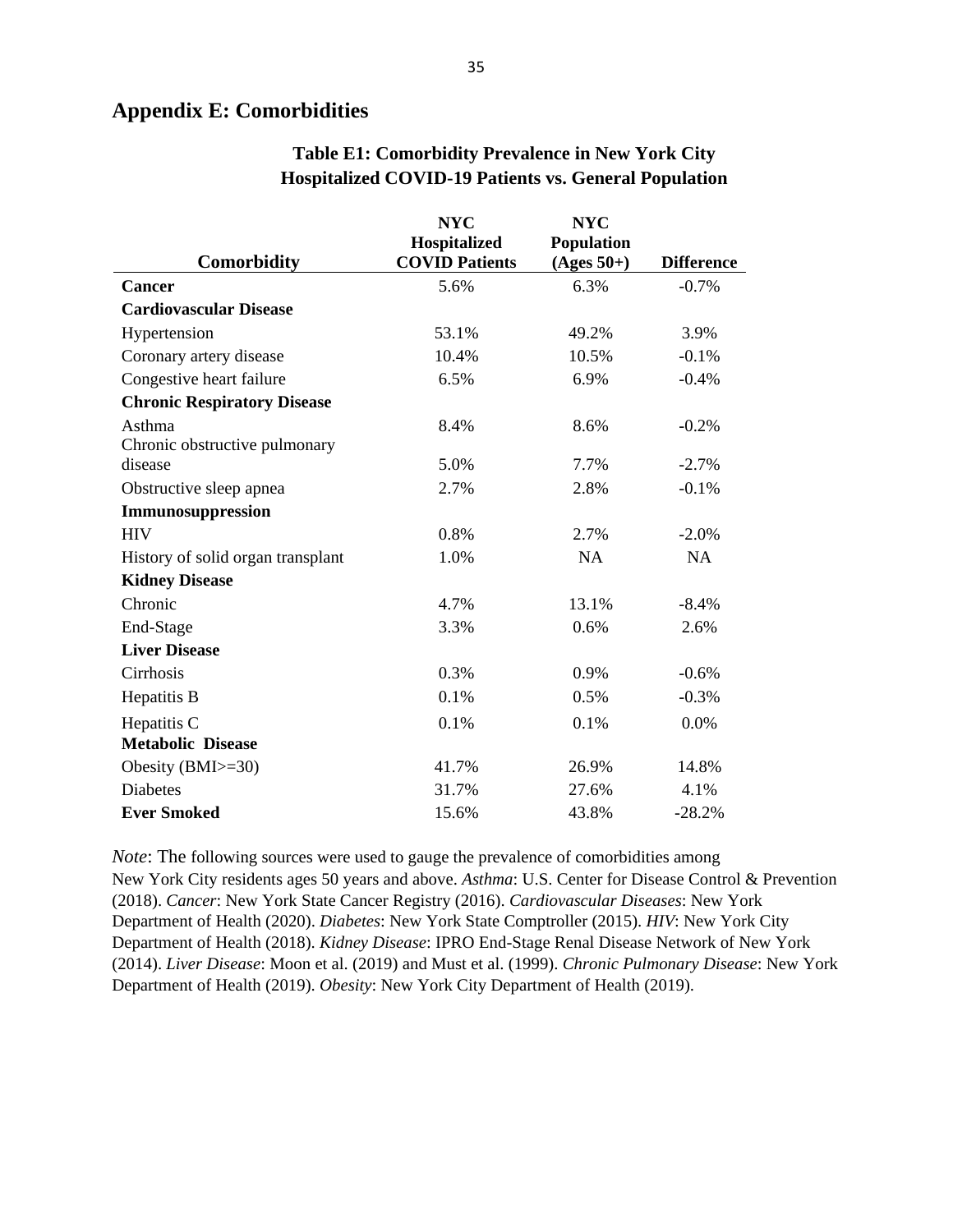## Appendix E: Comorbidities

**Table E1: Comorbidity Prevalence in New York City Hospitalized COVID-19 Patients vs. General Population**

| Comorbidity | NYC Hospitalized COVID Patients | NYC Population (Ages 50+) | Difference |
|---|---|---|---|
| **Cancer** | 5.6% | 6.3% | -0.7% |
| **Cardiovascular Disease** | | | |
| Hypertension | 53.1% | 49.2% | 3.9% |
| Coronary artery disease | 10.4% | 10.5% | -0.1% |
| Congestive heart failure | 6.5% | 6.9% | -0.4% |
| **Chronic Respiratory Disease** | | | |
| Asthma | 8.4% | 8.6% | -0.2% |
| Chronic obstructive pulmonary disease | 5.0% | 7.7% | -2.7% |
| Obstructive sleep apnea | 2.7% | 2.8% | -0.1% |
| **Immunosuppression** | | | |
| HIV | 0.8% | 2.7% | -2.0% |
| History of solid organ transplant | 1.0% | NA | NA |
| **Kidney Disease** | | | |
| Chronic | 4.7% | 13.1% | -8.4% |
| End-Stage | 3.3% | 0.6% | 2.6% |
| **Liver Disease** | | | |
| Cirrhosis | 0.3% | 0.9% | -0.6% |
| Hepatitis B | 0.1% | 0.5% | -0.3% |
| Hepatitis C | 0.1% | 0.1% | 0.0% |
| **Metabolic Disease** | | | |
| Obesity (BMI>=30) | 41.7% | 26.9% | 14.8% |
| Diabetes | 31.7% | 27.6% | 4.1% |
| **Ever Smoked** | 15.6% | 43.8% | -28.2% |

*Note*: The following sources were used to gauge the prevalence of comorbidities among New York City residents ages 50 years and above. *Asthma*: U.S. Center for Disease Control & Prevention (2018). *Cancer*: New York State Cancer Registry (2016). *Cardiovascular Diseases*: New York Department of Health (2020). *Diabetes*: New York State Comptroller (2015). *HIV*: New York City Department of Health (2018). *Kidney Disease*: IPRO End-Stage Renal Disease Network of New York (2014). *Liver Disease*: Moon et al. (2019) and Must et al. (1999). *Chronic Pulmonary Disease*: New York Department of Health (2019). *Obesity*: New York City Department of Health (2019).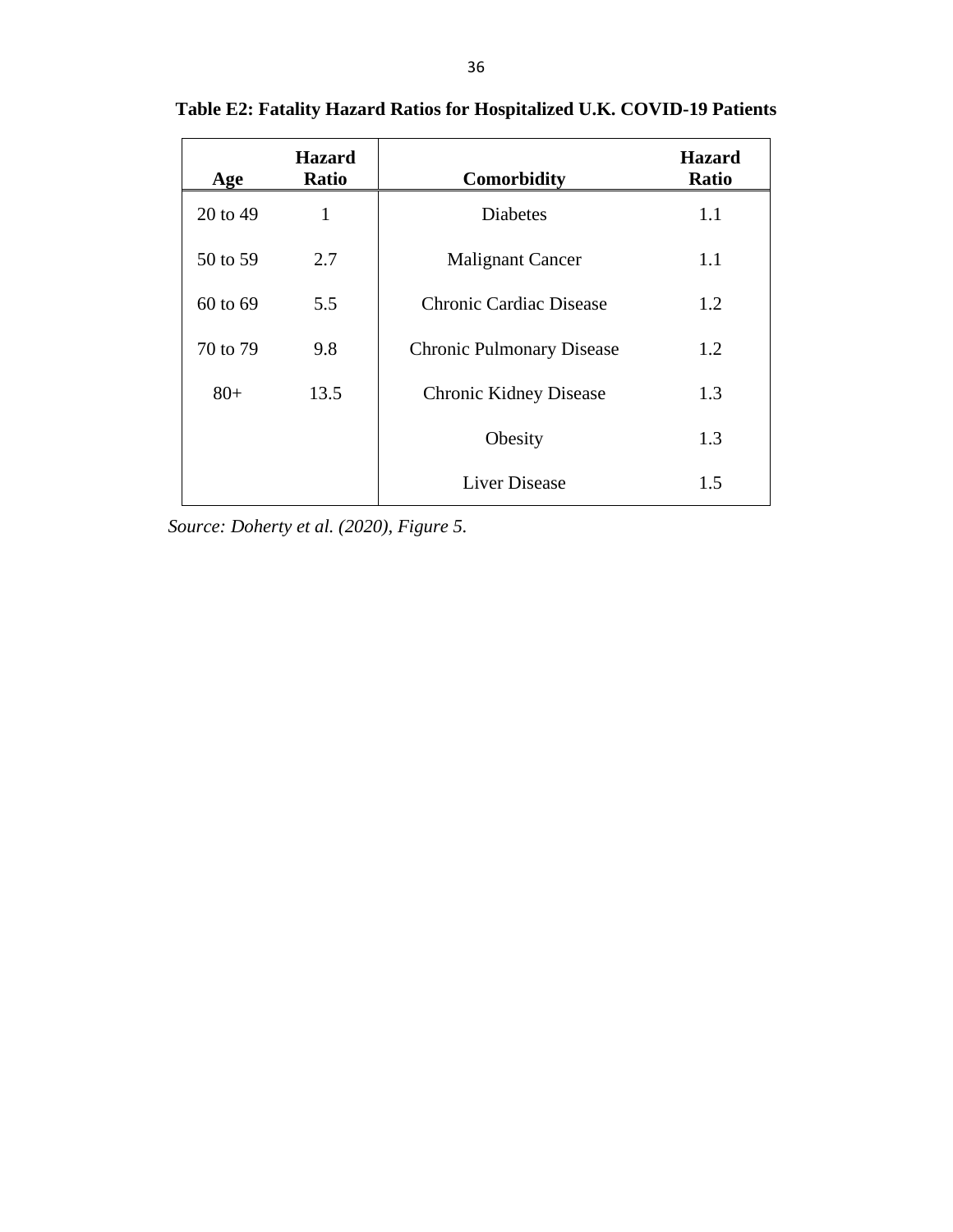**Table E2: Fatality Hazard Ratios for Hospitalized U.K. COVID-19 Patients**

| Age | Hazard Ratio | Comorbidity | Hazard Ratio |
|---|---|---|---|
| 20 to 49 | 1 | Diabetes | 1.1 |
| 50 to 59 | 2.7 | Malignant Cancer | 1.1 |
| 60 to 69 | 5.5 | Chronic Cardiac Disease | 1.2 |
| 70 to 79 | 9.8 | Chronic Pulmonary Disease | 1.2 |
| 80+ | 13.5 | Chronic Kidney Disease | 1.3 |
| | | Obesity | 1.3 |
| | | Liver Disease | 1.5 |

*Source: Doherty et al. (2020), Figure 5.*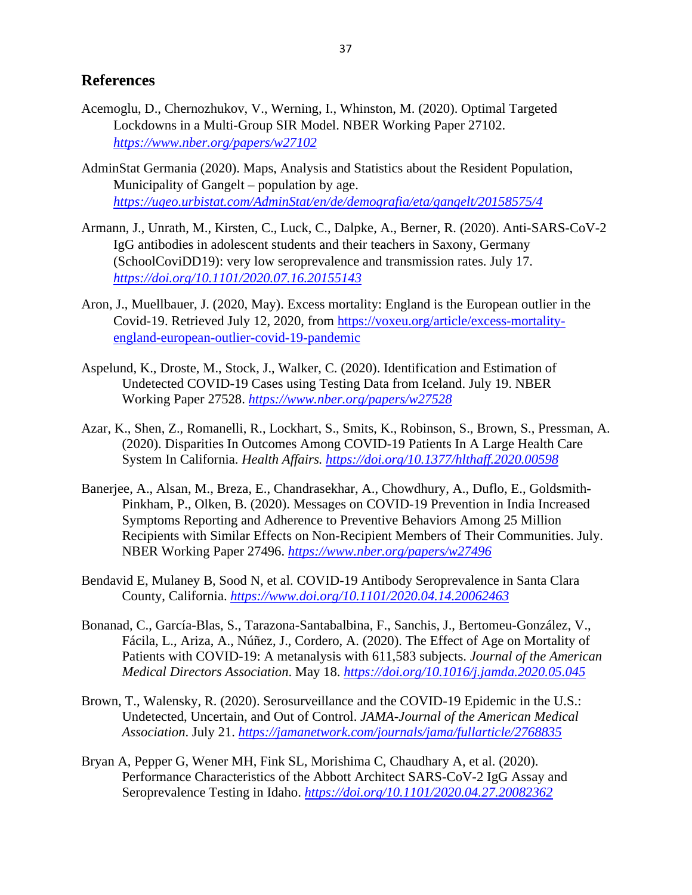## References

Acemoglu, D., Chernozhukov, V., Werning, I., Whinston, M. (2020). Optimal Targeted Lockdowns in a Multi-Group SIR Model. NBER Working Paper 27102. *https://www.nber.org/papers/w27102*

AdminStat Germania (2020). Maps, Analysis and Statistics about the Resident Population, Municipality of Gangelt – population by age. *https://ugeo.urbistat.com/AdminStat/en/de/demografia/eta/gangelt/20158575/4*

Armann, J., Unrath, M., Kirsten, C., Luck, C., Dalpke, A., Berner, R. (2020). Anti-SARS-CoV-2 IgG antibodies in adolescent students and their teachers in Saxony, Germany (SchoolCoviDD19): very low seroprevalence and transmission rates. July 17. *https://doi.org/10.1101/2020.07.16.20155143*

Aron, J., Muellbauer, J. (2020, May). Excess mortality: England is the European outlier in the Covid-19. Retrieved July 12, 2020, from https://voxeu.org/article/excess-mortality-england-european-outlier-covid-19-pandemic

Aspelund, K., Droste, M., Stock, J., Walker, C. (2020). Identification and Estimation of Undetected COVID-19 Cases using Testing Data from Iceland. July 19. NBER Working Paper 27528. *https://www.nber.org/papers/w27528*

Azar, K., Shen, Z., Romanelli, R., Lockhart, S., Smits, K., Robinson, S., Brown, S., Pressman, A. (2020). Disparities In Outcomes Among COVID-19 Patients In A Large Health Care System In California. *Health Affairs.* *https://doi.org/10.1377/hlthaff.2020.00598*

Banerjee, A., Alsan, M., Breza, E., Chandrasekhar, A., Chowdhury, A., Duflo, E., Goldsmith-Pinkham, P., Olken, B. (2020). Messages on COVID-19 Prevention in India Increased Symptoms Reporting and Adherence to Preventive Behaviors Among 25 Million Recipients with Similar Effects on Non-Recipient Members of Their Communities. July. NBER Working Paper 27496. *https://www.nber.org/papers/w27496*

Bendavid E, Mulaney B, Sood N, et al. COVID-19 Antibody Seroprevalence in Santa Clara County, California. *https://www.doi.org/10.1101/2020.04.14.20062463*

Bonanad, C., García-Blas, S., Tarazona-Santabalbina, F., Sanchis, J., Bertomeu-González, V., Fácila, L., Ariza, A., Núñez, J., Cordero, A. (2020). The Effect of Age on Mortality of Patients with COVID-19: A metanalysis with 611,583 subjects. *Journal of the American Medical Directors Association*. May 18. *https://doi.org/10.1016/j.jamda.2020.05.045*

Brown, T., Walensky, R. (2020). Serosurveillance and the COVID-19 Epidemic in the U.S.: Undetected, Uncertain, and Out of Control. *JAMA-Journal of the American Medical Association*. July 21. *https://jamanetwork.com/journals/jama/fullarticle/2768835*

Bryan A, Pepper G, Wener MH, Fink SL, Morishima C, Chaudhary A, et al. (2020). Performance Characteristics of the Abbott Architect SARS-CoV-2 IgG Assay and Seroprevalence Testing in Idaho. *https://doi.org/10.1101/2020.04.27.20082362*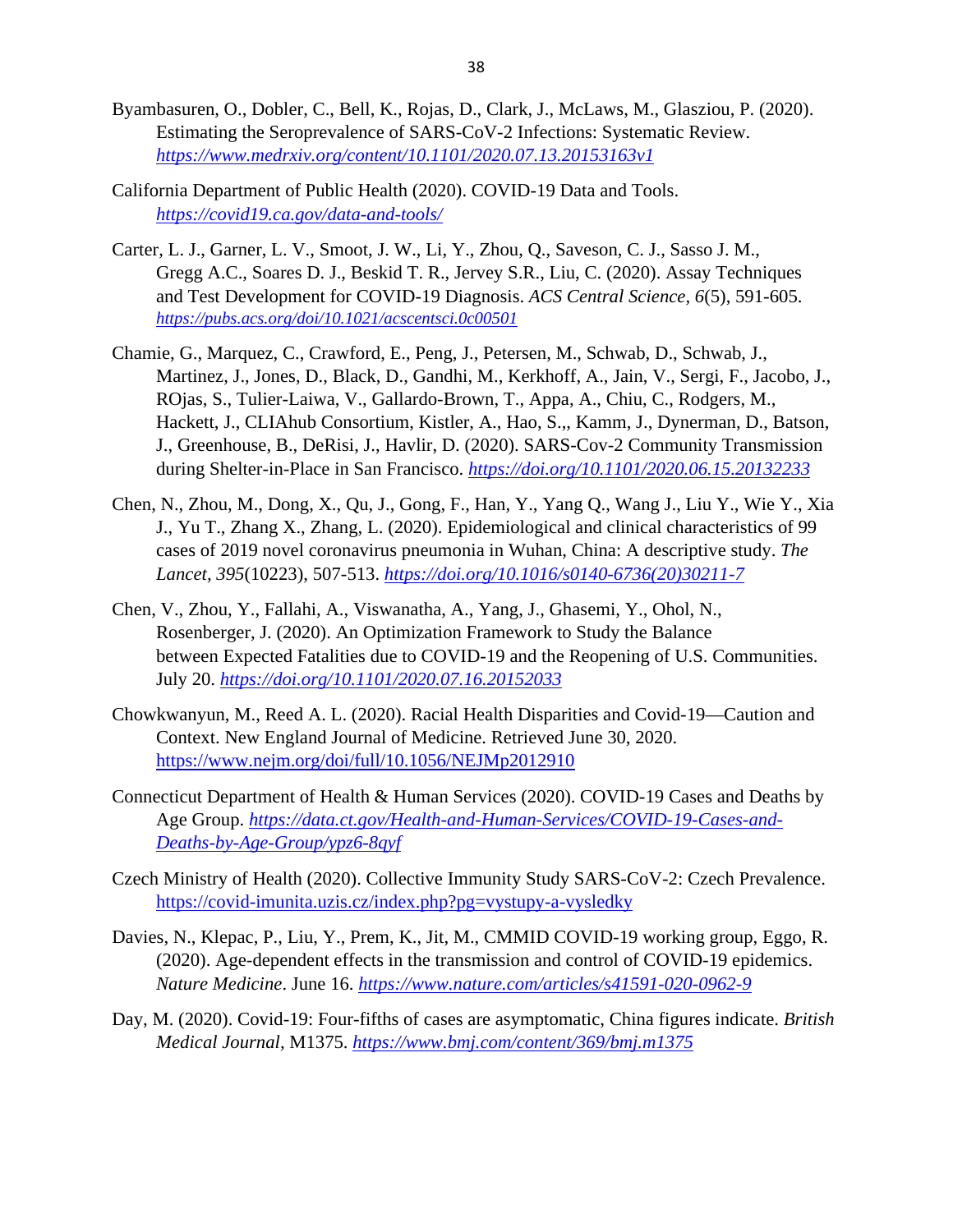Byambasuren, O., Dobler, C., Bell, K., Rojas, D., Clark, J., McLaws, M., Glasziou, P. (2020). Estimating the Seroprevalence of SARS-CoV-2 Infections: Systematic Review. *https://www.medrxiv.org/content/10.1101/2020.07.13.20153163v1*

California Department of Public Health (2020). COVID-19 Data and Tools. *https://covid19.ca.gov/data-and-tools/*

Carter, L. J., Garner, L. V., Smoot, J. W., Li, Y., Zhou, Q., Saveson, C. J., Sasso J. M., Gregg A.C., Soares D. J., Beskid T. R., Jervey S.R., Liu, C. (2020). Assay Techniques and Test Development for COVID-19 Diagnosis. *ACS Central Science, 6*(5), 591-605. *https://pubs.acs.org/doi/10.1021/acscentsci.0c00501*

Chamie, G., Marquez, C., Crawford, E., Peng, J., Petersen, M., Schwab, D., Schwab, J., Martinez, J., Jones, D., Black, D., Gandhi, M., Kerkhoff, A., Jain, V., Sergi, F., Jacobo, J., ROjas, S., Tulier-Laiwa, V., Gallardo-Brown, T., Appa, A., Chiu, C., Rodgers, M., Hackett, J., CLIAhub Consortium, Kistler, A., Hao, S.,, Kamm, J., Dynerman, D., Batson, J., Greenhouse, B., DeRisi, J., Havlir, D. (2020). SARS-Cov-2 Community Transmission during Shelter-in-Place in San Francisco. *https://doi.org/10.1101/2020.06.15.20132233*

Chen, N., Zhou, M., Dong, X., Qu, J., Gong, F., Han, Y., Yang Q., Wang J., Liu Y., Wie Y., Xia J., Yu T., Zhang X., Zhang, L. (2020). Epidemiological and clinical characteristics of 99 cases of 2019 novel coronavirus pneumonia in Wuhan, China: A descriptive study. *The Lancet, 395*(10223), 507-513. *https://doi.org/10.1016/s0140-6736(20)30211-7*

Chen, V., Zhou, Y., Fallahi, A., Viswanatha, A., Yang, J., Ghasemi, Y., Ohol, N., Rosenberger, J. (2020). An Optimization Framework to Study the Balance between Expected Fatalities due to COVID-19 and the Reopening of U.S. Communities. July 20. *https://doi.org/10.1101/2020.07.16.20152033*

Chowkwanyun, M., Reed A. L. (2020). Racial Health Disparities and Covid-19—Caution and Context. New England Journal of Medicine. Retrieved June 30, 2020. https://www.nejm.org/doi/full/10.1056/NEJMp2012910

Connecticut Department of Health & Human Services (2020). COVID-19 Cases and Deaths by Age Group. *https://data.ct.gov/Health-and-Human-Services/COVID-19-Cases-and-Deaths-by-Age-Group/ypz6-8qyf*

Czech Ministry of Health (2020). Collective Immunity Study SARS-CoV-2: Czech Prevalence. https://covid-imunita.uzis.cz/index.php?pg=vystupy-a-vysledky

Davies, N., Klepac, P., Liu, Y., Prem, K., Jit, M., CMMID COVID-19 working group, Eggo, R. (2020). Age-dependent effects in the transmission and control of COVID-19 epidemics. *Nature Medicine*. June 16. *https://www.nature.com/articles/s41591-020-0962-9*

Day, M. (2020). Covid-19: Four-fifths of cases are asymptomatic, China figures indicate. *British Medical Journal*, M1375. *https://www.bmj.com/content/369/bmj.m1375*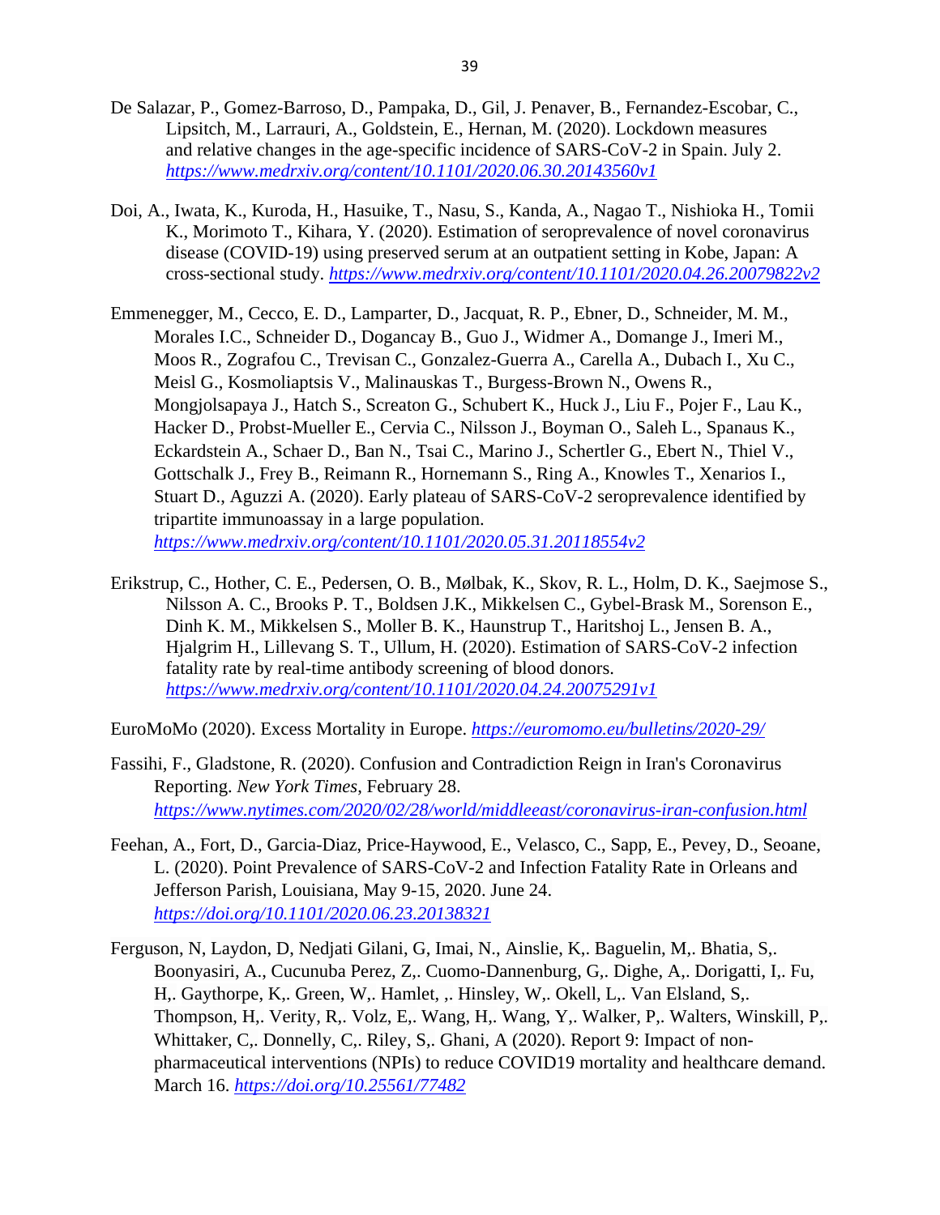De Salazar, P., Gomez-Barroso, D., Pampaka, D., Gil, J. Penaver, B., Fernandez-Escobar, C., Lipsitch, M., Larrauri, A., Goldstein, E., Hernan, M. (2020). Lockdown measures and relative changes in the age-specific incidence of SARS-CoV-2 in Spain. July 2. *https://www.medrxiv.org/content/10.1101/2020.06.30.20143560v1*

Doi, A., Iwata, K., Kuroda, H., Hasuike, T., Nasu, S., Kanda, A., Nagao T., Nishioka H., Tomii K., Morimoto T., Kihara, Y. (2020). Estimation of seroprevalence of novel coronavirus disease (COVID-19) using preserved serum at an outpatient setting in Kobe, Japan: A cross-sectional study. *https://www.medrxiv.org/content/10.1101/2020.04.26.20079822v2*

Emmenegger, M., Cecco, E. D., Lamparter, D., Jacquat, R. P., Ebner, D., Schneider, M. M., Morales I.C., Schneider D., Dogancay B., Guo J., Widmer A., Domange J., Imeri M., Moos R., Zografou C., Trevisan C., Gonzalez-Guerra A., Carella A., Dubach I., Xu C., Meisl G., Kosmoliaptsis V., Malinauskas T., Burgess-Brown N., Owens R., Mongjolsapaya J., Hatch S., Screaton G., Schubert K., Huck J., Liu F., Pojer F., Lau K., Hacker D., Probst-Mueller E., Cervia C., Nilsson J., Boyman O., Saleh L., Spanaus K., Eckardstein A., Schaer D., Ban N., Tsai C., Marino J., Schertler G., Ebert N., Thiel V., Gottschalk J., Frey B., Reimann R., Hornemann S., Ring A., Knowles T., Xenarios I., Stuart D., Aguzzi A. (2020). Early plateau of SARS-CoV-2 seroprevalence identified by tripartite immunoassay in a large population. *https://www.medrxiv.org/content/10.1101/2020.05.31.20118554v2*

Erikstrup, C., Hother, C. E., Pedersen, O. B., Mølbak, K., Skov, R. L., Holm, D. K., Saejmose S., Nilsson A. C., Brooks P. T., Boldsen J.K., Mikkelsen C., Gybel-Brask M., Sorenson E., Dinh K. M., Mikkelsen S., Moller B. K., Haunstrup T., Haritshoj L., Jensen B. A., Hjalgrim H., Lillevang S. T., Ullum, H. (2020). Estimation of SARS-CoV-2 infection fatality rate by real-time antibody screening of blood donors. *https://www.medrxiv.org/content/10.1101/2020.04.24.20075291v1*

EuroMoMo (2020). Excess Mortality in Europe. *https://euromomo.eu/bulletins/2020-29/*

Fassihi, F., Gladstone, R. (2020). Confusion and Contradiction Reign in Iran's Coronavirus Reporting. *New York Times*, February 28. *https://www.nytimes.com/2020/02/28/world/middleeast/coronavirus-iran-confusion.html*

Feehan, A., Fort, D., Garcia-Diaz, Price-Haywood, E., Velasco, C., Sapp, E., Pevey, D., Seoane, L. (2020). Point Prevalence of SARS-CoV-2 and Infection Fatality Rate in Orleans and Jefferson Parish, Louisiana, May 9-15, 2020. June 24. *https://doi.org/10.1101/2020.06.23.20138321*

Ferguson, N, Laydon, D, Nedjati Gilani, G, Imai, N., Ainslie, K,. Baguelin, M,. Bhatia, S,. Boonyasiri, A., Cucunuba Perez, Z,. Cuomo-Dannenburg, G,. Dighe, A,. Dorigatti, I,. Fu, H,. Gaythorpe, K,. Green, W,. Hamlet, ,. Hinsley, W,. Okell, L,. Van Elsland, S,. Thompson, H,. Verity, R,. Volz, E,. Wang, H,. Wang, Y,. Walker, P,. Walters, Winskill, P,. Whittaker, C,. Donnelly, C,. Riley, S,. Ghani, A (2020). Report 9: Impact of non-pharmaceutical interventions (NPIs) to reduce COVID19 mortality and healthcare demand. March 16. *https://doi.org/10.25561/77482*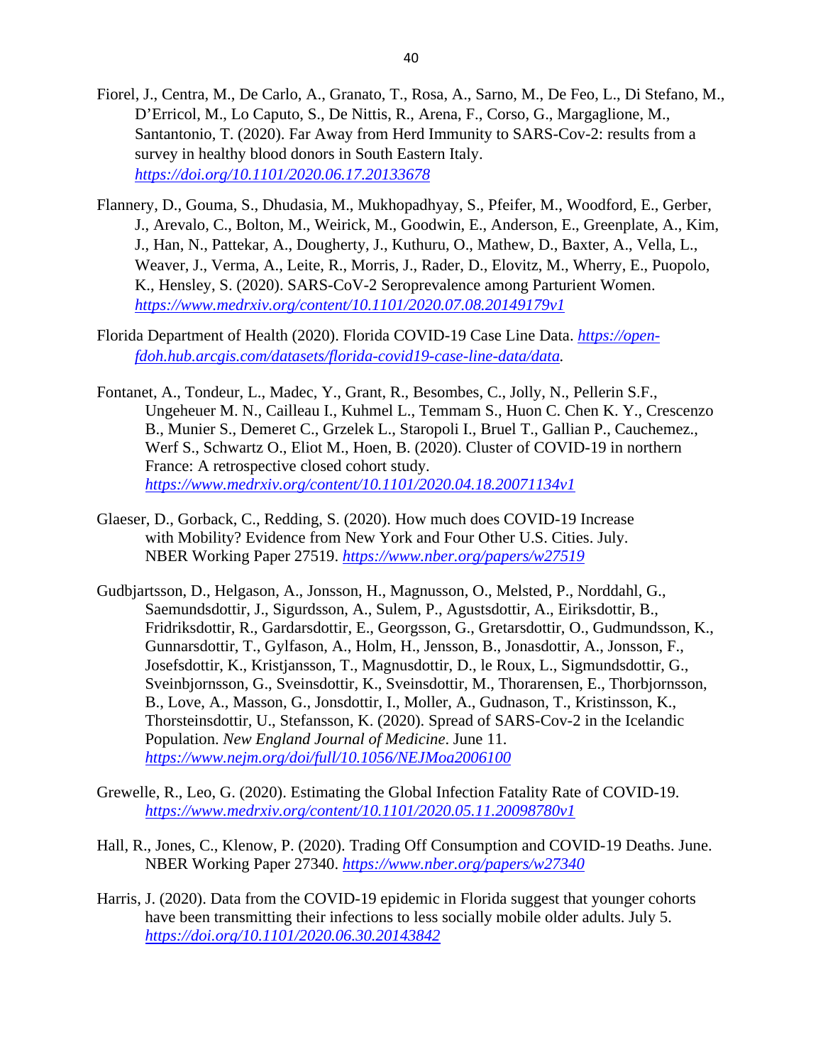Fiorel, J., Centra, M., De Carlo, A., Granato, T., Rosa, A., Sarno, M., De Feo, L., Di Stefano, M., D'Erricol, M., Lo Caputo, S., De Nittis, R., Arena, F., Corso, G., Margaglione, M., Santantonio, T. (2020). Far Away from Herd Immunity to SARS-Cov-2: results from a survey in healthy blood donors in South Eastern Italy. *https://doi.org/10.1101/2020.06.17.20133678*

Flannery, D., Gouma, S., Dhudasia, M., Mukhopadhyay, S., Pfeifer, M., Woodford, E., Gerber, J., Arevalo, C., Bolton, M., Weirick, M., Goodwin, E., Anderson, E., Greenplate, A., Kim, J., Han, N., Pattekar, A., Dougherty, J., Kuthuru, O., Mathew, D., Baxter, A., Vella, L., Weaver, J., Verma, A., Leite, R., Morris, J., Rader, D., Elovitz, M., Wherry, E., Puopolo, K., Hensley, S. (2020). SARS-CoV-2 Seroprevalence among Parturient Women. *https://www.medrxiv.org/content/10.1101/2020.07.08.20149179v1*

Florida Department of Health (2020). Florida COVID-19 Case Line Data. *https://open-fdoh.hub.arcgis.com/datasets/florida-covid19-case-line-data/data.*

Fontanet, A., Tondeur, L., Madec, Y., Grant, R., Besombes, C., Jolly, N., Pellerin S.F., Ungeheuer M. N., Cailleau I., Kuhmel L., Temmam S., Huon C. Chen K. Y., Crescenzo B., Munier S., Demeret C., Grzelek L., Staropoli I., Bruel T., Gallian P., Cauchemez., Werf S., Schwartz O., Eliot M., Hoen, B. (2020). Cluster of COVID-19 in northern France: A retrospective closed cohort study. *https://www.medrxiv.org/content/10.1101/2020.04.18.20071134v1*

Glaeser, D., Gorback, C., Redding, S. (2020). How much does COVID-19 Increase with Mobility? Evidence from New York and Four Other U.S. Cities. July. NBER Working Paper 27519. *https://www.nber.org/papers/w27519*

Gudbjartsson, D., Helgason, A., Jonsson, H., Magnusson, O., Melsted, P., Norddahl, G., Saemundsdottir, J., Sigurdsson, A., Sulem, P., Agustsdottir, A., Eiriksdottir, B., Fridriksdottir, R., Gardarsdottir, E., Georgsson, G., Gretarsdottir, O., Gudmundsson, K., Gunnarsdottir, T., Gylfason, A., Holm, H., Jensson, B., Jonasdottir, A., Jonsson, F., Josefsdottir, K., Kristjansson, T., Magnusdottir, D., le Roux, L., Sigmundsdottir, G., Sveinbjornsson, G., Sveinsdottir, K., Sveinsdottir, M., Thorarensen, E., Thorbjornsson, B., Love, A., Masson, G., Jonsdottir, I., Moller, A., Gudnason, T., Kristinsson, K., Thorsteinsdottir, U., Stefansson, K. (2020). Spread of SARS-Cov-2 in the Icelandic Population. *New England Journal of Medicine*. June 11. *https://www.nejm.org/doi/full/10.1056/NEJMoa2006100*

Grewelle, R., Leo, G. (2020). Estimating the Global Infection Fatality Rate of COVID-19. *https://www.medrxiv.org/content/10.1101/2020.05.11.20098780v1*

Hall, R., Jones, C., Klenow, P. (2020). Trading Off Consumption and COVID-19 Deaths. June. NBER Working Paper 27340. *https://www.nber.org/papers/w27340*

Harris, J. (2020). Data from the COVID-19 epidemic in Florida suggest that younger cohorts have been transmitting their infections to less socially mobile older adults. July 5. *https://doi.org/10.1101/2020.06.30.20143842*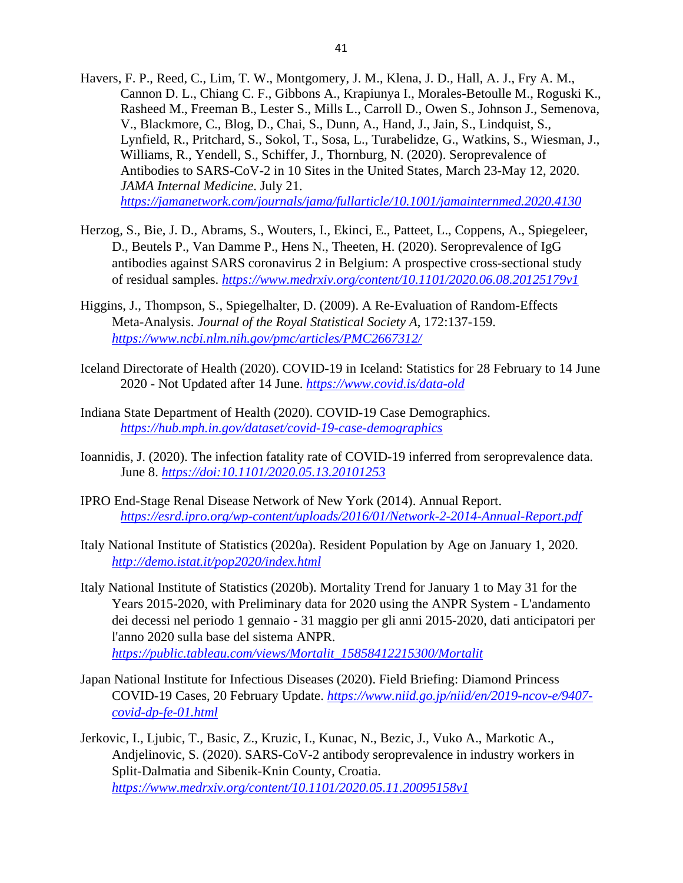Havers, F. P., Reed, C., Lim, T. W., Montgomery, J. M., Klena, J. D., Hall, A. J., Fry A. M., Cannon D. L., Chiang C. F., Gibbons A., Krapiunya I., Morales-Betoulle M., Roguski K., Rasheed M., Freeman B., Lester S., Mills L., Carroll D., Owen S., Johnson J., Semenova, V., Blackmore, C., Blog, D., Chai, S., Dunn, A., Hand, J., Jain, S., Lindquist, S., Lynfield, R., Pritchard, S., Sokol, T., Sosa, L., Turabelidze, G., Watkins, S., Wiesman, J., Williams, R., Yendell, S., Schiffer, J., Thornburg, N. (2020). Seroprevalence of Antibodies to SARS-CoV-2 in 10 Sites in the United States, March 23-May 12, 2020. *JAMA Internal Medicine*. July 21. *https://jamanetwork.com/journals/jama/fullarticle/10.1001/jamainternmed.2020.4130*

Herzog, S., Bie, J. D., Abrams, S., Wouters, I., Ekinci, E., Patteet, L., Coppens, A., Spiegeleer, D., Beutels P., Van Damme P., Hens N., Theeten, H. (2020). Seroprevalence of IgG antibodies against SARS coronavirus 2 in Belgium: A prospective cross-sectional study of residual samples. *https://www.medrxiv.org/content/10.1101/2020.06.08.20125179v1*

Higgins, J., Thompson, S., Spiegelhalter, D. (2009). A Re-Evaluation of Random-Effects Meta-Analysis. *Journal of the Royal Statistical Society A*, 172:137-159. *https://www.ncbi.nlm.nih.gov/pmc/articles/PMC2667312/*

Iceland Directorate of Health (2020). COVID-19 in Iceland: Statistics for 28 February to 14 June 2020 - Not Updated after 14 June. *https://www.covid.is/data-old*

Indiana State Department of Health (2020). COVID-19 Case Demographics. *https://hub.mph.in.gov/dataset/covid-19-case-demographics*

Ioannidis, J. (2020). The infection fatality rate of COVID-19 inferred from seroprevalence data. June 8. *https://doi:10.1101/2020.05.13.20101253*

IPRO End-Stage Renal Disease Network of New York (2014). Annual Report. *https://esrd.ipro.org/wp-content/uploads/2016/01/Network-2-2014-Annual-Report.pdf*

Italy National Institute of Statistics (2020a). Resident Population by Age on January 1, 2020. *http://demo.istat.it/pop2020/index.html*

Italy National Institute of Statistics (2020b). Mortality Trend for January 1 to May 31 for the Years 2015-2020, with Preliminary data for 2020 using the ANPR System - L'andamento dei decessi nel periodo 1 gennaio - 31 maggio per gli anni 2015-2020, dati anticipatori per l'anno 2020 sulla base del sistema ANPR. *https://public.tableau.com/views/Mortalit_15858412215300/Mortalit*

Japan National Institute for Infectious Diseases (2020). Field Briefing: Diamond Princess COVID-19 Cases, 20 February Update. *https://www.niid.go.jp/niid/en/2019-ncov-e/9407-covid-dp-fe-01.html*

Jerkovic, I., Ljubic, T., Basic, Z., Kruzic, I., Kunac, N., Bezic, J., Vuko A., Markotic A., Andjelinovic, S. (2020). SARS-CoV-2 antibody seroprevalence in industry workers in Split-Dalmatia and Sibenik-Knin County, Croatia. *https://www.medrxiv.org/content/10.1101/2020.05.11.20095158v1*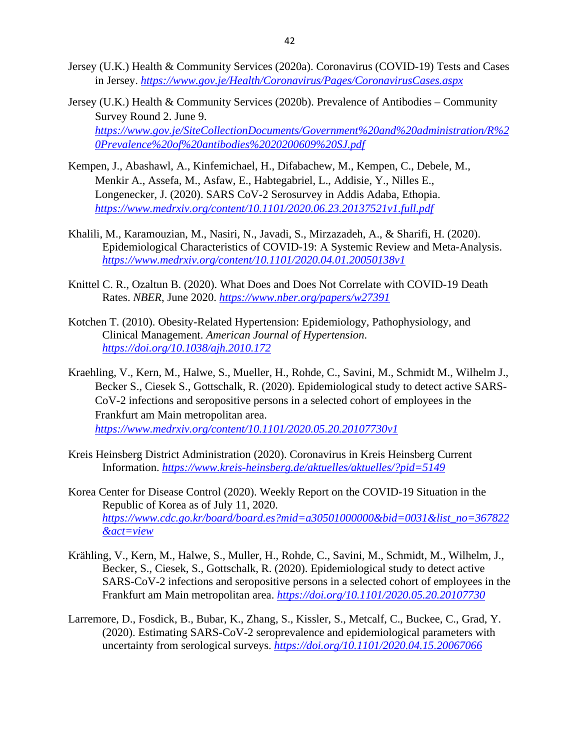Jersey (U.K.) Health & Community Services (2020a). Coronavirus (COVID-19) Tests and Cases in Jersey. *https://www.gov.je/Health/Coronavirus/Pages/CoronavirusCases.aspx*

Jersey (U.K.) Health & Community Services (2020b). Prevalence of Antibodies – Community Survey Round 2. June 9. *https://www.gov.je/SiteCollectionDocuments/Government%20and%20administration/R%20Prevalence%20of%20antibodies%2020200609%20SJ.pdf*

Kempen, J., Abashawl, A., Kinfemichael, H., Difabachew, M., Kempen, C., Debele, M., Menkir A., Assefa, M., Asfaw, E., Habtegabriel, L., Addisie, Y., Nilles E., Longenecker, J. (2020). SARS CoV-2 Serosurvey in Addis Adaba, Ethopia. *https://www.medrxiv.org/content/10.1101/2020.06.23.20137521v1.full.pdf*

Khalili, M., Karamouzian, M., Nasiri, N., Javadi, S., Mirzazadeh, A., & Sharifi, H. (2020). Epidemiological Characteristics of COVID-19: A Systemic Review and Meta-Analysis. *https://www.medrxiv.org/content/10.1101/2020.04.01.20050138v1*

Knittel C. R., Ozaltun B. (2020). What Does and Does Not Correlate with COVID-19 Death Rates. *NBER*, June 2020. *https://www.nber.org/papers/w27391*

Kotchen T. (2010). Obesity-Related Hypertension: Epidemiology, Pathophysiology, and Clinical Management. *American Journal of Hypertension*. *https://doi.org/10.1038/ajh.2010.172*

Kraehling, V., Kern, M., Halwe, S., Mueller, H., Rohde, C., Savini, M., Schmidt M., Wilhelm J., Becker S., Ciesek S., Gottschalk, R. (2020). Epidemiological study to detect active SARS-CoV-2 infections and seropositive persons in a selected cohort of employees in the Frankfurt am Main metropolitan area. *https://www.medrxiv.org/content/10.1101/2020.05.20.20107730v1*

Kreis Heinsberg District Administration (2020). Coronavirus in Kreis Heinsberg Current Information. *https://www.kreis-heinsberg.de/aktuelles/aktuelles/?pid=5149*

Korea Center for Disease Control (2020). Weekly Report on the COVID-19 Situation in the Republic of Korea as of July 11, 2020. *https://www.cdc.go.kr/board/board.es?mid=a30501000000&bid=0031&list_no=367822&act=view*

Krähling, V., Kern, M., Halwe, S., Muller, H., Rohde, C., Savini, M., Schmidt, M., Wilhelm, J., Becker, S., Ciesek, S., Gottschalk, R. (2020). Epidemiological study to detect active SARS-CoV-2 infections and seropositive persons in a selected cohort of employees in the Frankfurt am Main metropolitan area. *https://doi.org/10.1101/2020.05.20.20107730*

Larremore, D., Fosdick, B., Bubar, K., Zhang, S., Kissler, S., Metcalf, C., Buckee, C., Grad, Y. (2020). Estimating SARS-CoV-2 seroprevalence and epidemiological parameters with uncertainty from serological surveys. *https://doi.org/10.1101/2020.04.15.20067066*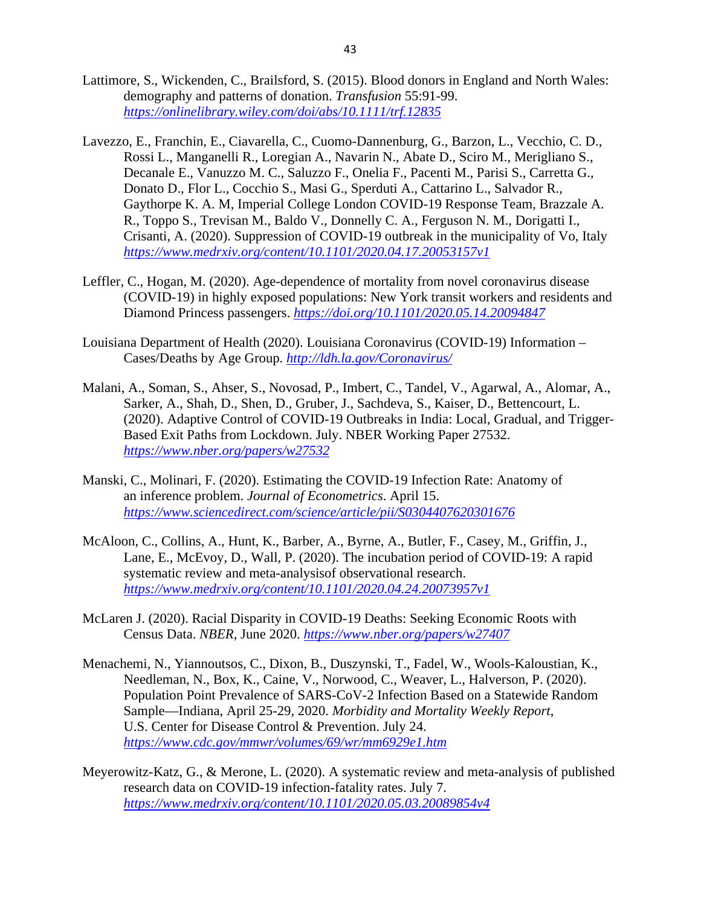Lattimore, S., Wickenden, C., Brailsford, S. (2015). Blood donors in England and North Wales: demography and patterns of donation. *Transfusion* 55:91-99. *https://onlinelibrary.wiley.com/doi/abs/10.1111/trf.12835*

Lavezzo, E., Franchin, E., Ciavarella, C., Cuomo-Dannenburg, G., Barzon, L., Vecchio, C. D., Rossi L., Manganelli R., Loregian A., Navarin N., Abate D., Sciro M., Merigliano S., Decanale E., Vanuzzo M. C., Saluzzo F., Onelia F., Pacenti M., Parisi S., Carretta G., Donato D., Flor L., Cocchio S., Masi G., Sperduti A., Cattarino L., Salvador R., Gaythorpe K. A. M, Imperial College London COVID-19 Response Team, Brazzale A. R., Toppo S., Trevisan M., Baldo V., Donnelly C. A., Ferguson N. M., Dorigatti I., Crisanti, A. (2020). Suppression of COVID-19 outbreak in the municipality of Vo, Italy *https://www.medrxiv.org/content/10.1101/2020.04.17.20053157v1*

Leffler, C., Hogan, M. (2020). Age-dependence of mortality from novel coronavirus disease (COVID-19) in highly exposed populations: New York transit workers and residents and Diamond Princess passengers. *https://doi.org/10.1101/2020.05.14.20094847*

Louisiana Department of Health (2020). Louisiana Coronavirus (COVID-19) Information – Cases/Deaths by Age Group. *http://ldh.la.gov/Coronavirus/*

Malani, A., Soman, S., Ahser, S., Novosad, P., Imbert, C., Tandel, V., Agarwal, A., Alomar, A., Sarker, A., Shah, D., Shen, D., Gruber, J., Sachdeva, S., Kaiser, D., Bettencourt, L. (2020). Adaptive Control of COVID-19 Outbreaks in India: Local, Gradual, and Trigger-Based Exit Paths from Lockdown. July. NBER Working Paper 27532. *https://www.nber.org/papers/w27532*

Manski, C., Molinari, F. (2020). Estimating the COVID-19 Infection Rate: Anatomy of an inference problem. *Journal of Econometrics*. April 15. *https://www.sciencedirect.com/science/article/pii/S0304407620301676*

McAloon, C., Collins, A., Hunt, K., Barber, A., Byrne, A., Butler, F., Casey, M., Griffin, J., Lane, E., McEvoy, D., Wall, P. (2020). The incubation period of COVID-19: A rapid systematic review and meta-analysisof observational research. *https://www.medrxiv.org/content/10.1101/2020.04.24.20073957v1*

McLaren J. (2020). Racial Disparity in COVID-19 Deaths: Seeking Economic Roots with Census Data. *NBER*, June 2020. *https://www.nber.org/papers/w27407*

Menachemi, N., Yiannoutsos, C., Dixon, B., Duszynski, T., Fadel, W., Wools-Kaloustian, K., Needleman, N., Box, K., Caine, V., Norwood, C., Weaver, L., Halverson, P. (2020). Population Point Prevalence of SARS-CoV-2 Infection Based on a Statewide Random Sample—Indiana, April 25-29, 2020. *Morbidity and Mortality Weekly Report*, U.S. Center for Disease Control & Prevention. July 24. *https://www.cdc.gov/mmwr/volumes/69/wr/mm6929e1.htm*

Meyerowitz-Katz, G., & Merone, L. (2020). A systematic review and meta-analysis of published research data on COVID-19 infection-fatality rates. July 7. *https://www.medrxiv.org/content/10.1101/2020.05.03.20089854v4*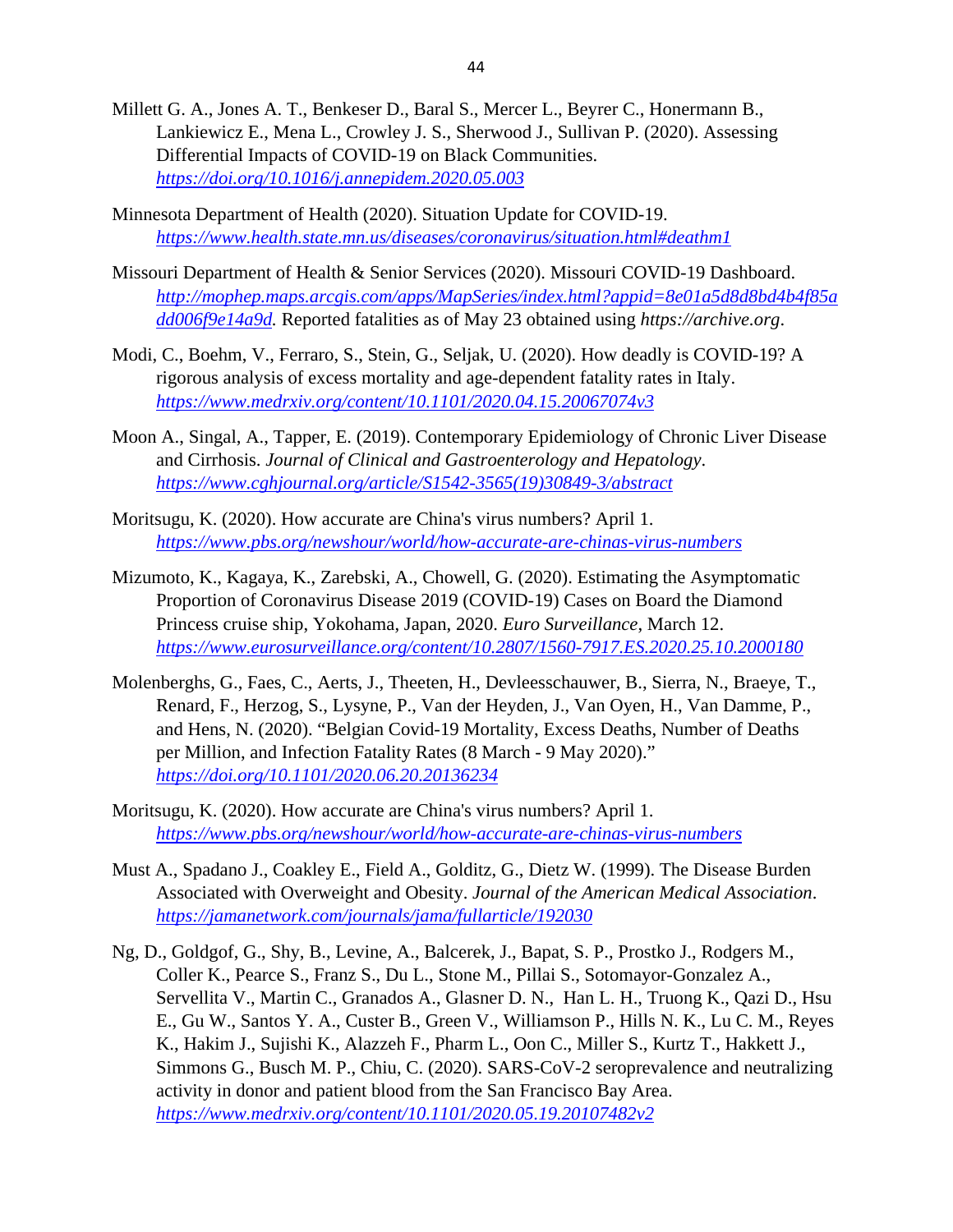Millett G. A., Jones A. T., Benkeser D., Baral S., Mercer L., Beyrer C., Honermann B., Lankiewicz E., Mena L., Crowley J. S., Sherwood J., Sullivan P. (2020). Assessing Differential Impacts of COVID-19 on Black Communities. *https://doi.org/10.1016/j.annepidem.2020.05.003*

Minnesota Department of Health (2020). Situation Update for COVID-19. *https://www.health.state.mn.us/diseases/coronavirus/situation.html#deathm1*

Missouri Department of Health & Senior Services (2020). Missouri COVID-19 Dashboard. *http://mophep.maps.arcgis.com/apps/MapSeries/index.html?appid=8e01a5d8d8bd4b4f85add006f9e14a9d.* Reported fatalities as of May 23 obtained using *https://archive.org*.

Modi, C., Boehm, V., Ferraro, S., Stein, G., Seljak, U. (2020). How deadly is COVID-19? A rigorous analysis of excess mortality and age-dependent fatality rates in Italy. *https://www.medrxiv.org/content/10.1101/2020.04.15.20067074v3*

Moon A., Singal, A., Tapper, E. (2019). Contemporary Epidemiology of Chronic Liver Disease and Cirrhosis. *Journal of Clinical and Gastroenterology and Hepatology*. *https://www.cghjournal.org/article/S1542-3565(19)30849-3/abstract*

Moritsugu, K. (2020). How accurate are China's virus numbers? April 1. *https://www.pbs.org/newshour/world/how-accurate-are-chinas-virus-numbers*

Mizumoto, K., Kagaya, K., Zarebski, A., Chowell, G. (2020). Estimating the Asymptomatic Proportion of Coronavirus Disease 2019 (COVID-19) Cases on Board the Diamond Princess cruise ship, Yokohama, Japan, 2020. *Euro Surveillance*, March 12. *https://www.eurosurveillance.org/content/10.2807/1560-7917.ES.2020.25.10.2000180*

Molenberghs, G., Faes, C., Aerts, J., Theeten, H., Devleesschauwer, B., Sierra, N., Braeye, T., Renard, F., Herzog, S., Lysyne, P., Van der Heyden, J., Van Oyen, H., Van Damme, P., and Hens, N. (2020). "Belgian Covid-19 Mortality, Excess Deaths, Number of Deaths per Million, and Infection Fatality Rates (8 March - 9 May 2020)." *https://doi.org/10.1101/2020.06.20.20136234*

Moritsugu, K. (2020). How accurate are China's virus numbers? April 1. *https://www.pbs.org/newshour/world/how-accurate-are-chinas-virus-numbers*

Must A., Spadano J., Coakley E., Field A., Golditz, G., Dietz W. (1999). The Disease Burden Associated with Overweight and Obesity. *Journal of the American Medical Association*. *https://jamanetwork.com/journals/jama/fullarticle/192030*

Ng, D., Goldgof, G., Shy, B., Levine, A., Balcerek, J., Bapat, S. P., Prostko J., Rodgers M., Coller K., Pearce S., Franz S., Du L., Stone M., Pillai S., Sotomayor-Gonzalez A., Servellita V., Martin C., Granados A., Glasner D. N., Han L. H., Truong K., Qazi D., Hsu E., Gu W., Santos Y. A., Custer B., Green V., Williamson P., Hills N. K., Lu C. M., Reyes K., Hakim J., Sujishi K., Alazzeh F., Pharm L., Oon C., Miller S., Kurtz T., Hakkett J., Simmons G., Busch M. P., Chiu, C. (2020). SARS-CoV-2 seroprevalence and neutralizing activity in donor and patient blood from the San Francisco Bay Area. *https://www.medrxiv.org/content/10.1101/2020.05.19.20107482v2*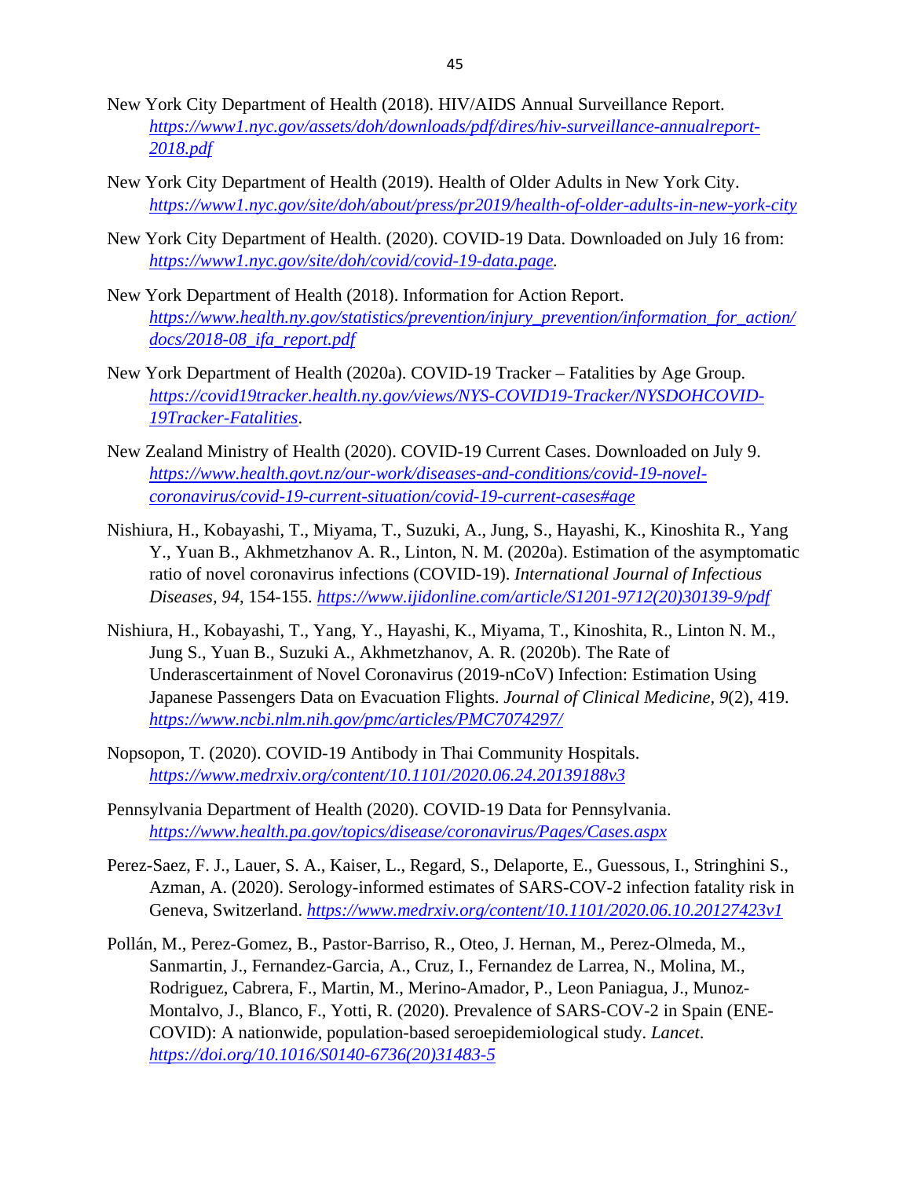New York City Department of Health (2018). HIV/AIDS Annual Surveillance Report. *https://www1.nyc.gov/assets/doh/downloads/pdf/dires/hiv-surveillance-annualreport-2018.pdf*

New York City Department of Health (2019). Health of Older Adults in New York City. *https://www1.nyc.gov/site/doh/about/press/pr2019/health-of-older-adults-in-new-york-city*

New York City Department of Health. (2020). COVID-19 Data. Downloaded on July 16 from: *https://www1.nyc.gov/site/doh/covid/covid-19-data.page.*

New York Department of Health (2018). Information for Action Report. *https://www.health.ny.gov/statistics/prevention/injury_prevention/information_for_action/docs/2018-08_ifa_report.pdf*

New York Department of Health (2020a). COVID-19 Tracker – Fatalities by Age Group. *https://covid19tracker.health.ny.gov/views/NYS-COVID19-Tracker/NYSDOHCOVID-19Tracker-Fatalities*.

New Zealand Ministry of Health (2020). COVID-19 Current Cases. Downloaded on July 9. *https://www.health.govt.nz/our-work/diseases-and-conditions/covid-19-novel-coronavirus/covid-19-current-situation/covid-19-current-cases#age*

Nishiura, H., Kobayashi, T., Miyama, T., Suzuki, A., Jung, S., Hayashi, K., Kinoshita R., Yang Y., Yuan B., Akhmetzhanov A. R., Linton, N. M. (2020a). Estimation of the asymptomatic ratio of novel coronavirus infections (COVID-19). *International Journal of Infectious Diseases, 94*, 154-155. *https://www.ijidonline.com/article/S1201-9712(20)30139-9/pdf*

Nishiura, H., Kobayashi, T., Yang, Y., Hayashi, K., Miyama, T., Kinoshita, R., Linton N. M., Jung S., Yuan B., Suzuki A., Akhmetzhanov, A. R. (2020b). The Rate of Underascertainment of Novel Coronavirus (2019-nCoV) Infection: Estimation Using Japanese Passengers Data on Evacuation Flights. *Journal of Clinical Medicine, 9*(2), 419. *https://www.ncbi.nlm.nih.gov/pmc/articles/PMC7074297/*

Nopsopon, T. (2020). COVID-19 Antibody in Thai Community Hospitals. *https://www.medrxiv.org/content/10.1101/2020.06.24.20139188v3*

Pennsylvania Department of Health (2020). COVID-19 Data for Pennsylvania. *https://www.health.pa.gov/topics/disease/coronavirus/Pages/Cases.aspx*

Perez-Saez, F. J., Lauer, S. A., Kaiser, L., Regard, S., Delaporte, E., Guessous, I., Stringhini S., Azman, A. (2020). Serology-informed estimates of SARS-COV-2 infection fatality risk in Geneva, Switzerland. *https://www.medrxiv.org/content/10.1101/2020.06.10.20127423v1*

Pollán, M., Perez-Gomez, B., Pastor-Barriso, R., Oteo, J. Hernan, M., Perez-Olmeda, M., Sanmartin, J., Fernandez-Garcia, A., Cruz, I., Fernandez de Larrea, N., Molina, M., Rodriguez, Cabrera, F., Martin, M., Merino-Amador, P., Leon Paniagua, J., Munoz-Montalvo, J., Blanco, F., Yotti, R. (2020). Prevalence of SARS-COV-2 in Spain (ENE-COVID): A nationwide, population-based seroepidemiological study. *Lancet*. *https://doi.org/10.1016/S0140-6736(20)31483-5*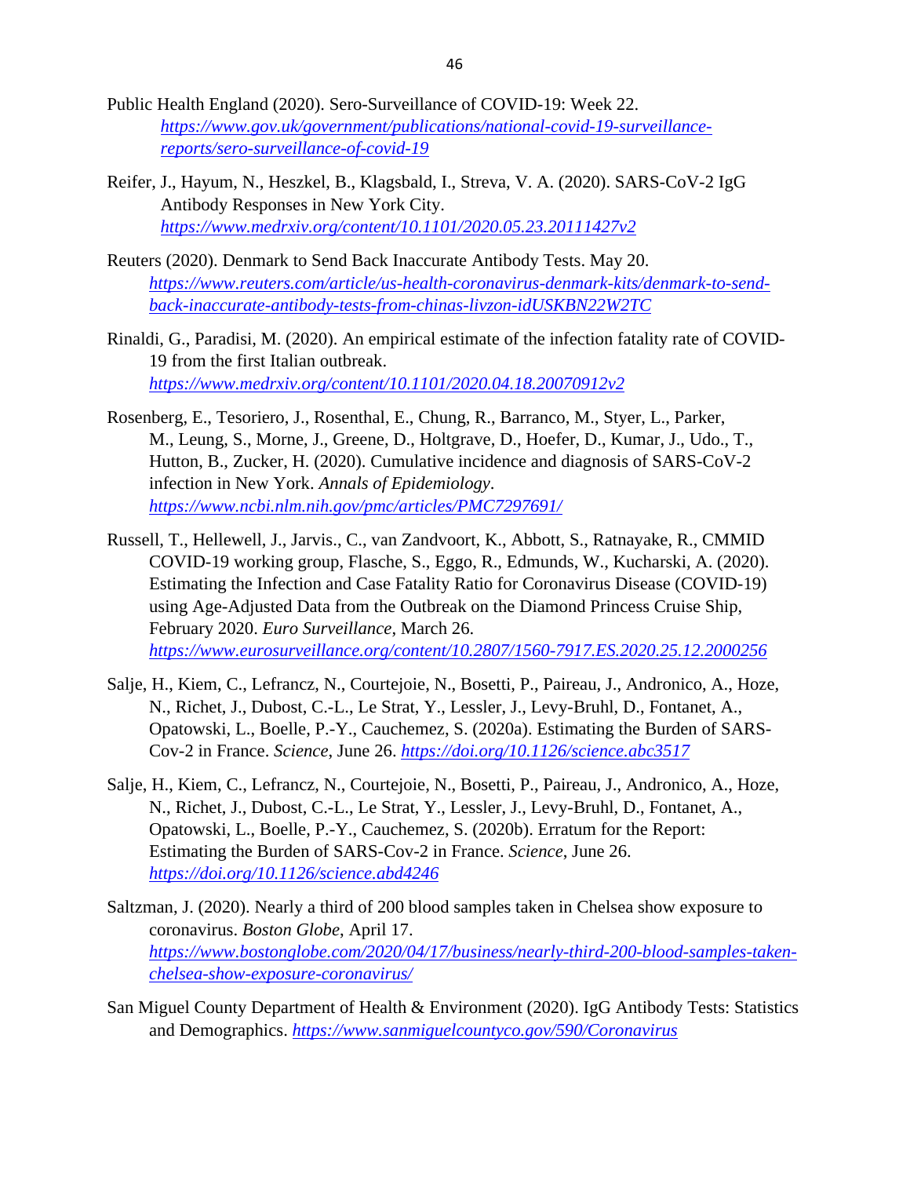Public Health England (2020). Sero-Surveillance of COVID-19: Week 22. https://www.gov.uk/government/publications/national-covid-19-surveillance-reports/sero-surveillance-of-covid-19

Reifer, J., Hayum, N., Heszkel, B., Klagsbald, I., Streva, V. A. (2020). SARS-CoV-2 IgG Antibody Responses in New York City. https://www.medrxiv.org/content/10.1101/2020.05.23.20111427v2

Reuters (2020). Denmark to Send Back Inaccurate Antibody Tests. May 20. https://www.reuters.com/article/us-health-coronavirus-denmark-kits/denmark-to-send-back-inaccurate-antibody-tests-from-chinas-livzon-idUSKBN22W2TC

Rinaldi, G., Paradisi, M. (2020). An empirical estimate of the infection fatality rate of COVID-19 from the first Italian outbreak. https://www.medrxiv.org/content/10.1101/2020.04.18.20070912v2

Rosenberg, E., Tesoriero, J., Rosenthal, E., Chung, R., Barranco, M., Styer, L., Parker, M., Leung, S., Morne, J., Greene, D., Holtgrave, D., Hoefer, D., Kumar, J., Udo., T., Hutton, B., Zucker, H. (2020). Cumulative incidence and diagnosis of SARS-CoV-2 infection in New York. *Annals of Epidemiology*. https://www.ncbi.nlm.nih.gov/pmc/articles/PMC7297691/

Russell, T., Hellewell, J., Jarvis., C., van Zandvoort, K., Abbott, S., Ratnayake, R., CMMID COVID-19 working group, Flasche, S., Eggo, R., Edmunds, W., Kucharski, A. (2020). Estimating the Infection and Case Fatality Ratio for Coronavirus Disease (COVID-19) using Age-Adjusted Data from the Outbreak on the Diamond Princess Cruise Ship, February 2020. *Euro Surveillance*, March 26. https://www.eurosurveillance.org/content/10.2807/1560-7917.ES.2020.25.12.2000256

Salje, H., Kiem, C., Lefrancz, N., Courtejoie, N., Bosetti, P., Paireau, J., Andronico, A., Hoze, N., Richet, J., Dubost, C.-L., Le Strat, Y., Lessler, J., Levy-Bruhl, D., Fontanet, A., Opatowski, L., Boelle, P.-Y., Cauchemez, S. (2020a). Estimating the Burden of SARS-Cov-2 in France. *Science*, June 26. https://doi.org/10.1126/science.abc3517

Salje, H., Kiem, C., Lefrancz, N., Courtejoie, N., Bosetti, P., Paireau, J., Andronico, A., Hoze, N., Richet, J., Dubost, C.-L., Le Strat, Y., Lessler, J., Levy-Bruhl, D., Fontanet, A., Opatowski, L., Boelle, P.-Y., Cauchemez, S. (2020b). Erratum for the Report: Estimating the Burden of SARS-Cov-2 in France. *Science*, June 26. https://doi.org/10.1126/science.abd4246

Saltzman, J. (2020). Nearly a third of 200 blood samples taken in Chelsea show exposure to coronavirus. *Boston Globe*, April 17. https://www.bostonglobe.com/2020/04/17/business/nearly-third-200-blood-samples-taken-chelsea-show-exposure-coronavirus/

San Miguel County Department of Health & Environment (2020). IgG Antibody Tests: Statistics and Demographics. https://www.sanmiguelcountyco.gov/590/Coronavirus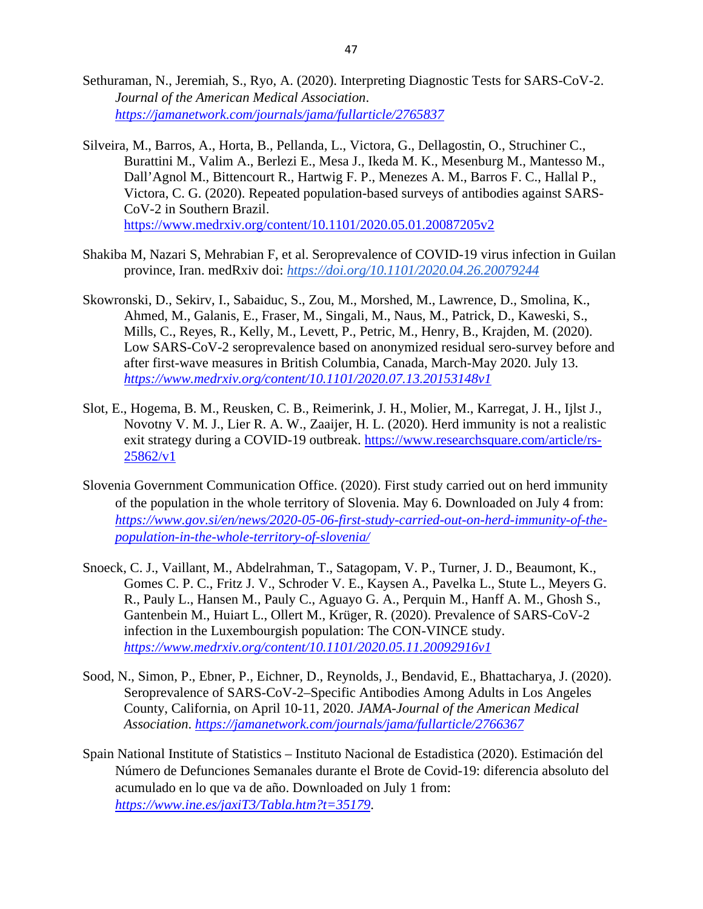Sethuraman, N., Jeremiah, S., Ryo, A. (2020). Interpreting Diagnostic Tests for SARS-CoV-2. *Journal of the American Medical Association*. *https://jamanetwork.com/journals/jama/fullarticle/2765837*

Silveira, M., Barros, A., Horta, B., Pellanda, L., Victora, G., Dellagostin, O., Struchiner C., Burattini M., Valim A., Berlezi E., Mesa J., Ikeda M. K., Mesenburg M., Mantesso M., Dall'Agnol M., Bittencourt R., Hartwig F. P., Menezes A. M., Barros F. C., Hallal P., Victora, C. G. (2020). Repeated population-based surveys of antibodies against SARS-CoV-2 in Southern Brazil. https://www.medrxiv.org/content/10.1101/2020.05.01.20087205v2

Shakiba M, Nazari S, Mehrabian F, et al. Seroprevalence of COVID-19 virus infection in Guilan province, Iran. medRxiv doi: *https://doi.org/10.1101/2020.04.26.20079244*

Skowronski, D., Sekirv, I., Sabaiduc, S., Zou, M., Morshed, M., Lawrence, D., Smolina, K., Ahmed, M., Galanis, E., Fraser, M., Singali, M., Naus, M., Patrick, D., Kaweski, S., Mills, C., Reyes, R., Kelly, M., Levett, P., Petric, M., Henry, B., Krajden, M. (2020). Low SARS-CoV-2 seroprevalence based on anonymized residual sero-survey before and after first-wave measures in British Columbia, Canada, March-May 2020. July 13. *https://www.medrxiv.org/content/10.1101/2020.07.13.20153148v1*

Slot, E., Hogema, B. M., Reusken, C. B., Reimerink, J. H., Molier, M., Karregat, J. H., Ijlst J., Novotny V. M. J., Lier R. A. W., Zaaijer, H. L. (2020). Herd immunity is not a realistic exit strategy during a COVID-19 outbreak. https://www.researchsquare.com/article/rs-25862/v1

Slovenia Government Communication Office. (2020). First study carried out on herd immunity of the population in the whole territory of Slovenia. May 6. Downloaded on July 4 from: *https://www.gov.si/en/news/2020-05-06-first-study-carried-out-on-herd-immunity-of-the-population-in-the-whole-territory-of-slovenia/*

Snoeck, C. J., Vaillant, M., Abdelrahman, T., Satagopam, V. P., Turner, J. D., Beaumont, K., Gomes C. P. C., Fritz J. V., Schroder V. E., Kaysen A., Pavelka L., Stute L., Meyers G. R., Pauly L., Hansen M., Pauly C., Aguayo G. A., Perquin M., Hanff A. M., Ghosh S., Gantenbein M., Huiart L., Ollert M., Krüger, R. (2020). Prevalence of SARS-CoV-2 infection in the Luxembourgish population: The CON-VINCE study. *https://www.medrxiv.org/content/10.1101/2020.05.11.20092916v1*

Sood, N., Simon, P., Ebner, P., Eichner, D., Reynolds, J., Bendavid, E., Bhattacharya, J. (2020). Seroprevalence of SARS-CoV-2–Specific Antibodies Among Adults in Los Angeles County, California, on April 10-11, 2020. *JAMA-Journal of the American Medical Association*. *https://jamanetwork.com/journals/jama/fullarticle/2766367*

Spain National Institute of Statistics – Instituto Nacional de Estadistica (2020). Estimación del Número de Defunciones Semanales durante el Brote de Covid-19: diferencia absoluto del acumulado en lo que va de año. Downloaded on July 1 from: *https://www.ine.es/jaxiT3/Tabla.htm?t=35179*.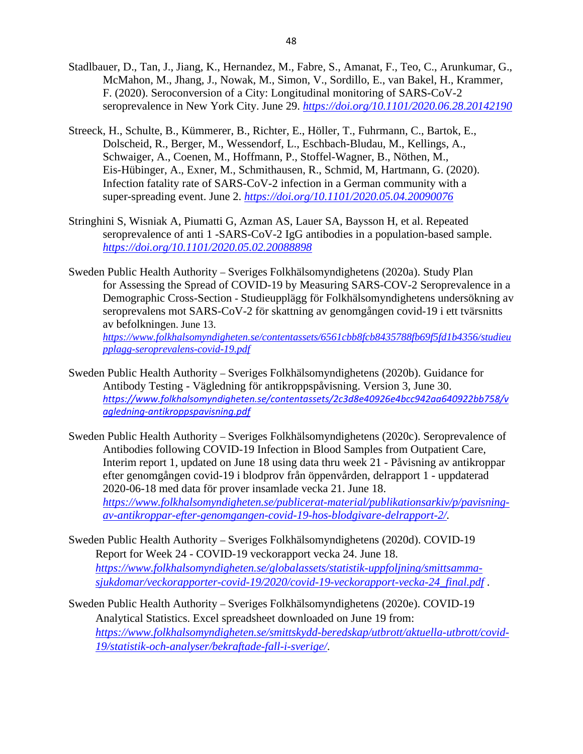Stadlbauer, D., Tan, J., Jiang, K., Hernandez, M., Fabre, S., Amanat, F., Teo, C., Arunkumar, G., McMahon, M., Jhang, J., Nowak, M., Simon, V., Sordillo, E., van Bakel, H., Krammer, F. (2020). Seroconversion of a City: Longitudinal monitoring of SARS-CoV-2 seroprevalence in New York City. June 29. *https://doi.org/10.1101/2020.06.28.20142190*

Streeck, H., Schulte, B., Kümmerer, B., Richter, E., Höller, T., Fuhrmann, C., Bartok, E., Dolscheid, R., Berger, M., Wessendorf, L., Eschbach-Bludau, M., Kellings, A., Schwaiger, A., Coenen, M., Hoffmann, P., Stoffel-Wagner, B., Nöthen, M., Eis-Hübinger, A., Exner, M., Schmithausen, R., Schmid, M, Hartmann, G. (2020). Infection fatality rate of SARS-CoV-2 infection in a German community with a super-spreading event. June 2. *https://doi.org/10.1101/2020.05.04.20090076*

Stringhini S, Wisniak A, Piumatti G, Azman AS, Lauer SA, Baysson H, et al. Repeated seroprevalence of anti 1 -SARS-CoV-2 IgG antibodies in a population-based sample. *https://doi.org/10.1101/2020.05.02.20088898*

Sweden Public Health Authority – Sveriges Folkhälsomyndighetens (2020a). Study Plan for Assessing the Spread of COVID-19 by Measuring SARS-COV-2 Seroprevalence in a Demographic Cross-Section - Studieupplägg för Folkhälsomyndighetens undersökning av seroprevalens mot SARS-CoV-2 för skattning av genomgången covid-19 i ett tvärsnitts av befolkningen. June 13. *https://www.folkhalsomyndigheten.se/contentassets/6561cbb8fcb8435788fb69f5fd1b4356/studieupplagg-seroprevalens-covid-19.pdf*

Sweden Public Health Authority – Sveriges Folkhälsomyndighetens (2020b). Guidance for Antibody Testing - Vägledning för antikroppspåvisning. Version 3, June 30. *https://www.folkhalsomyndigheten.se/contentassets/2c3d8e40926e4bcc942aa640922bb758/vagledning-antikroppspavisning.pdf*

Sweden Public Health Authority – Sveriges Folkhälsomyndighetens (2020c). Seroprevalence of Antibodies following COVID-19 Infection in Blood Samples from Outpatient Care, Interim report 1, updated on June 18 using data thru week 21 - Påvisning av antikroppar efter genomgången covid-19 i blodprov från öppenvården, delrapport 1 - uppdaterad 2020-06-18 med data för prover insamlade vecka 21. June 18. *https://www.folkhalsomyndigheten.se/publicerat-material/publikationsarkiv/p/pavisning-av-antikroppar-efter-genomgangen-covid-19-hos-blodgivare-delrapport-2/*.

Sweden Public Health Authority – Sveriges Folkhälsomyndighetens (2020d). COVID-19 Report for Week 24 - COVID-19 veckorapport vecka 24. June 18. *https://www.folkhalsomyndigheten.se/globalassets/statistik-uppfoljning/smittsamma-sjukdomar/veckorapporter-covid-19/2020/covid-19-veckorapport-vecka-24_final.pdf* .

Sweden Public Health Authority – Sveriges Folkhälsomyndighetens (2020e). COVID-19 Analytical Statistics. Excel spreadsheet downloaded on June 19 from: *https://www.folkhalsomyndigheten.se/smittskydd-beredskap/utbrott/aktuella-utbrott/covid-19/statistik-och-analyser/bekraftade-fall-i-sverige/*.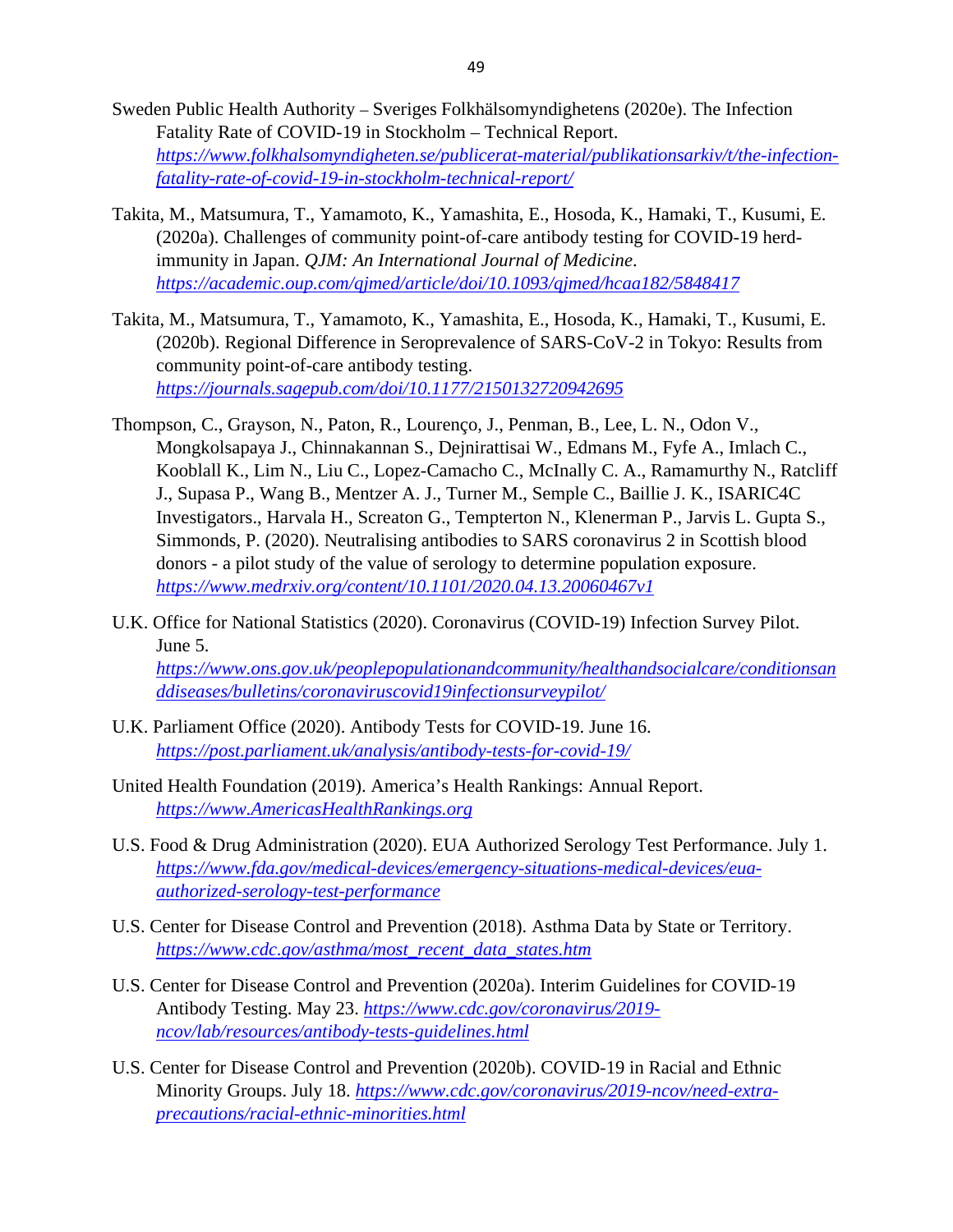Sweden Public Health Authority – Sveriges Folkhälsomyndighetens (2020e). The Infection Fatality Rate of COVID-19 in Stockholm – Technical Report. *https://www.folkhalsomyndigheten.se/publicerat-material/publikationsarkiv/t/the-infection-fatality-rate-of-covid-19-in-stockholm-technical-report/*

Takita, M., Matsumura, T., Yamamoto, K., Yamashita, E., Hosoda, K., Hamaki, T., Kusumi, E. (2020a). Challenges of community point-of-care antibody testing for COVID-19 herd-immunity in Japan. *QJM: An International Journal of Medicine*. *https://academic.oup.com/qjmed/article/doi/10.1093/qjmed/hcaa182/5848417*

Takita, M., Matsumura, T., Yamamoto, K., Yamashita, E., Hosoda, K., Hamaki, T., Kusumi, E. (2020b). Regional Difference in Seroprevalence of SARS-CoV-2 in Tokyo: Results from community point-of-care antibody testing. *https://journals.sagepub.com/doi/10.1177/2150132720942695*

Thompson, C., Grayson, N., Paton, R., Lourenço, J., Penman, B., Lee, L. N., Odon V., Mongkolsapaya J., Chinnakannan S., Dejnirattisai W., Edmans M., Fyfe A., Imlach C., Kooblall K., Lim N., Liu C., Lopez-Camacho C., McInally C. A., Ramamurthy N., Ratcliff J., Supasa P., Wang B., Mentzer A. J., Turner M., Semple C., Baillie J. K., ISARIC4C Investigators., Harvala H., Screaton G., Tempterton N., Klenerman P., Jarvis L. Gupta S., Simmonds, P. (2020). Neutralising antibodies to SARS coronavirus 2 in Scottish blood donors - a pilot study of the value of serology to determine population exposure. *https://www.medrxiv.org/content/10.1101/2020.04.13.20060467v1*

U.K. Office for National Statistics (2020). Coronavirus (COVID-19) Infection Survey Pilot. June 5. *https://www.ons.gov.uk/peoplepopulationandcommunity/healthandsocialcare/conditionsanddiseases/bulletins/coronaviruscovid19infectionsurveypilot/*

U.K. Parliament Office (2020). Antibody Tests for COVID-19. June 16. *https://post.parliament.uk/analysis/antibody-tests-for-covid-19/*

United Health Foundation (2019). America's Health Rankings: Annual Report. *https://www.AmericasHealthRankings.org*

U.S. Food & Drug Administration (2020). EUA Authorized Serology Test Performance. July 1. *https://www.fda.gov/medical-devices/emergency-situations-medical-devices/eua-authorized-serology-test-performance*

U.S. Center for Disease Control and Prevention (2018). Asthma Data by State or Territory. *https://www.cdc.gov/asthma/most_recent_data_states.htm*

U.S. Center for Disease Control and Prevention (2020a). Interim Guidelines for COVID-19 Antibody Testing. May 23. *https://www.cdc.gov/coronavirus/2019-ncov/lab/resources/antibody-tests-guidelines.html*

U.S. Center for Disease Control and Prevention (2020b). COVID-19 in Racial and Ethnic Minority Groups. July 18. *https://www.cdc.gov/coronavirus/2019-ncov/need-extra-precautions/racial-ethnic-minorities.html*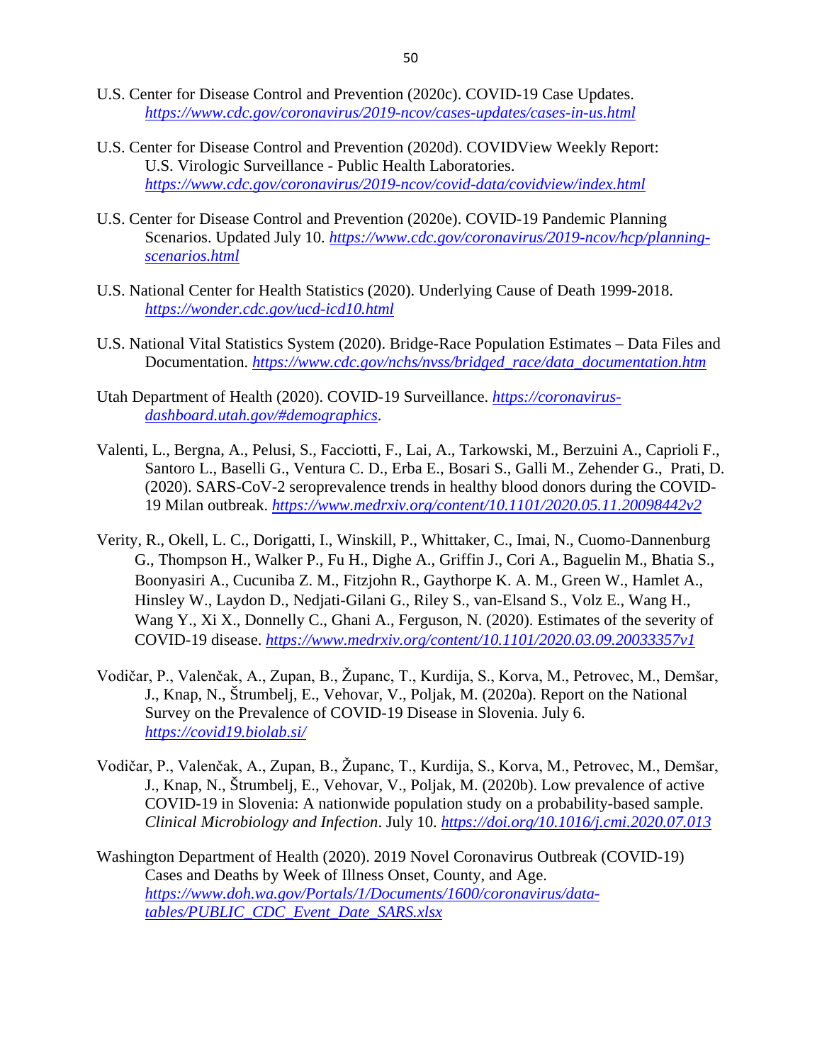U.S. Center for Disease Control and Prevention (2020c). COVID-19 Case Updates. *https://www.cdc.gov/coronavirus/2019-ncov/cases-updates/cases-in-us.html*

U.S. Center for Disease Control and Prevention (2020d). COVIDView Weekly Report: U.S. Virologic Surveillance - Public Health Laboratories. *https://www.cdc.gov/coronavirus/2019-ncov/covid-data/covidview/index.html*

U.S. Center for Disease Control and Prevention (2020e). COVID-19 Pandemic Planning Scenarios. Updated July 10. *https://www.cdc.gov/coronavirus/2019-ncov/hcp/planning-scenarios.html*

U.S. National Center for Health Statistics (2020). Underlying Cause of Death 1999-2018. *https://wonder.cdc.gov/ucd-icd10.html*

U.S. National Vital Statistics System (2020). Bridge-Race Population Estimates – Data Files and Documentation. *https://www.cdc.gov/nchs/nvss/bridged_race/data_documentation.htm*

Utah Department of Health (2020). COVID-19 Surveillance. *https://coronavirus-dashboard.utah.gov/#demographics*.

Valenti, L., Bergna, A., Pelusi, S., Facciotti, F., Lai, A., Tarkowski, M., Berzuini A., Caprioli F., Santoro L., Baselli G., Ventura C. D., Erba E., Bosari S., Galli M., Zehender G., Prati, D. (2020). SARS-CoV-2 seroprevalence trends in healthy blood donors during the COVID-19 Milan outbreak. *https://www.medrxiv.org/content/10.1101/2020.05.11.20098442v2*

Verity, R., Okell, L. C., Dorigatti, I., Winskill, P., Whittaker, C., Imai, N., Cuomo-Dannenburg G., Thompson H., Walker P., Fu H., Dighe A., Griffin J., Cori A., Baguelin M., Bhatia S., Boonyasiri A., Cucuniba Z. M., Fitzjohn R., Gaythorpe K. A. M., Green W., Hamlet A., Hinsley W., Laydon D., Nedjati-Gilani G., Riley S., van-Elsand S., Volz E., Wang H., Wang Y., Xi X., Donnelly C., Ghani A., Ferguson, N. (2020). Estimates of the severity of COVID-19 disease. *https://www.medrxiv.org/content/10.1101/2020.03.09.20033357v1*

Vodičar, P., Valenčak, A., Zupan, B., Županc, T., Kurdija, S., Korva, M., Petrovec, M., Demšar, J., Knap, N., Štrumbelj, E., Vehovar, V., Poljak, M. (2020a). Report on the National Survey on the Prevalence of COVID-19 Disease in Slovenia. July 6. *https://covid19.biolab.si/*

Vodičar, P., Valenčak, A., Zupan, B., Županc, T., Kurdija, S., Korva, M., Petrovec, M., Demšar, J., Knap, N., Štrumbelj, E., Vehovar, V., Poljak, M. (2020b). Low prevalence of active COVID-19 in Slovenia: A nationwide population study on a probability-based sample. *Clinical Microbiology and Infection*. July 10. *https://doi.org/10.1016/j.cmi.2020.07.013*

Washington Department of Health (2020). 2019 Novel Coronavirus Outbreak (COVID-19) Cases and Deaths by Week of Illness Onset, County, and Age. *https://www.doh.wa.gov/Portals/1/Documents/1600/coronavirus/data-tables/PUBLIC_CDC_Event_Date_SARS.xlsx*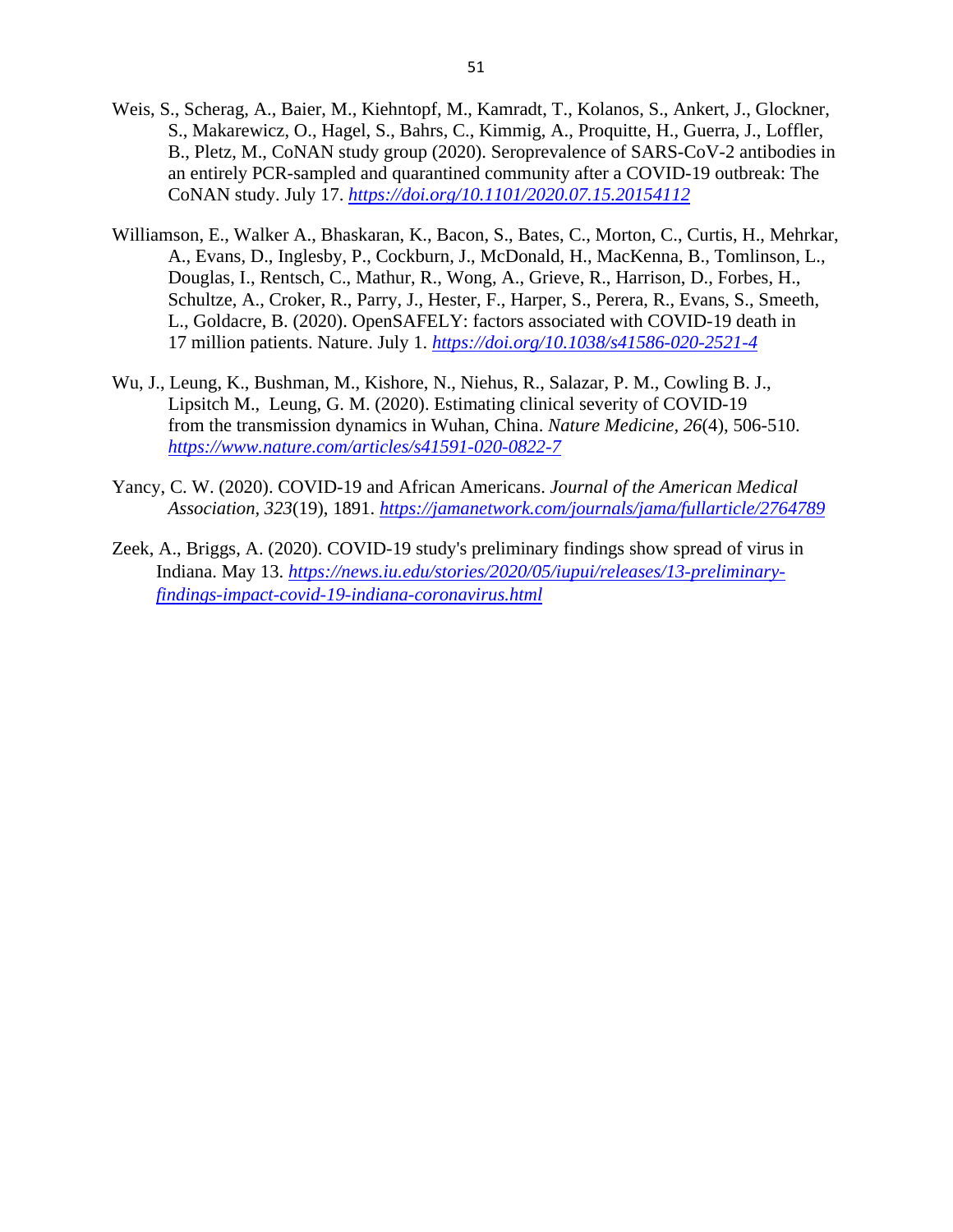Weis, S., Scherag, A., Baier, M., Kiehntopf, M., Kamradt, T., Kolanos, S., Ankert, J., Glockner, S., Makarewicz, O., Hagel, S., Bahrs, C., Kimmig, A., Proquitte, H., Guerra, J., Loffler, B., Pletz, M., CoNAN study group (2020). Seroprevalence of SARS-CoV-2 antibodies in an entirely PCR-sampled and quarantined community after a COVID-19 outbreak: The CoNAN study. July 17. *https://doi.org/10.1101/2020.07.15.20154112*

Williamson, E., Walker A., Bhaskaran, K., Bacon, S., Bates, C., Morton, C., Curtis, H., Mehrkar, A., Evans, D., Inglesby, P., Cockburn, J., McDonald, H., MacKenna, B., Tomlinson, L., Douglas, I., Rentsch, C., Mathur, R., Wong, A., Grieve, R., Harrison, D., Forbes, H., Schultze, A., Croker, R., Parry, J., Hester, F., Harper, S., Perera, R., Evans, S., Smeeth, L., Goldacre, B. (2020). OpenSAFELY: factors associated with COVID-19 death in 17 million patients. Nature. July 1. *https://doi.org/10.1038/s41586-020-2521-4*

Wu, J., Leung, K., Bushman, M., Kishore, N., Niehus, R., Salazar, P. M., Cowling B. J., Lipsitch M., Leung, G. M. (2020). Estimating clinical severity of COVID-19 from the transmission dynamics in Wuhan, China. *Nature Medicine, 26*(4), 506-510. *https://www.nature.com/articles/s41591-020-0822-7*

Yancy, C. W. (2020). COVID-19 and African Americans. *Journal of the American Medical Association*, *323*(19), 1891. *https://jamanetwork.com/journals/jama/fullarticle/2764789*

Zeek, A., Briggs, A. (2020). COVID-19 study's preliminary findings show spread of virus in Indiana. May 13. *https://news.iu.edu/stories/2020/05/iupui/releases/13-preliminary-findings-impact-covid-19-indiana-coronavirus.html*